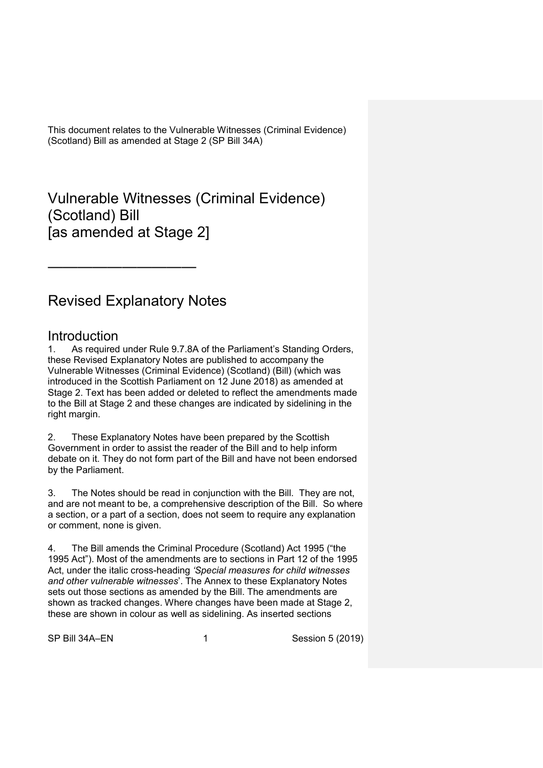This document relates to the Vulnerable Witnesses (Criminal Evidence) (Scotland) Bill as amended at Stage 2 (SP Bill 34A)

# Vulnerable Witnesses (Criminal Evidence) (Scotland) Bill [as amended at Stage 2]

---

## Revised Explanatory Notes

### Introduction

1. As required under Rule 9.7.8A of the Parliament's Standing Orders, these Revised Explanatory Notes are published to accompany the Vulnerable Witnesses (Criminal Evidence) (Scotland) (Bill) (which was introduced in the Scottish Parliament on 12 June 2018) as amended at Stage 2. Text has been added or deleted to reflect the amendments made to the Bill at Stage 2 and these changes are indicated by sidelining in the right margin.

2. These Explanatory Notes have been prepared by the Scottish Government in order to assist the reader of the Bill and to help inform debate on it. They do not form part of the Bill and have not been endorsed by the Parliament.

3. The Notes should be read in conjunction with the Bill. They are not, and are not meant to be, a comprehensive description of the Bill. So where a section, or a part of a section, does not seem to require any explanation or comment, none is given.

4. The Bill amends the Criminal Procedure (Scotland) Act 1995 ("the 1995 Act"). Most of the amendments are to sections in Part 12 of the 1995 Act, under the italic cross-heading *'Special measures for child witnesses and other vulnerable witnesses*'. The Annex to these Explanatory Notes sets out those sections as amended by the Bill. The amendments are shown as tracked changes. Where changes have been made at Stage 2, these are shown in colour as well as sidelining. As inserted sections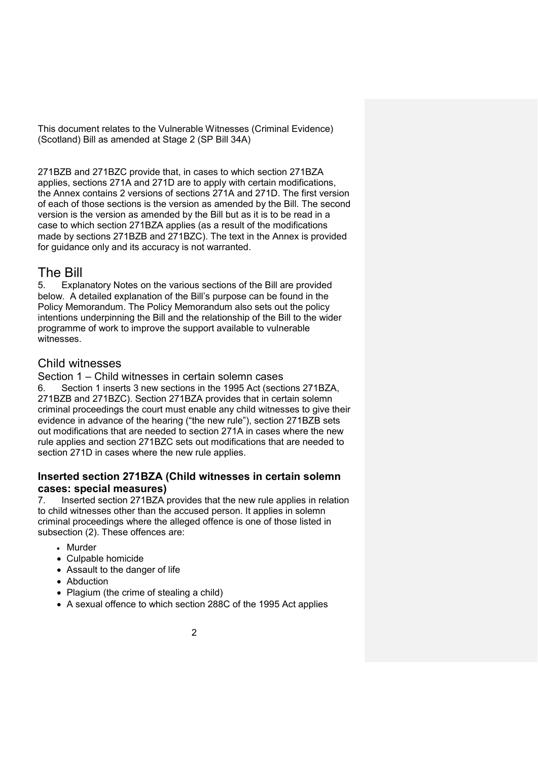This document relates to the Vulnerable Witnesses (Criminal Evidence) (Scotland) Bill as amended at Stage 2 (SP Bill 34A)

271BZB and 271BZC provide that, in cases to which section 271BZA applies, sections 271A and 271D are to apply with certain modifications, the Annex contains 2 versions of sections 271A and 271D. The first version of each of those sections is the version as amended by the Bill. The second version is the version as amended by the Bill but as it is to be read in a case to which section 271BZA applies (as a result of the modifications made by sections 271BZB and 271BZC). The text in the Annex is provided for guidance only and its accuracy is not warranted.

# The Bill

5. Explanatory Notes on the various sections of the Bill are provided below. A detailed explanation of the Bill's purpose can be found in the Policy Memorandum. The Policy Memorandum also sets out the policy intentions underpinning the Bill and the relationship of the Bill to the wider programme of work to improve the support available to vulnerable witnesses.

## Child witnesses

### Section 1 – Child witnesses in certain solemn cases

6. Section 1 inserts 3 new sections in the 1995 Act (sections 271BZA, 271BZB and 271BZC). Section 271BZA provides that in certain solemn criminal proceedings the court must enable any child witnesses to give their evidence in advance of the hearing ("the new rule"), section 271BZB sets out modifications that are needed to section 271A in cases where the new rule applies and section 271BZC sets out modifications that are needed to section 271D in cases where the new rule applies.

#### Inserted section 271BZA (Child witnesses in certain solemn cases: special measures)

7. Inserted section 271BZA provides that the new rule applies in relation to child witnesses other than the accused person. It applies in solemn criminal proceedings where the alleged offence is one of those listed in subsection (2). These offences are:

- Murder
- Culpable homicide
- Assault to the danger of life
- Abduction
- Plagium (the crime of stealing a child)
- A sexual offence to which section 288C of the 1995 Act applies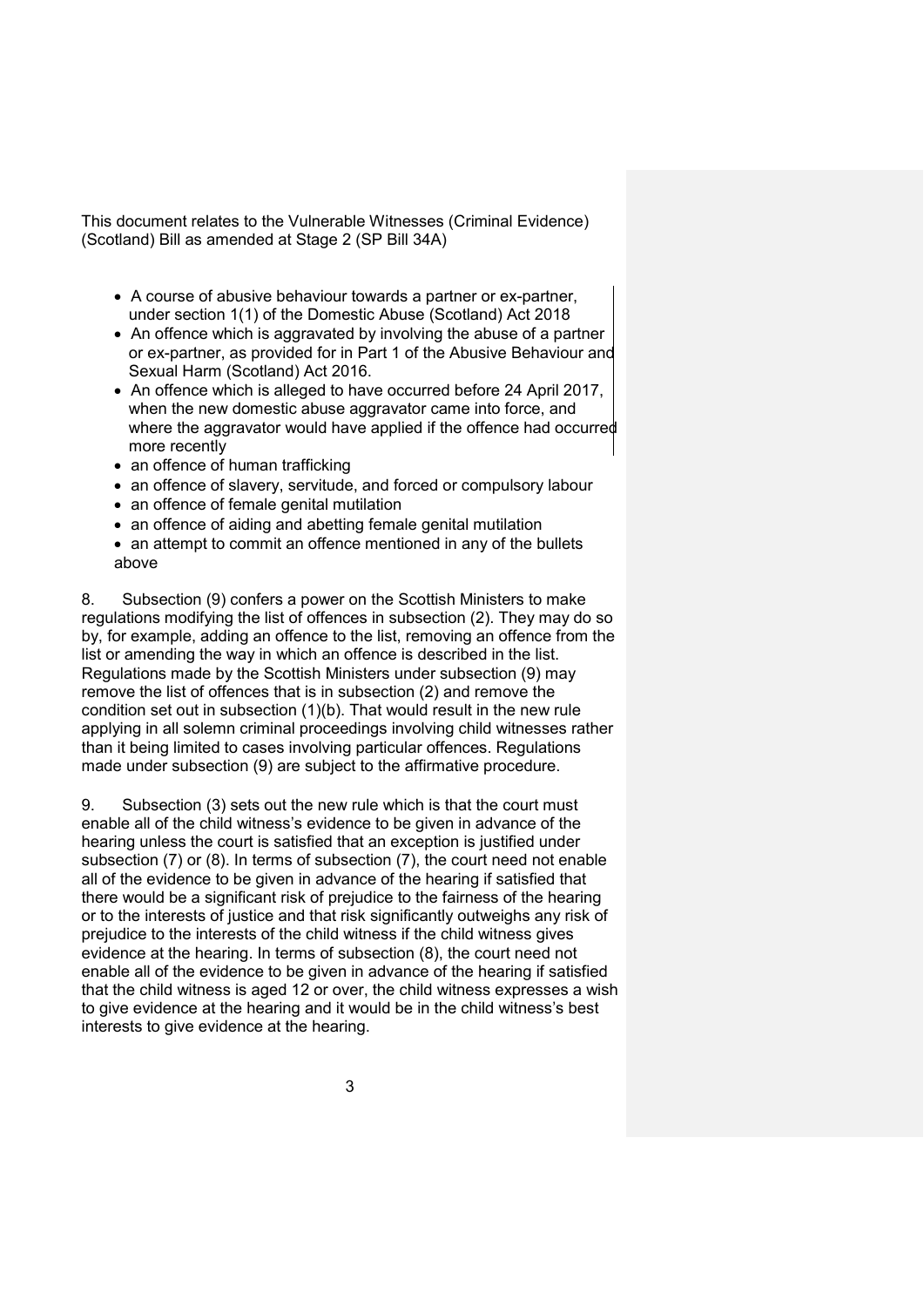This document relates to the Vulnerable Witnesses (Criminal Evidence) (Scotland) Bill as amended at Stage 2 (SP Bill 34A)

- A course of abusive behaviour towards a partner or ex-partner, under section 1(1) of the Domestic Abuse (Scotland) Act 2018
- An offence which is aggravated by involving the abuse of a partner or ex-partner, as provided for in Part 1 of the Abusive Behaviour and Sexual Harm (Scotland) Act 2016.
- An offence which is alleged to have occurred before 24 April 2017, when the new domestic abuse aggravator came into force, and where the aggravator would have applied if the offence had occurred more recently
- an offence of human trafficking
- an offence of slavery, servitude, and forced or compulsory labour
- an offence of female genital mutilation
- an offence of aiding and abetting female genital mutilation
- an attempt to commit an offence mentioned in any of the bullets above

8. Subsection (9) confers a power on the Scottish Ministers to make regulations modifying the list of offences in subsection (2). They may do so by, for example, adding an offence to the list, removing an offence from the list or amending the way in which an offence is described in the list. Regulations made by the Scottish Ministers under subsection (9) may remove the list of offences that is in subsection (2) and remove the condition set out in subsection (1)(b). That would result in the new rule applying in all solemn criminal proceedings involving child witnesses rather than it being limited to cases involving particular offences. Regulations made under subsection (9) are subject to the affirmative procedure.

9. Subsection (3) sets out the new rule which is that the court must enable all of the child witness's evidence to be given in advance of the hearing unless the court is satisfied that an exception is justified under subsection (7) or (8). In terms of subsection (7), the court need not enable all of the evidence to be given in advance of the hearing if satisfied that there would be a significant risk of prejudice to the fairness of the hearing or to the interests of justice and that risk significantly outweighs any risk of prejudice to the interests of the child witness if the child witness gives evidence at the hearing. In terms of subsection (8), the court need not enable all of the evidence to be given in advance of the hearing if satisfied that the child witness is aged 12 or over, the child witness expresses a wish to give evidence at the hearing and it would be in the child witness's best interests to give evidence at the hearing.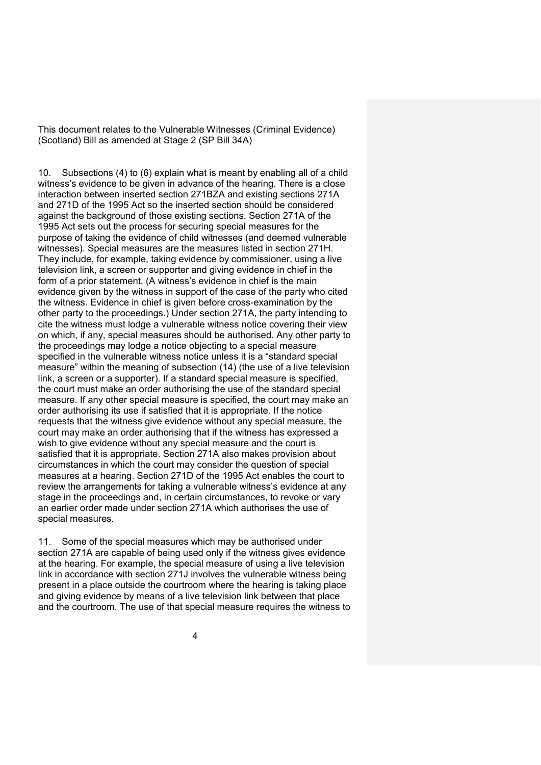This document relates to the Vulnerable Witnesses (Criminal Evidence) (Scotland) Bill as amended at Stage 2 (SP Bill 34A)

10. Subsections (4) to (6) explain what is meant by enabling all of a child witness's evidence to be given in advance of the hearing. There is a close interaction between inserted section 271BZA and existing sections 271A and 271D of the 1995 Act so the inserted section should be considered against the background of those existing sections. Section 271A of the 1995 Act sets out the process for securing special measures for the purpose of taking the evidence of child witnesses (and deemed vulnerable witnesses). Special measures are the measures listed in section 271H. They include, for example, taking evidence by commissioner, using a live television link, a screen or supporter and giving evidence in chief in the form of a prior statement. (A witness's evidence in chief is the main evidence given by the witness in support of the case of the party who cited the witness. Evidence in chief is given before cross-examination by the other party to the proceedings.) Under section 271A, the party intending to cite the witness must lodge a vulnerable witness notice covering their view on which, if any, special measures should be authorised. Any other party to the proceedings may lodge a notice objecting to a special measure specified in the vulnerable witness notice unless it is a "standard special measure" within the meaning of subsection (14) (the use of a live television link, a screen or a supporter). If a standard special measure is specified, the court must make an order authorising the use of the standard special measure. If any other special measure is specified, the court may make an order authorising its use if satisfied that it is appropriate. If the notice requests that the witness give evidence without any special measure, the court may make an order authorising that if the witness has expressed a wish to give evidence without any special measure and the court is satisfied that it is appropriate. Section 271A also makes provision about circumstances in which the court may consider the question of special measures at a hearing. Section 271D of the 1995 Act enables the court to review the arrangements for taking a vulnerable witness's evidence at any stage in the proceedings and, in certain circumstances, to revoke or vary an earlier order made under section 271A which authorises the use of special measures.

11. Some of the special measures which may be authorised under section 271A are capable of being used only if the witness gives evidence at the hearing. For example, the special measure of using a live television link in accordance with section 271J involves the vulnerable witness being present in a place outside the courtroom where the hearing is taking place and giving evidence by means of a live television link between that place and the courtroom. The use of that special measure requires the witness to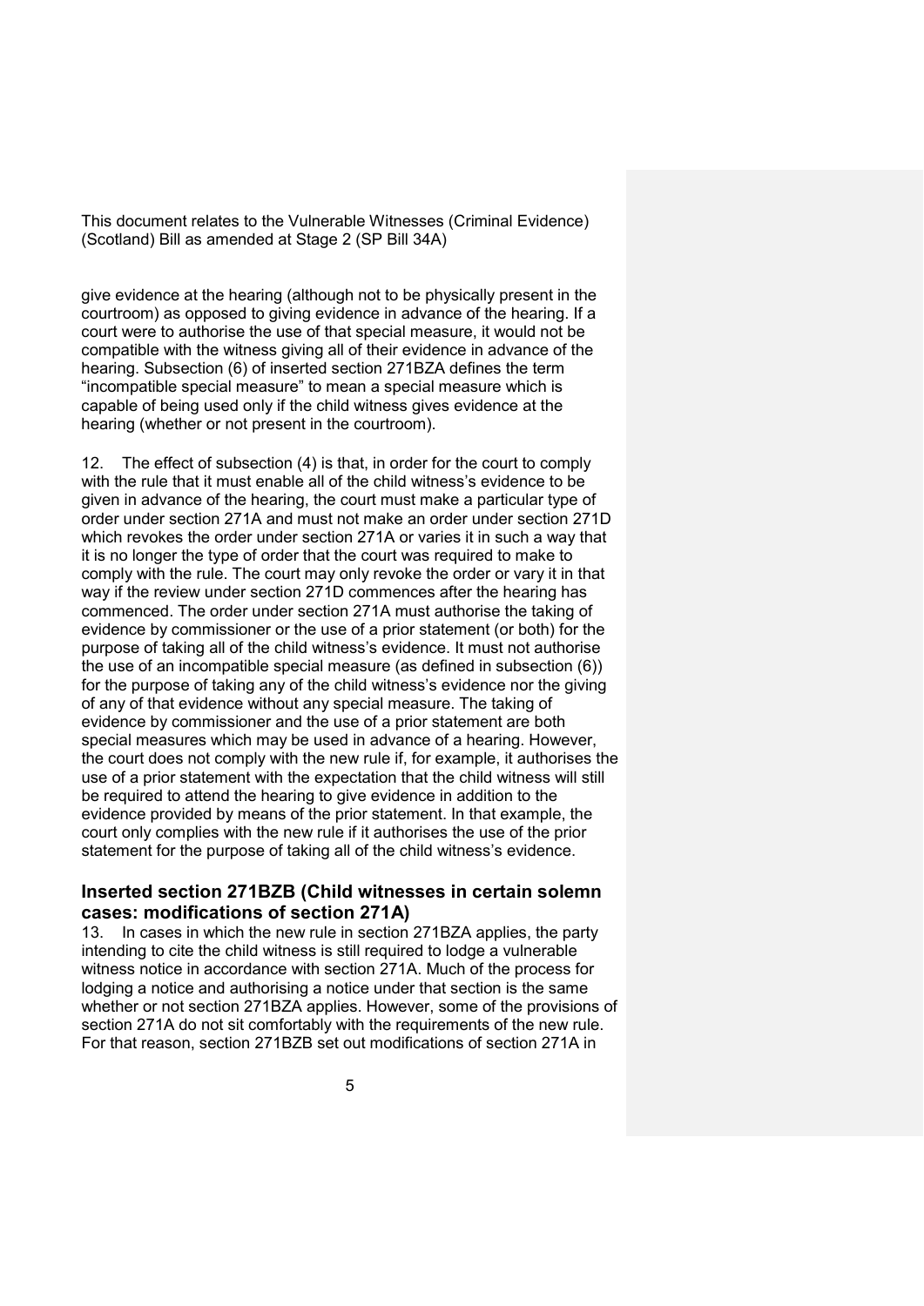give evidence at the hearing (although not to be physically present in the courtroom) as opposed to giving evidence in advance of the hearing. If a court were to authorise the use of that special measure, it would not be compatible with the witness giving all of their evidence in advance of the hearing. Subsection (6) of inserted section 271BZA defines the term "incompatible special measure" to mean a special measure which is capable of being used only if the child witness gives evidence at the hearing (whether or not present in the courtroom).

12. The effect of subsection (4) is that, in order for the court to comply with the rule that it must enable all of the child witness's evidence to be given in advance of the hearing, the court must make a particular type of order under section 271A and must not make an order under section 271D which revokes the order under section 271A or varies it in such a way that it is no longer the type of order that the court was required to make to comply with the rule. The court may only revoke the order or vary it in that way if the review under section 271D commences after the hearing has commenced. The order under section 271A must authorise the taking of evidence by commissioner or the use of a prior statement (or both) for the purpose of taking all of the child witness's evidence. It must not authorise the use of an incompatible special measure (as defined in subsection (6)) for the purpose of taking any of the child witness's evidence nor the giving of any of that evidence without any special measure. The taking of evidence by commissioner and the use of a prior statement are both special measures which may be used in advance of a hearing. However, the court does not comply with the new rule if, for example, it authorises the use of a prior statement with the expectation that the child witness will still be required to attend the hearing to give evidence in addition to the evidence provided by means of the prior statement. In that example, the court only complies with the new rule if it authorises the use of the prior statement for the purpose of taking all of the child witness's evidence.

## Inserted section 271BZB (Child witnesses in certain solemn cases: modifications of section 271A)

13. In cases in which the new rule in section 271BZA applies, the party intending to cite the child witness is still required to lodge a vulnerable witness notice in accordance with section 271A. Much of the process for lodging a notice and authorising a notice under that section is the same whether or not section 271BZA applies. However, some of the provisions of section 271A do not sit comfortably with the requirements of the new rule. For that reason, section 271BZB set out modifications of section 271A in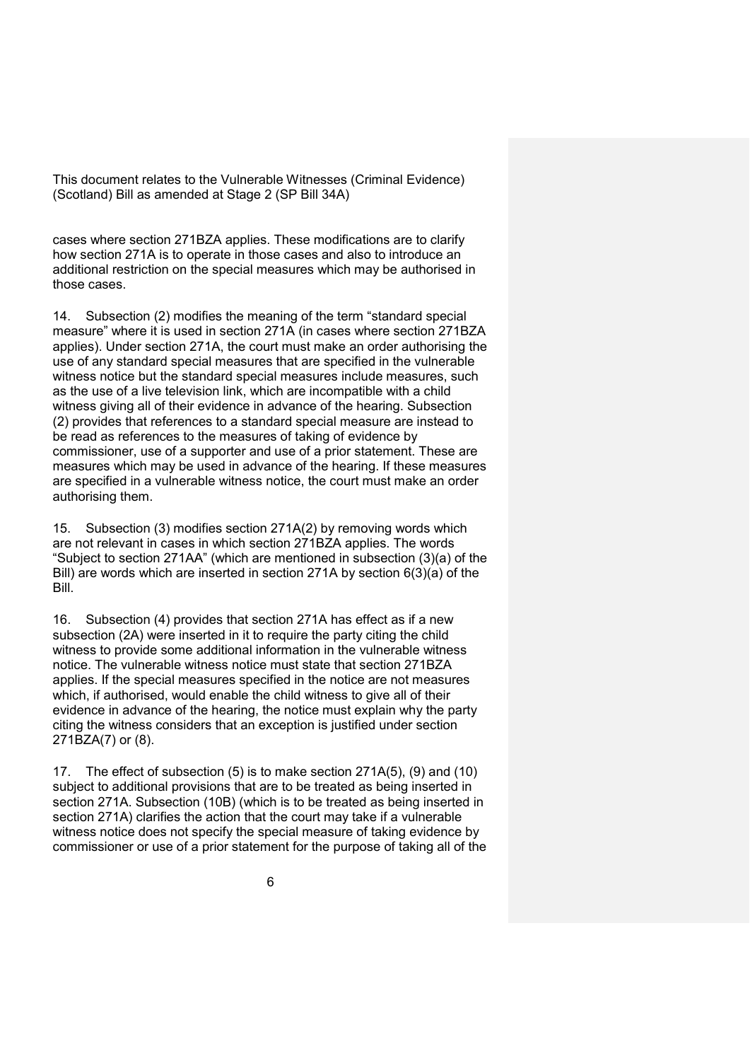cases where section 271BZA applies. These modifications are to clarify how section 271A is to operate in those cases and also to introduce an additional restriction on the special measures which may be authorised in those cases.

14. Subsection (2) modifies the meaning of the term "standard special measure" where it is used in section 271A (in cases where section 271BZA applies). Under section 271A, the court must make an order authorising the use of any standard special measures that are specified in the vulnerable witness notice but the standard special measures include measures, such as the use of a live television link, which are incompatible with a child witness giving all of their evidence in advance of the hearing. Subsection (2) provides that references to a standard special measure are instead to be read as references to the measures of taking of evidence by commissioner, use of a supporter and use of a prior statement. These are measures which may be used in advance of the hearing. If these measures are specified in a vulnerable witness notice, the court must make an order authorising them.

15. Subsection (3) modifies section 271A(2) by removing words which are not relevant in cases in which section 271BZA applies. The words "Subject to section 271AA" (which are mentioned in subsection (3)(a) of the Bill) are words which are inserted in section 271A by section 6(3)(a) of the Bill.

16. Subsection (4) provides that section 271A has effect as if a new subsection (2A) were inserted in it to require the party citing the child witness to provide some additional information in the vulnerable witness notice. The vulnerable witness notice must state that section 271BZA applies. If the special measures specified in the notice are not measures which, if authorised, would enable the child witness to give all of their evidence in advance of the hearing, the notice must explain why the party citing the witness considers that an exception is justified under section 271BZA(7) or (8).

17. The effect of subsection (5) is to make section 271A(5), (9) and (10) subject to additional provisions that are to be treated as being inserted in section 271A. Subsection (10B) (which is to be treated as being inserted in section 271A) clarifies the action that the court may take if a vulnerable witness notice does not specify the special measure of taking evidence by commissioner or use of a prior statement for the purpose of taking all of the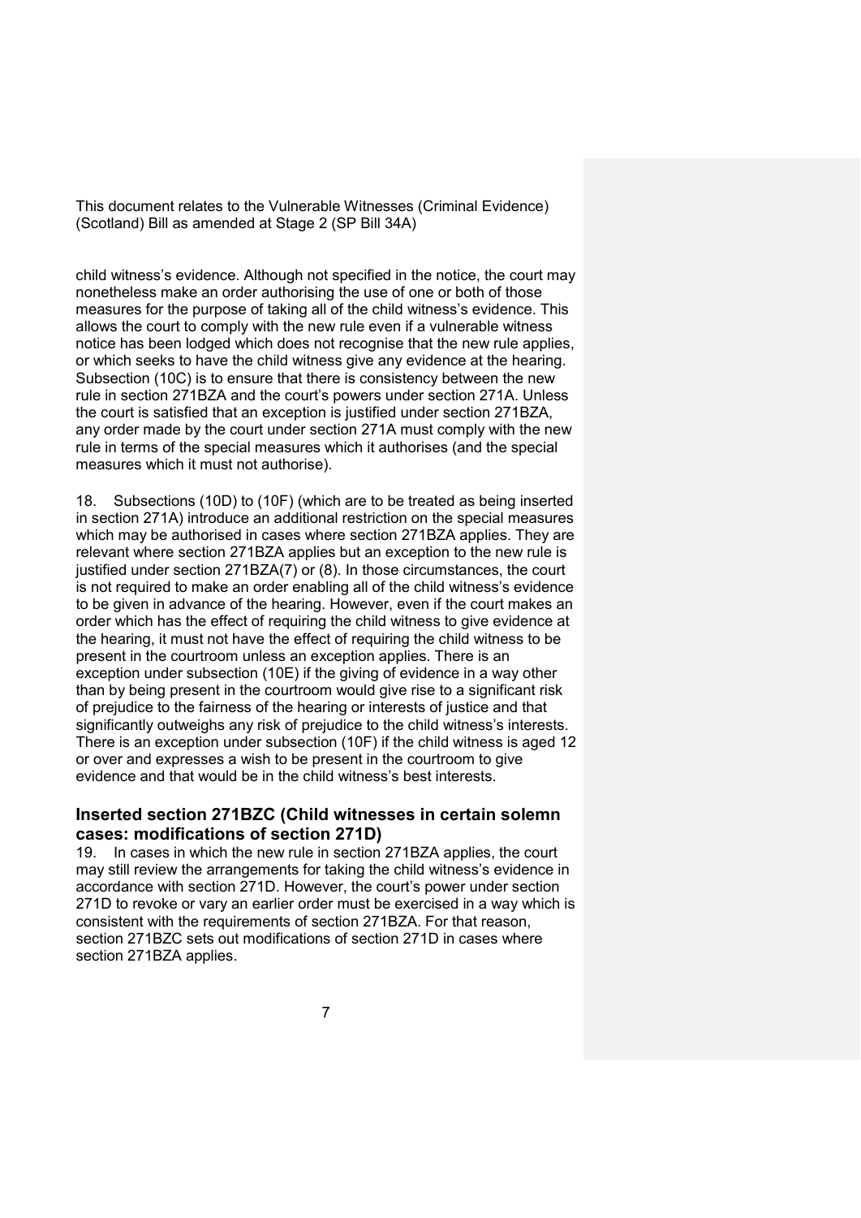child witness's evidence. Although not specified in the notice, the court may nonetheless make an order authorising the use of one or both of those measures for the purpose of taking all of the child witness's evidence. This allows the court to comply with the new rule even if a vulnerable witness notice has been lodged which does not recognise that the new rule applies, or which seeks to have the child witness give any evidence at the hearing. Subsection (10C) is to ensure that there is consistency between the new rule in section 271BZA and the court's powers under section 271A. Unless the court is satisfied that an exception is justified under section 271BZA, any order made by the court under section 271A must comply with the new rule in terms of the special measures which it authorises (and the special measures which it must not authorise).

18. Subsections (10D) to (10F) (which are to be treated as being inserted in section 271A) introduce an additional restriction on the special measures which may be authorised in cases where section 271BZA applies. They are relevant where section 271BZA applies but an exception to the new rule is justified under section 271BZA(7) or (8). In those circumstances, the court is not required to make an order enabling all of the child witness's evidence to be given in advance of the hearing. However, even if the court makes an order which has the effect of requiring the child witness to give evidence at the hearing, it must not have the effect of requiring the child witness to be present in the courtroom unless an exception applies. There is an exception under subsection (10E) if the giving of evidence in a way other than by being present in the courtroom would give rise to a significant risk of prejudice to the fairness of the hearing or interests of justice and that significantly outweighs any risk of prejudice to the child witness's interests. There is an exception under subsection (10F) if the child witness is aged 12 or over and expresses a wish to be present in the courtroom to give evidence and that would be in the child witness's best interests.

## Inserted section 271BZC (Child witnesses in certain solemn cases: modifications of section 271D)

19. In cases in which the new rule in section 271BZA applies, the court may still review the arrangements for taking the child witness's evidence in accordance with section 271D. However, the court's power under section 271D to revoke or vary an earlier order must be exercised in a way which is consistent with the requirements of section 271BZA. For that reason, section 271BZC sets out modifications of section 271D in cases where section 271BZA applies.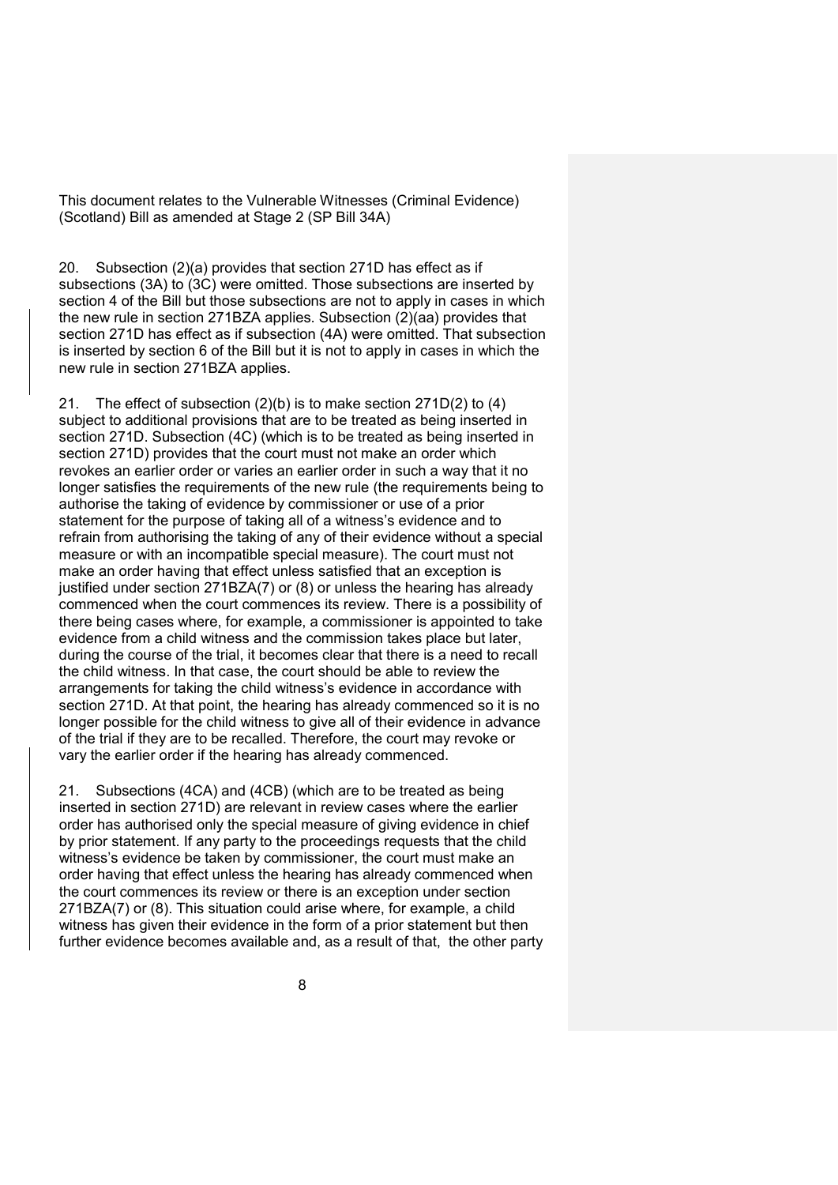This document relates to the Vulnerable Witnesses (Criminal Evidence) (Scotland) Bill as amended at Stage 2 (SP Bill 34A)

20. Subsection (2)(a) provides that section 271D has effect as if subsections (3A) to (3C) were omitted. Those subsections are inserted by section 4 of the Bill but those subsections are not to apply in cases in which the new rule in section 271BZA applies. Subsection (2)(aa) provides that section 271D has effect as if subsection (4A) were omitted. That subsection is inserted by section 6 of the Bill but it is not to apply in cases in which the new rule in section 271BZA applies.

21. The effect of subsection (2)(b) is to make section 271D(2) to (4) subject to additional provisions that are to be treated as being inserted in section 271D. Subsection (4C) (which is to be treated as being inserted in section 271D) provides that the court must not make an order which revokes an earlier order or varies an earlier order in such a way that it no longer satisfies the requirements of the new rule (the requirements being to authorise the taking of evidence by commissioner or use of a prior statement for the purpose of taking all of a witness's evidence and to refrain from authorising the taking of any of their evidence without a special measure or with an incompatible special measure). The court must not make an order having that effect unless satisfied that an exception is justified under section 271BZA(7) or (8) or unless the hearing has already commenced when the court commences its review. There is a possibility of there being cases where, for example, a commissioner is appointed to take evidence from a child witness and the commission takes place but later, during the course of the trial, it becomes clear that there is a need to recall the child witness. In that case, the court should be able to review the arrangements for taking the child witness's evidence in accordance with section 271D. At that point, the hearing has already commenced so it is no longer possible for the child witness to give all of their evidence in advance of the trial if they are to be recalled. Therefore, the court may revoke or vary the earlier order if the hearing has already commenced.

21. Subsections (4CA) and (4CB) (which are to be treated as being inserted in section 271D) are relevant in review cases where the earlier order has authorised only the special measure of giving evidence in chief by prior statement. If any party to the proceedings requests that the child witness's evidence be taken by commissioner, the court must make an order having that effect unless the hearing has already commenced when the court commences its review or there is an exception under section 271BZA(7) or (8). This situation could arise where, for example, a child witness has given their evidence in the form of a prior statement but then further evidence becomes available and, as a result of that, the other party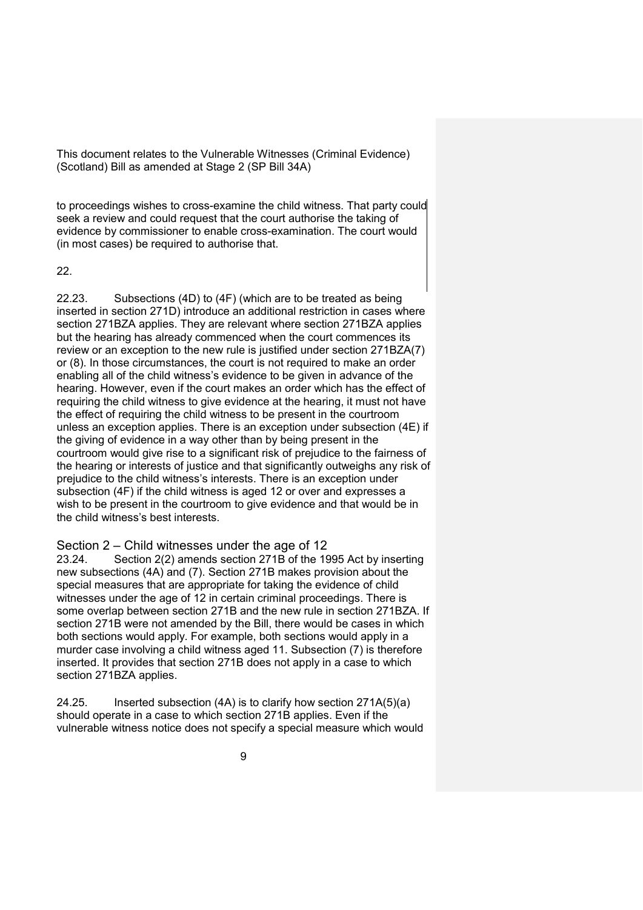to proceedings wishes to cross-examine the child witness. That party could seek a review and could request that the court authorise the taking of evidence by commissioner to enable cross-examination. The court would (in most cases) be required to authorise that.

22.

22.23. Subsections (4D) to (4F) (which are to be treated as being inserted in section 271D) introduce an additional restriction in cases where section 271BZA applies. They are relevant where section 271BZA applies but the hearing has already commenced when the court commences its review or an exception to the new rule is justified under section 271BZA(7) or (8). In those circumstances, the court is not required to make an order enabling all of the child witness's evidence to be given in advance of the hearing. However, even if the court makes an order which has the effect of requiring the child witness to give evidence at the hearing, it must not have the effect of requiring the child witness to be present in the courtroom unless an exception applies. There is an exception under subsection (4E) if the giving of evidence in a way other than by being present in the courtroom would give rise to a significant risk of prejudice to the fairness of the hearing or interests of justice and that significantly outweighs any risk of prejudice to the child witness's interests. There is an exception under subsection (4F) if the child witness is aged 12 or over and expresses a wish to be present in the courtroom to give evidence and that would be in the child witness's best interests.

## Section 2 – Child witnesses under the age of 12

23.24. Section 2(2) amends section 271B of the 1995 Act by inserting new subsections (4A) and (7). Section 271B makes provision about the special measures that are appropriate for taking the evidence of child witnesses under the age of 12 in certain criminal proceedings. There is some overlap between section 271B and the new rule in section 271BZA. If section 271B were not amended by the Bill, there would be cases in which both sections would apply. For example, both sections would apply in a murder case involving a child witness aged 11. Subsection (7) is therefore inserted. It provides that section 271B does not apply in a case to which section 271BZA applies.

24.25. Inserted subsection (4A) is to clarify how section 271A(5)(a) should operate in a case to which section 271B applies. Even if the vulnerable witness notice does not specify a special measure which would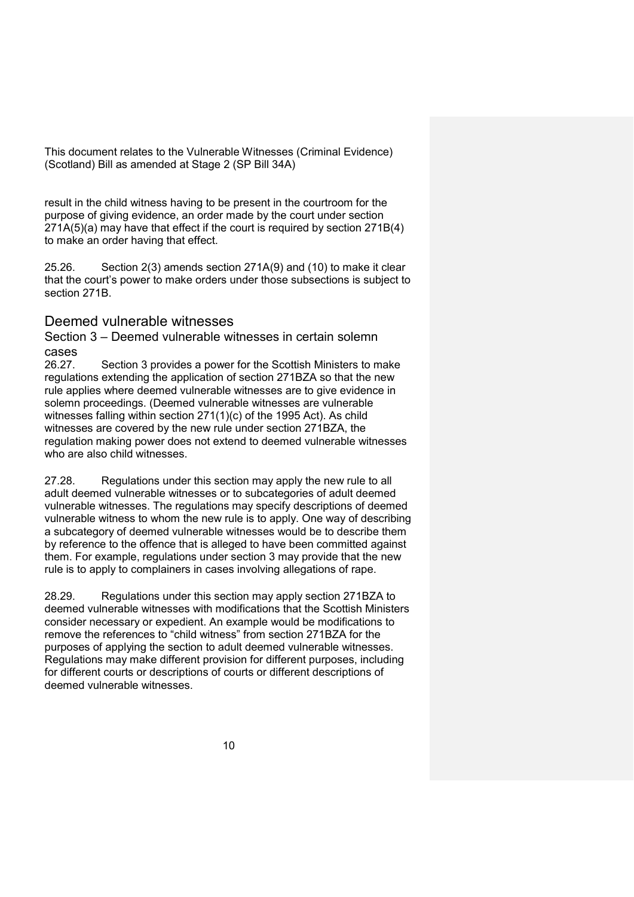result in the child witness having to be present in the courtroom for the purpose of giving evidence, an order made by the court under section 271A(5)(a) may have that effect if the court is required by section 271B(4) to make an order having that effect.

25.26. Section 2(3) amends section 271A(9) and (10) to make it clear that the court's power to make orders under those subsections is subject to section 271B.

## Deemed vulnerable witnesses

### Section 3 – Deemed vulnerable witnesses in certain solemn cases

26.27. Section 3 provides a power for the Scottish Ministers to make regulations extending the application of section 271BZA so that the new rule applies where deemed vulnerable witnesses are to give evidence in solemn proceedings. (Deemed vulnerable witnesses are vulnerable witnesses falling within section 271(1)(c) of the 1995 Act). As child witnesses are covered by the new rule under section 271BZA, the regulation making power does not extend to deemed vulnerable witnesses who are also child witnesses.

27.28. Regulations under this section may apply the new rule to all adult deemed vulnerable witnesses or to subcategories of adult deemed vulnerable witnesses. The regulations may specify descriptions of deemed vulnerable witness to whom the new rule is to apply. One way of describing a subcategory of deemed vulnerable witnesses would be to describe them by reference to the offence that is alleged to have been committed against them. For example, regulations under section 3 may provide that the new rule is to apply to complainers in cases involving allegations of rape.

28.29. Regulations under this section may apply section 271BZA to deemed vulnerable witnesses with modifications that the Scottish Ministers consider necessary or expedient. An example would be modifications to remove the references to "child witness" from section 271BZA for the purposes of applying the section to adult deemed vulnerable witnesses. Regulations may make different provision for different purposes, including for different courts or descriptions of courts or different descriptions of deemed vulnerable witnesses.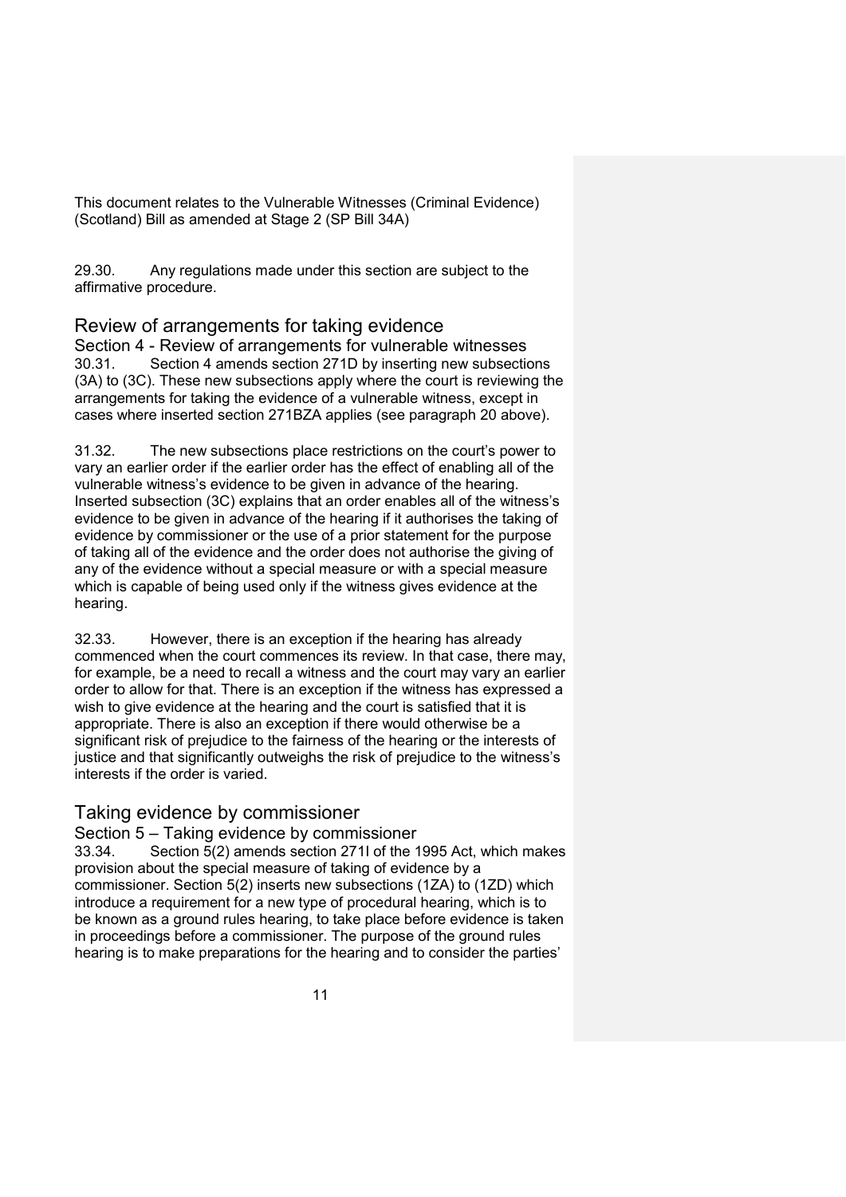This document relates to the Vulnerable Witnesses (Criminal Evidence) (Scotland) Bill as amended at Stage 2 (SP Bill 34A)

29.30. Any regulations made under this section are subject to the affirmative procedure.

## Review of arrangements for taking evidence

### Section 4 - Review of arrangements for vulnerable witnesses

30.31. Section 4 amends section 271D by inserting new subsections (3A) to (3C). These new subsections apply where the court is reviewing the arrangements for taking the evidence of a vulnerable witness, except in cases where inserted section 271BZA applies (see paragraph 20 above).

31.32. The new subsections place restrictions on the court's power to vary an earlier order if the earlier order has the effect of enabling all of the vulnerable witness's evidence to be given in advance of the hearing. Inserted subsection (3C) explains that an order enables all of the witness's evidence to be given in advance of the hearing if it authorises the taking of evidence by commissioner or the use of a prior statement for the purpose of taking all of the evidence and the order does not authorise the giving of any of the evidence without a special measure or with a special measure which is capable of being used only if the witness gives evidence at the hearing.

32.33. However, there is an exception if the hearing has already commenced when the court commences its review. In that case, there may, for example, be a need to recall a witness and the court may vary an earlier order to allow for that. There is an exception if the witness has expressed a wish to give evidence at the hearing and the court is satisfied that it is appropriate. There is also an exception if there would otherwise be a significant risk of prejudice to the fairness of the hearing or the interests of justice and that significantly outweighs the risk of prejudice to the witness's interests if the order is varied.

## Taking evidence by commissioner

### Section 5 – Taking evidence by commissioner

33.34. Section 5(2) amends section 271I of the 1995 Act, which makes provision about the special measure of taking of evidence by a commissioner. Section 5(2) inserts new subsections (1ZA) to (1ZD) which introduce a requirement for a new type of procedural hearing, which is to be known as a ground rules hearing, to take place before evidence is taken in proceedings before a commissioner. The purpose of the ground rules hearing is to make preparations for the hearing and to consider the parties'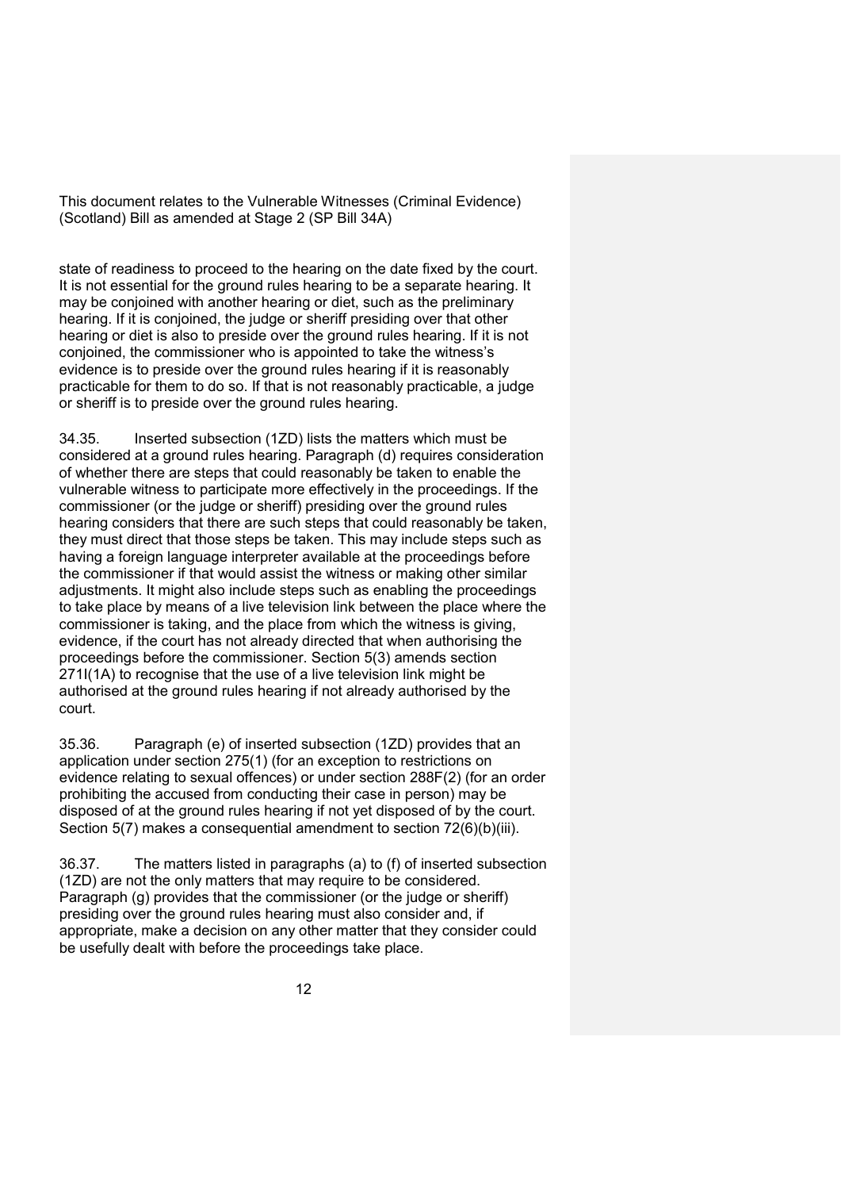state of readiness to proceed to the hearing on the date fixed by the court. It is not essential for the ground rules hearing to be a separate hearing. It may be conjoined with another hearing or diet, such as the preliminary hearing. If it is conjoined, the judge or sheriff presiding over that other hearing or diet is also to preside over the ground rules hearing. If it is not conjoined, the commissioner who is appointed to take the witness's evidence is to preside over the ground rules hearing if it is reasonably practicable for them to do so. If that is not reasonably practicable, a judge or sheriff is to preside over the ground rules hearing.

34.35. Inserted subsection (1ZD) lists the matters which must be considered at a ground rules hearing. Paragraph (d) requires consideration of whether there are steps that could reasonably be taken to enable the vulnerable witness to participate more effectively in the proceedings. If the commissioner (or the judge or sheriff) presiding over the ground rules hearing considers that there are such steps that could reasonably be taken, they must direct that those steps be taken. This may include steps such as having a foreign language interpreter available at the proceedings before the commissioner if that would assist the witness or making other similar adjustments. It might also include steps such as enabling the proceedings to take place by means of a live television link between the place where the commissioner is taking, and the place from which the witness is giving, evidence, if the court has not already directed that when authorising the proceedings before the commissioner. Section 5(3) amends section 271I(1A) to recognise that the use of a live television link might be authorised at the ground rules hearing if not already authorised by the court.

35.36. Paragraph (e) of inserted subsection (1ZD) provides that an application under section 275(1) (for an exception to restrictions on evidence relating to sexual offences) or under section 288F(2) (for an order prohibiting the accused from conducting their case in person) may be disposed of at the ground rules hearing if not yet disposed of by the court. Section 5(7) makes a consequential amendment to section 72(6)(b)(iii).

36.37. The matters listed in paragraphs (a) to (f) of inserted subsection (1ZD) are not the only matters that may require to be considered. Paragraph (g) provides that the commissioner (or the judge or sheriff) presiding over the ground rules hearing must also consider and, if appropriate, make a decision on any other matter that they consider could be usefully dealt with before the proceedings take place.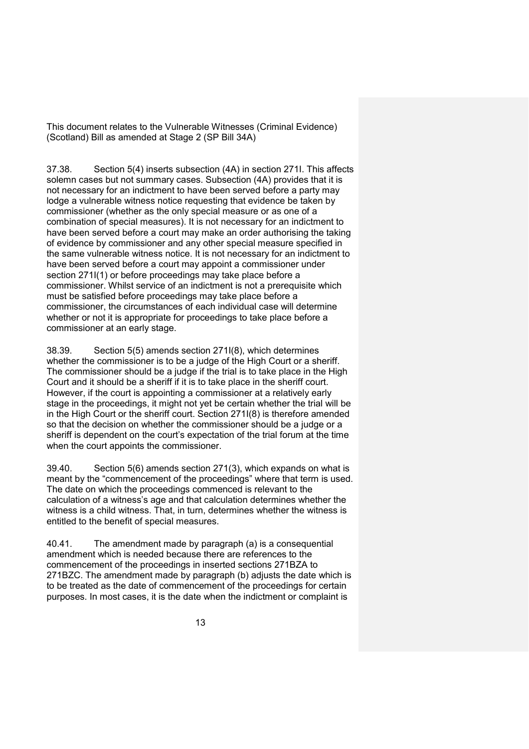This document relates to the Vulnerable Witnesses (Criminal Evidence) (Scotland) Bill as amended at Stage 2 (SP Bill 34A)

37.38. Section 5(4) inserts subsection (4A) in section 271I. This affects solemn cases but not summary cases. Subsection (4A) provides that it is not necessary for an indictment to have been served before a party may lodge a vulnerable witness notice requesting that evidence be taken by commissioner (whether as the only special measure or as one of a combination of special measures). It is not necessary for an indictment to have been served before a court may make an order authorising the taking of evidence by commissioner and any other special measure specified in the same vulnerable witness notice. It is not necessary for an indictment to have been served before a court may appoint a commissioner under section 271I(1) or before proceedings may take place before a commissioner. Whilst service of an indictment is not a prerequisite which must be satisfied before proceedings may take place before a commissioner, the circumstances of each individual case will determine whether or not it is appropriate for proceedings to take place before a commissioner at an early stage.

38.39. Section 5(5) amends section 271I(8), which determines whether the commissioner is to be a judge of the High Court or a sheriff. The commissioner should be a judge if the trial is to take place in the High Court and it should be a sheriff if it is to take place in the sheriff court. However, if the court is appointing a commissioner at a relatively early stage in the proceedings, it might not yet be certain whether the trial will be in the High Court or the sheriff court. Section 271I(8) is therefore amended so that the decision on whether the commissioner should be a judge or a sheriff is dependent on the court's expectation of the trial forum at the time when the court appoints the commissioner.

39.40. Section 5(6) amends section 271(3), which expands on what is meant by the "commencement of the proceedings" where that term is used. The date on which the proceedings commenced is relevant to the calculation of a witness's age and that calculation determines whether the witness is a child witness. That, in turn, determines whether the witness is entitled to the benefit of special measures.

40.41. The amendment made by paragraph (a) is a consequential amendment which is needed because there are references to the commencement of the proceedings in inserted sections 271BZA to 271BZC. The amendment made by paragraph (b) adjusts the date which is to be treated as the date of commencement of the proceedings for certain purposes. In most cases, it is the date when the indictment or complaint is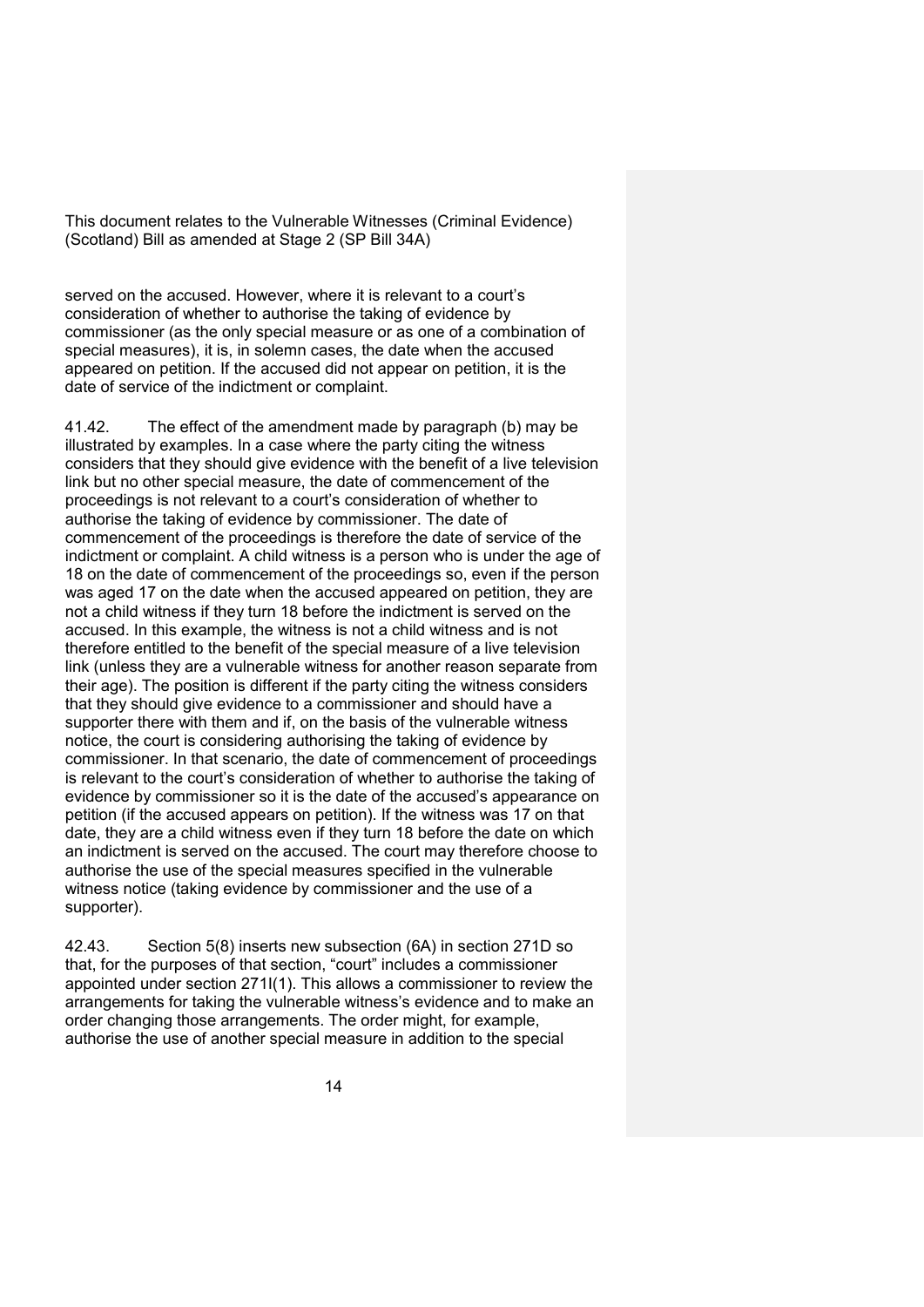served on the accused. However, where it is relevant to a court's consideration of whether to authorise the taking of evidence by commissioner (as the only special measure or as one of a combination of special measures), it is, in solemn cases, the date when the accused appeared on petition. If the accused did not appear on petition, it is the date of service of the indictment or complaint.

41.42. The effect of the amendment made by paragraph (b) may be illustrated by examples. In a case where the party citing the witness considers that they should give evidence with the benefit of a live television link but no other special measure, the date of commencement of the proceedings is not relevant to a court's consideration of whether to authorise the taking of evidence by commissioner. The date of commencement of the proceedings is therefore the date of service of the indictment or complaint. A child witness is a person who is under the age of 18 on the date of commencement of the proceedings so, even if the person was aged 17 on the date when the accused appeared on petition, they are not a child witness if they turn 18 before the indictment is served on the accused. In this example, the witness is not a child witness and is not therefore entitled to the benefit of the special measure of a live television link (unless they are a vulnerable witness for another reason separate from their age). The position is different if the party citing the witness considers that they should give evidence to a commissioner and should have a supporter there with them and if, on the basis of the vulnerable witness notice, the court is considering authorising the taking of evidence by commissioner. In that scenario, the date of commencement of proceedings is relevant to the court's consideration of whether to authorise the taking of evidence by commissioner so it is the date of the accused's appearance on petition (if the accused appears on petition). If the witness was 17 on that date, they are a child witness even if they turn 18 before the date on which an indictment is served on the accused. The court may therefore choose to authorise the use of the special measures specified in the vulnerable witness notice (taking evidence by commissioner and the use of a supporter).

42.43. Section 5(8) inserts new subsection (6A) in section 271D so that, for the purposes of that section, "court" includes a commissioner appointed under section 271I(1). This allows a commissioner to review the arrangements for taking the vulnerable witness's evidence and to make an order changing those arrangements. The order might, for example, authorise the use of another special measure in addition to the special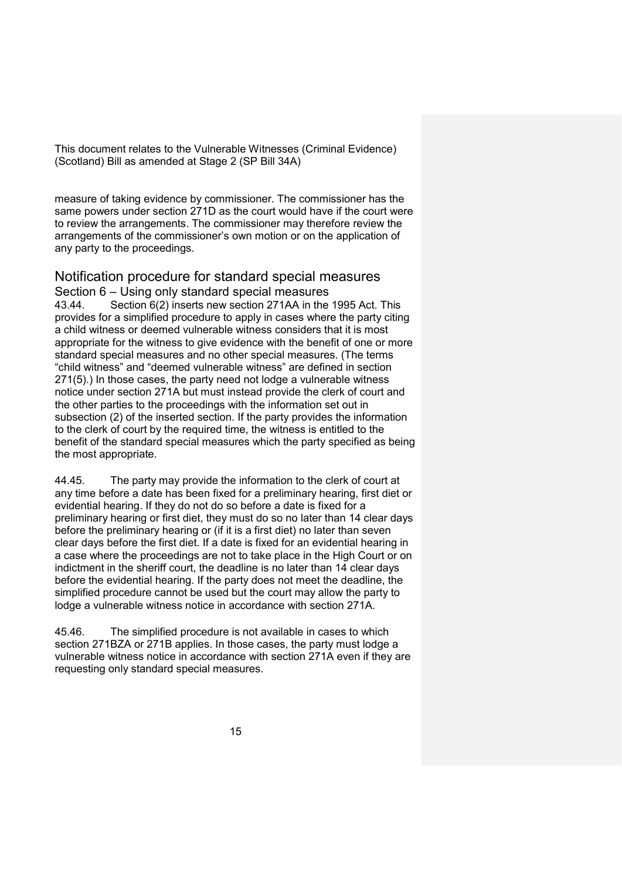measure of taking evidence by commissioner. The commissioner has the same powers under section 271D as the court would have if the court were to review the arrangements. The commissioner may therefore review the arrangements of the commissioner's own motion or on the application of any party to the proceedings.

## Notification procedure for standard special measures

### Section 6 – Using only standard special measures

43.44. Section 6(2) inserts new section 271AA in the 1995 Act. This provides for a simplified procedure to apply in cases where the party citing a child witness or deemed vulnerable witness considers that it is most appropriate for the witness to give evidence with the benefit of one or more standard special measures and no other special measures. (The terms "child witness" and "deemed vulnerable witness" are defined in section 271(5).) In those cases, the party need not lodge a vulnerable witness notice under section 271A but must instead provide the clerk of court and the other parties to the proceedings with the information set out in subsection (2) of the inserted section. If the party provides the information to the clerk of court by the required time, the witness is entitled to the benefit of the standard special measures which the party specified as being the most appropriate.

44.45. The party may provide the information to the clerk of court at any time before a date has been fixed for a preliminary hearing, first diet or evidential hearing. If they do not do so before a date is fixed for a preliminary hearing or first diet, they must do so no later than 14 clear days before the preliminary hearing or (if it is a first diet) no later than seven clear days before the first diet. If a date is fixed for an evidential hearing in a case where the proceedings are not to take place in the High Court or on indictment in the sheriff court, the deadline is no later than 14 clear days before the evidential hearing. If the party does not meet the deadline, the simplified procedure cannot be used but the court may allow the party to lodge a vulnerable witness notice in accordance with section 271A.

45.46. The simplified procedure is not available in cases to which section 271BZA or 271B applies. In those cases, the party must lodge a vulnerable witness notice in accordance with section 271A even if they are requesting only standard special measures.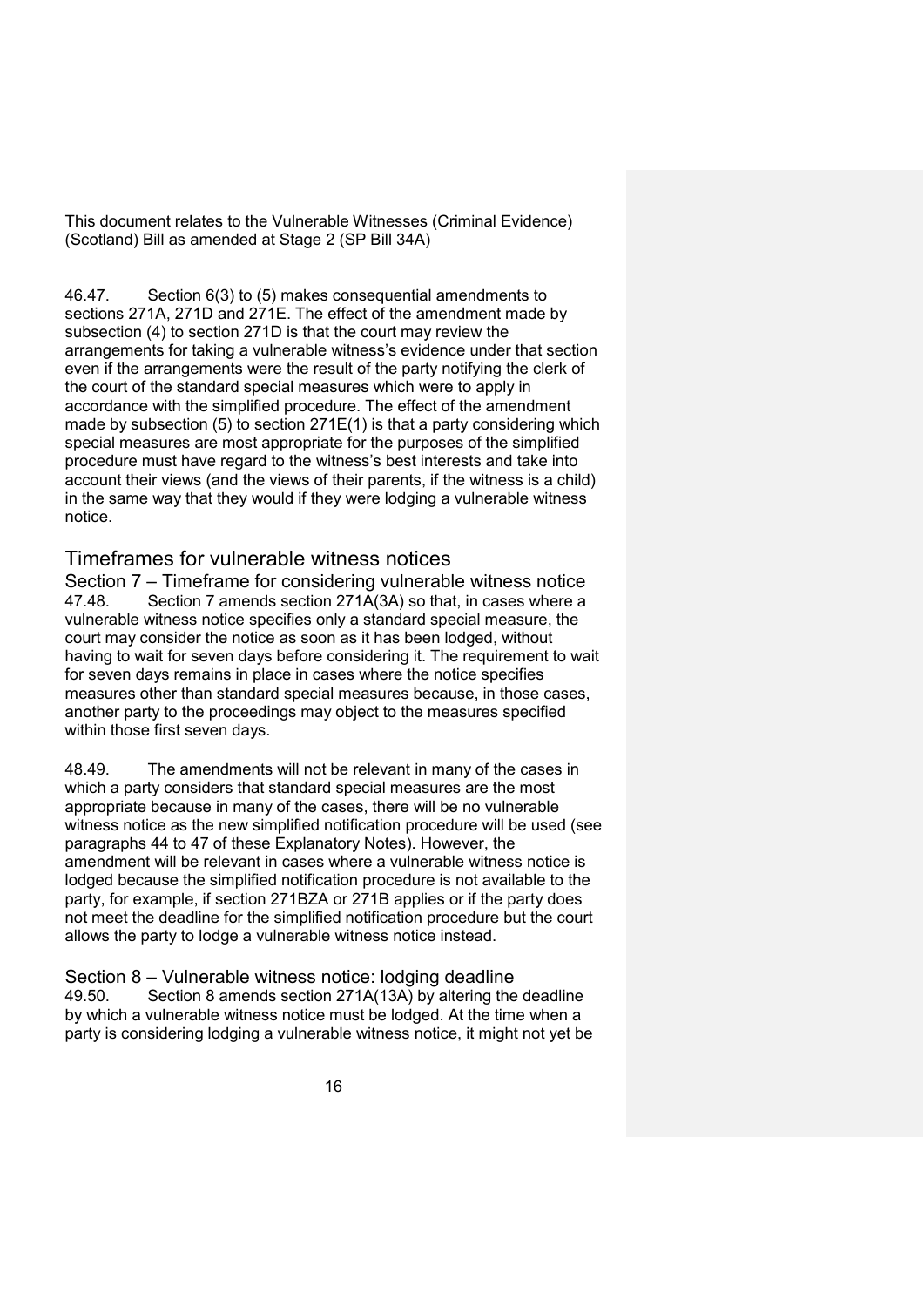This document relates to the Vulnerable Witnesses (Criminal Evidence) (Scotland) Bill as amended at Stage 2 (SP Bill 34A)

46.47. Section 6(3) to (5) makes consequential amendments to sections 271A, 271D and 271E. The effect of the amendment made by subsection (4) to section 271D is that the court may review the arrangements for taking a vulnerable witness's evidence under that section even if the arrangements were the result of the party notifying the clerk of the court of the standard special measures which were to apply in accordance with the simplified procedure. The effect of the amendment made by subsection (5) to section 271E(1) is that a party considering which special measures are most appropriate for the purposes of the simplified procedure must have regard to the witness's best interests and take into account their views (and the views of their parents, if the witness is a child) in the same way that they would if they were lodging a vulnerable witness notice.

## Timeframes for vulnerable witness notices

### Section 7 – Timeframe for considering vulnerable witness notice

47.48. Section 7 amends section 271A(3A) so that, in cases where a vulnerable witness notice specifies only a standard special measure, the court may consider the notice as soon as it has been lodged, without having to wait for seven days before considering it. The requirement to wait for seven days remains in place in cases where the notice specifies measures other than standard special measures because, in those cases, another party to the proceedings may object to the measures specified within those first seven days.

48.49. The amendments will not be relevant in many of the cases in which a party considers that standard special measures are the most appropriate because in many of the cases, there will be no vulnerable witness notice as the new simplified notification procedure will be used (see paragraphs 44 to 47 of these Explanatory Notes). However, the amendment will be relevant in cases where a vulnerable witness notice is lodged because the simplified notification procedure is not available to the party, for example, if section 271BZA or 271B applies or if the party does not meet the deadline for the simplified notification procedure but the court allows the party to lodge a vulnerable witness notice instead.

### Section 8 – Vulnerable witness notice: lodging deadline

49.50. Section 8 amends section 271A(13A) by altering the deadline by which a vulnerable witness notice must be lodged. At the time when a party is considering lodging a vulnerable witness notice, it might not yet be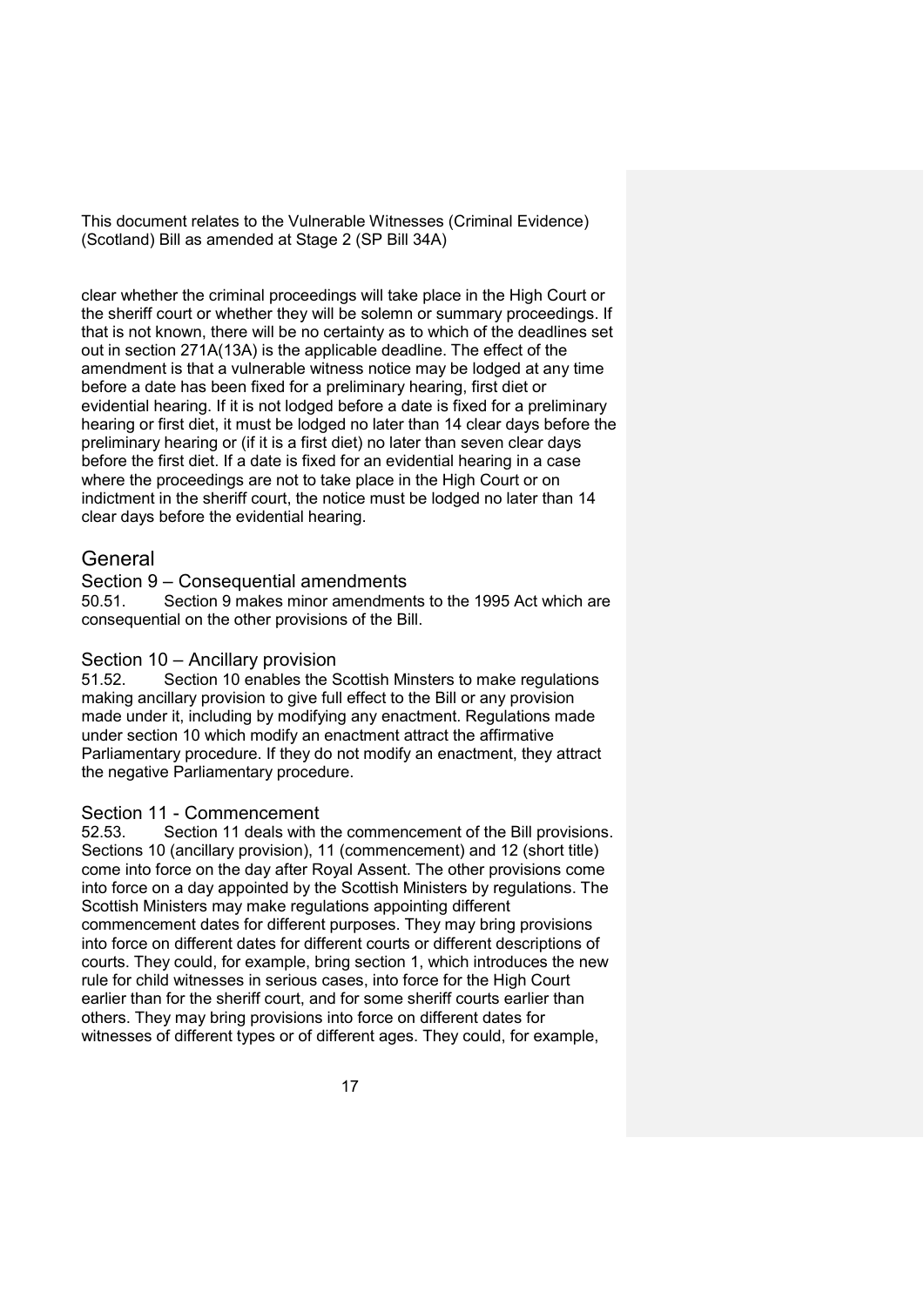This document relates to the Vulnerable Witnesses (Criminal Evidence) (Scotland) Bill as amended at Stage 2 (SP Bill 34A)

clear whether the criminal proceedings will take place in the High Court or the sheriff court or whether they will be solemn or summary proceedings. If that is not known, there will be no certainty as to which of the deadlines set out in section 271A(13A) is the applicable deadline. The effect of the amendment is that a vulnerable witness notice may be lodged at any time before a date has been fixed for a preliminary hearing, first diet or evidential hearing. If it is not lodged before a date is fixed for a preliminary hearing or first diet, it must be lodged no later than 14 clear days before the preliminary hearing or (if it is a first diet) no later than seven clear days before the first diet. If a date is fixed for an evidential hearing in a case where the proceedings are not to take place in the High Court or on indictment in the sheriff court, the notice must be lodged no later than 14 clear days before the evidential hearing.

## General

### Section 9 – Consequential amendments

50.51. Section 9 makes minor amendments to the 1995 Act which are consequential on the other provisions of the Bill.

### Section 10 – Ancillary provision

51.52. Section 10 enables the Scottish Ministers to make regulations making ancillary provision to give full effect to the Bill or any provision made under it, including by modifying any enactment. Regulations made under section 10 which modify an enactment attract the affirmative Parliamentary procedure. If they do not modify an enactment, they attract the negative Parliamentary procedure.

### Section 11 - Commencement

52.53. Section 11 deals with the commencement of the Bill provisions. Sections 10 (ancillary provision), 11 (commencement) and 12 (short title) come into force on the day after Royal Assent. The other provisions come into force on a day appointed by the Scottish Ministers by regulations. The Scottish Ministers may make regulations appointing different commencement dates for different purposes. They may bring provisions into force on different dates for different courts or different descriptions of courts. They could, for example, bring section 1, which introduces the new rule for child witnesses in serious cases, into force for the High Court earlier than for the sheriff court, and for some sheriff courts earlier than others. They may bring provisions into force on different dates for witnesses of different types or of different ages. They could, for example,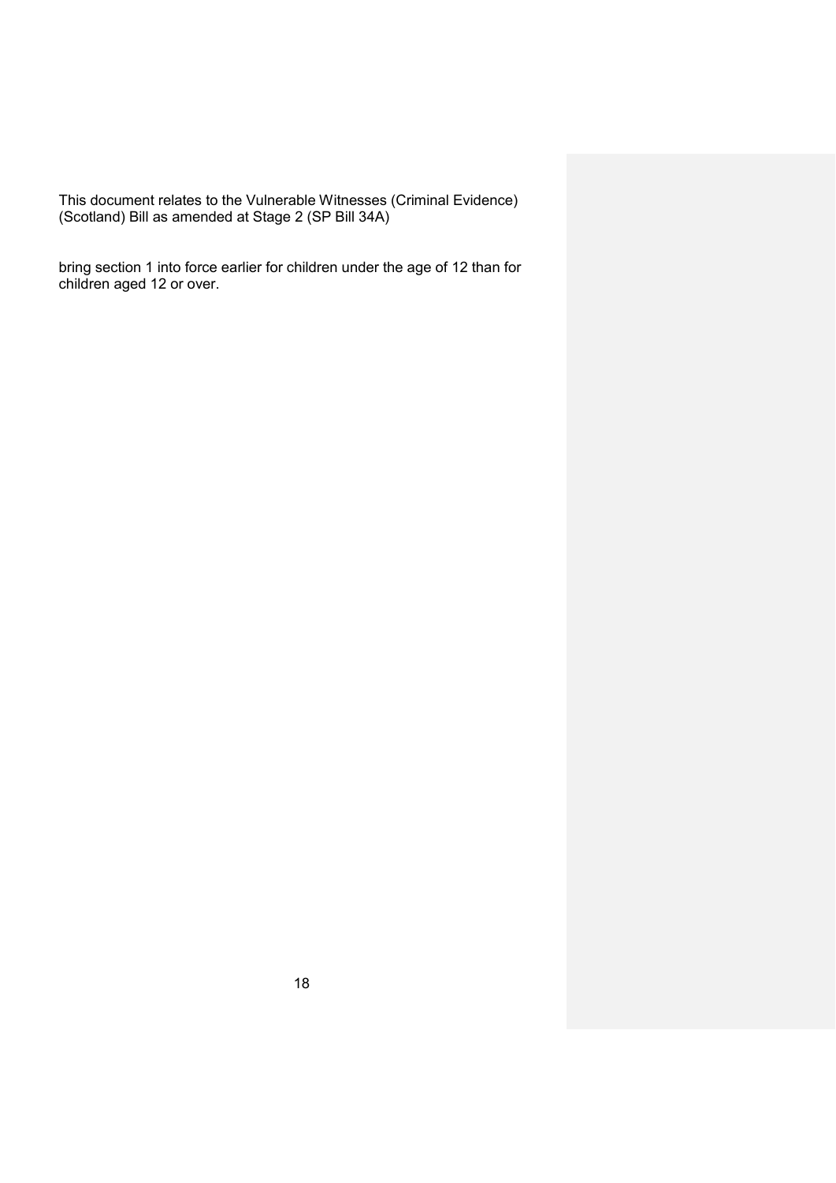bring section 1 into force earlier for children under the age of 12 than for children aged 12 or over.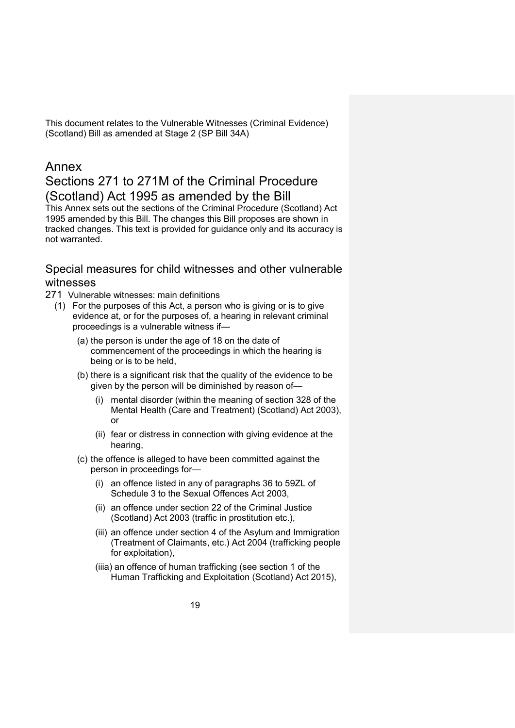This document relates to the Vulnerable Witnesses (Criminal Evidence) (Scotland) Bill as amended at Stage 2 (SP Bill 34A)

# Annex

# Sections 271 to 271M of the Criminal Procedure (Scotland) Act 1995 as amended by the Bill

This Annex sets out the sections of the Criminal Procedure (Scotland) Act 1995 amended by this Bill. The changes this Bill proposes are shown in tracked changes. This text is provided for guidance only and its accuracy is not warranted.

## Special measures for child witnesses and other vulnerable witnesses

271 Vulnerable witnesses: main definitions

(1) For the purposes of this Act, a person who is giving or is to give evidence at, or for the purposes of, a hearing in relevant criminal proceedings is a vulnerable witness if—

(a) the person is under the age of 18 on the date of commencement of the proceedings in which the hearing is being or is to be held,

(b) there is a significant risk that the quality of the evidence to be given by the person will be diminished by reason of—

(i) mental disorder (within the meaning of section 328 of the Mental Health (Care and Treatment) (Scotland) Act 2003), or

(ii) fear or distress in connection with giving evidence at the hearing,

(c) the offence is alleged to have been committed against the person in proceedings for—

(i) an offence listed in any of paragraphs 36 to 59ZL of Schedule 3 to the Sexual Offences Act 2003,

(ii) an offence under section 22 of the Criminal Justice (Scotland) Act 2003 (traffic in prostitution etc.),

(iii) an offence under section 4 of the Asylum and Immigration (Treatment of Claimants, etc.) Act 2004 (trafficking people for exploitation),

(iiia) an offence of human trafficking (see section 1 of the Human Trafficking and Exploitation (Scotland) Act 2015),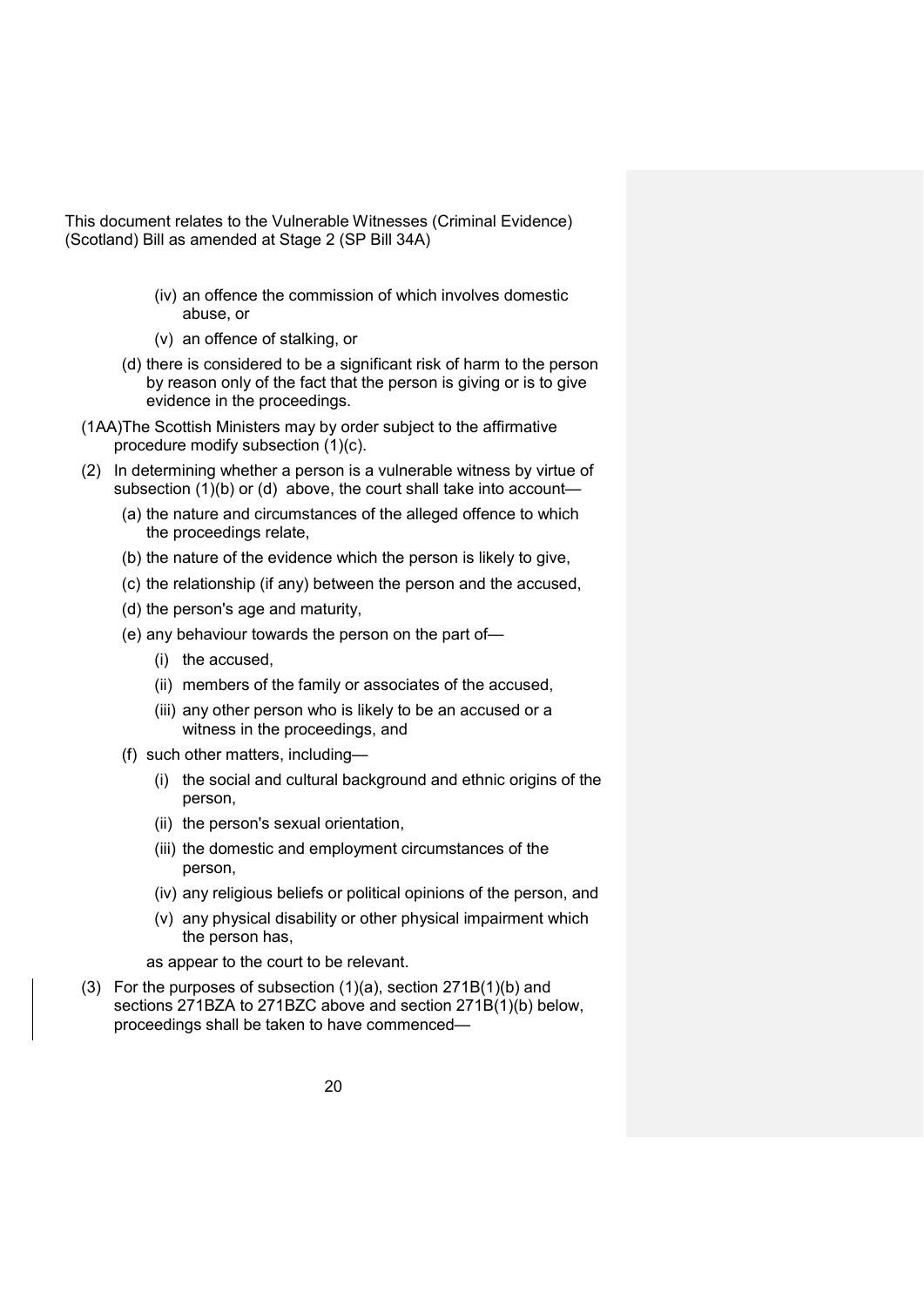This document relates to the Vulnerable Witnesses (Criminal Evidence) (Scotland) Bill as amended at Stage 2 (SP Bill 34A)

(iv) an offence the commission of which involves domestic abuse, or

(v) an offence of stalking, or

(d) there is considered to be a significant risk of harm to the person by reason only of the fact that the person is giving or is to give evidence in the proceedings.

(1AA)The Scottish Ministers may by order subject to the affirmative procedure modify subsection (1)(c).

(2) In determining whether a person is a vulnerable witness by virtue of subsection (1)(b) or (d) above, the court shall take into account—

(a) the nature and circumstances of the alleged offence to which the proceedings relate,

(b) the nature of the evidence which the person is likely to give,

(c) the relationship (if any) between the person and the accused,

(d) the person's age and maturity,

(e) any behaviour towards the person on the part of—

(i) the accused,

(ii) members of the family or associates of the accused,

(iii) any other person who is likely to be an accused or a witness in the proceedings, and

(f) such other matters, including—

(i) the social and cultural background and ethnic origins of the person,

(ii) the person's sexual orientation,

(iii) the domestic and employment circumstances of the person,

(iv) any religious beliefs or political opinions of the person, and

(v) any physical disability or other physical impairment which the person has,

as appear to the court to be relevant.

(3) For the purposes of subsection (1)(a), section 271B(1)(b) and sections 271BZA to 271BZC above and section 271B(1)(b) below, proceedings shall be taken to have commenced—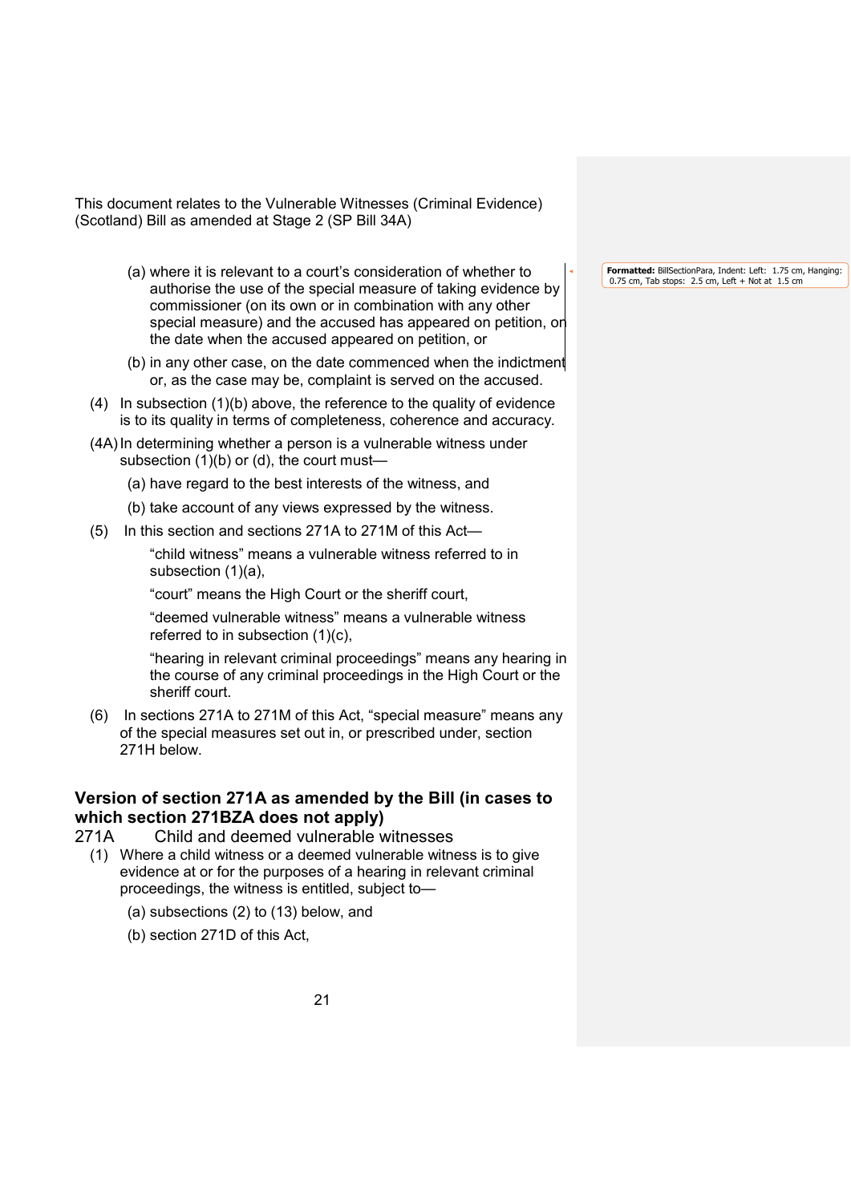This document relates to the Vulnerable Witnesses (Criminal Evidence) (Scotland) Bill as amended at Stage 2 (SP Bill 34A)

(a) where it is relevant to a court's consideration of whether to authorise the use of the special measure of taking evidence by commissioner (on its own or in combination with any other special measure) and the accused has appeared on petition, on the date when the accused appeared on petition, or

(b) in any other case, on the date commenced when the indictment or, as the case may be, complaint is served on the accused.

(4) In subsection (1)(b) above, the reference to the quality of evidence is to its quality in terms of completeness, coherence and accuracy.

(4A) In determining whether a person is a vulnerable witness under subsection (1)(b) or (d), the court must—

(a) have regard to the best interests of the witness, and

(b) take account of any views expressed by the witness.

(5) In this section and sections 271A to 271M of this Act—

"child witness" means a vulnerable witness referred to in subsection (1)(a),

"court" means the High Court or the sheriff court,

"deemed vulnerable witness" means a vulnerable witness referred to in subsection (1)(c),

"hearing in relevant criminal proceedings" means any hearing in the course of any criminal proceedings in the High Court or the sheriff court.

(6) In sections 271A to 271M of this Act, "special measure" means any of the special measures set out in, or prescribed under, section 271H below.

## Version of section 271A as amended by the Bill (in cases to which section 271BZA does not apply)

271A Child and deemed vulnerable witnesses

(1) Where a child witness or a deemed vulnerable witness is to give evidence at or for the purposes of a hearing in relevant criminal proceedings, the witness is entitled, subject to—

(a) subsections (2) to (13) below, and

(b) section 271D of this Act,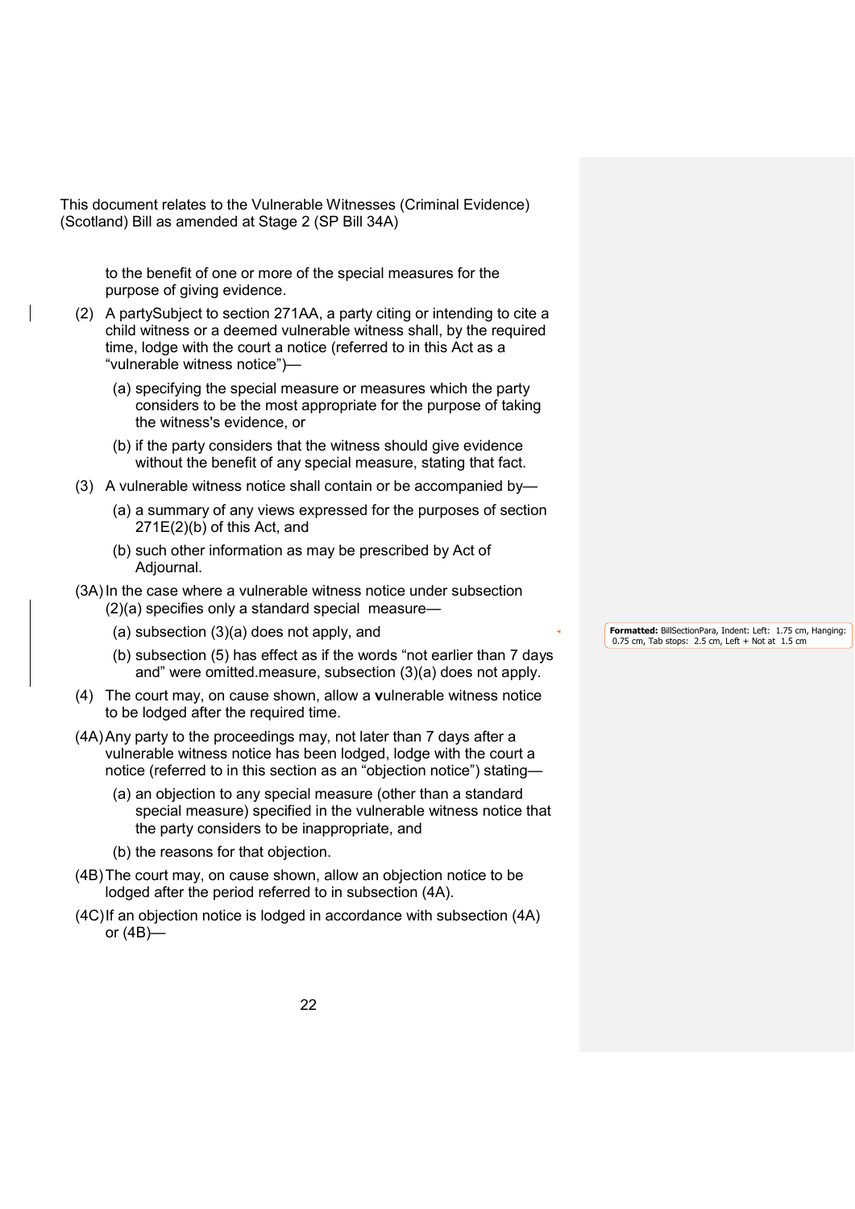This document relates to the Vulnerable Witnesses (Criminal Evidence) (Scotland) Bill as amended at Stage 2 (SP Bill 34A)

to the benefit of one or more of the special measures for the purpose of giving evidence.

(2) A partySubject to section 271AA, a party citing or intending to cite a child witness or a deemed vulnerable witness shall, by the required time, lodge with the court a notice (referred to in this Act as a "vulnerable witness notice")—

(a) specifying the special measure or measures which the party considers to be the most appropriate for the purpose of taking the witness's evidence, or

(b) if the party considers that the witness should give evidence without the benefit of any special measure, stating that fact.

(3) A vulnerable witness notice shall contain or be accompanied by—

(a) a summary of any views expressed for the purposes of section 271E(2)(b) of this Act, and

(b) such other information as may be prescribed by Act of Adjournal.

(3A) In the case where a vulnerable witness notice under subsection (2)(a) specifies only a standard special measure—

(a) subsection (3)(a) does not apply, and

(b) subsection (5) has effect as if the words "not earlier than 7 days and" were omitted.measure, subsection (3)(a) does not apply.

(4) The court may, on cause shown, allow a **v**ulnerable witness notice to be lodged after the required time.

(4A) Any party to the proceedings may, not later than 7 days after a vulnerable witness notice has been lodged, lodge with the court a notice (referred to in this section as an "objection notice") stating—

(a) an objection to any special measure (other than a standard special measure) specified in the vulnerable witness notice that the party considers to be inappropriate, and

(b) the reasons for that objection.

(4B) The court may, on cause shown, allow an objection notice to be lodged after the period referred to in subsection (4A).

(4C) If an objection notice is lodged in accordance with subsection (4A) or (4B)—

**Formatted:** BillSectionPara, Indent: Left: 1.75 cm, Hanging: 0.75 cm, Tab stops: 2.5 cm, Left + Not at 1.5 cm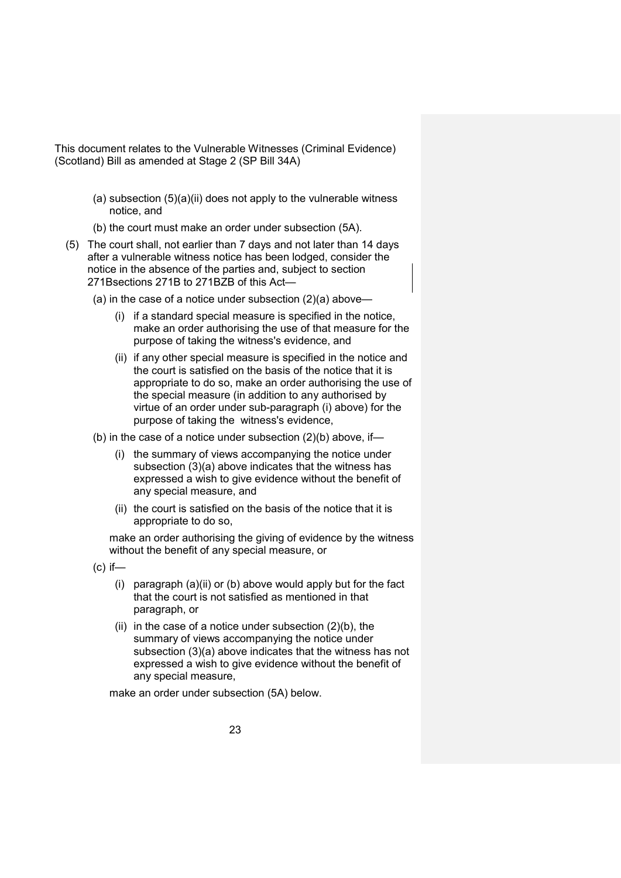This document relates to the Vulnerable Witnesses (Criminal Evidence) (Scotland) Bill as amended at Stage 2 (SP Bill 34A)

(a) subsection (5)(a)(ii) does not apply to the vulnerable witness notice, and

(b) the court must make an order under subsection (5A).

(5) The court shall, not earlier than 7 days and not later than 14 days after a vulnerable witness notice has been lodged, consider the notice in the absence of the parties and, subject to section 271Bsections 271B to 271BZB of this Act—

(a) in the case of a notice under subsection (2)(a) above—

(i) if a standard special measure is specified in the notice, make an order authorising the use of that measure for the purpose of taking the witness's evidence, and

(ii) if any other special measure is specified in the notice and the court is satisfied on the basis of the notice that it is appropriate to do so, make an order authorising the use of the special measure (in addition to any authorised by virtue of an order under sub-paragraph (i) above) for the purpose of taking the witness's evidence,

(b) in the case of a notice under subsection (2)(b) above, if—

(i) the summary of views accompanying the notice under subsection (3)(a) above indicates that the witness has expressed a wish to give evidence without the benefit of any special measure, and

(ii) the court is satisfied on the basis of the notice that it is appropriate to do so,

make an order authorising the giving of evidence by the witness without the benefit of any special measure, or

(c) if—

(i) paragraph (a)(ii) or (b) above would apply but for the fact that the court is not satisfied as mentioned in that paragraph, or

(ii) in the case of a notice under subsection (2)(b), the summary of views accompanying the notice under subsection (3)(a) above indicates that the witness has not expressed a wish to give evidence without the benefit of any special measure,

make an order under subsection (5A) below.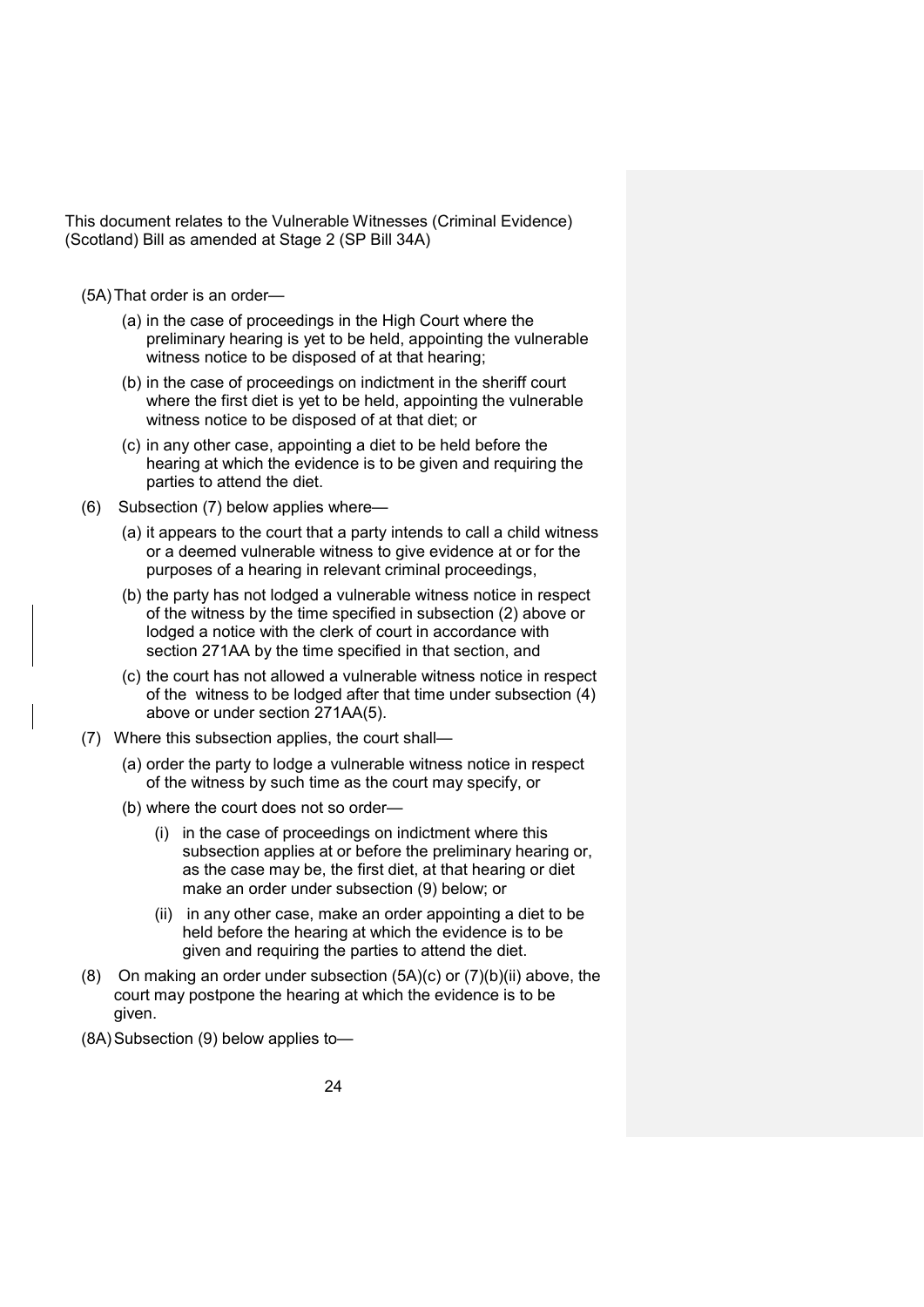This document relates to the Vulnerable Witnesses (Criminal Evidence) (Scotland) Bill as amended at Stage 2 (SP Bill 34A)

(5A) That order is an order—

(a) in the case of proceedings in the High Court where the preliminary hearing is yet to be held, appointing the vulnerable witness notice to be disposed of at that hearing;

(b) in the case of proceedings on indictment in the sheriff court where the first diet is yet to be held, appointing the vulnerable witness notice to be disposed of at that diet; or

(c) in any other case, appointing a diet to be held before the hearing at which the evidence is to be given and requiring the parties to attend the diet.

(6) Subsection (7) below applies where—

(a) it appears to the court that a party intends to call a child witness or a deemed vulnerable witness to give evidence at or for the purposes of a hearing in relevant criminal proceedings,

(b) the party has not lodged a vulnerable witness notice in respect of the witness by the time specified in subsection (2) above or lodged a notice with the clerk of court in accordance with section 271AA by the time specified in that section, and

(c) the court has not allowed a vulnerable witness notice in respect of the witness to be lodged after that time under subsection (4) above or under section 271AA(5).

(7) Where this subsection applies, the court shall—

(a) order the party to lodge a vulnerable witness notice in respect of the witness by such time as the court may specify, or

(b) where the court does not so order—

(i) in the case of proceedings on indictment where this subsection applies at or before the preliminary hearing or, as the case may be, the first diet, at that hearing or diet make an order under subsection (9) below; or

(ii) in any other case, make an order appointing a diet to be held before the hearing at which the evidence is to be given and requiring the parties to attend the diet.

(8) On making an order under subsection (5A)(c) or (7)(b)(ii) above, the court may postpone the hearing at which the evidence is to be given.

(8A) Subsection (9) below applies to—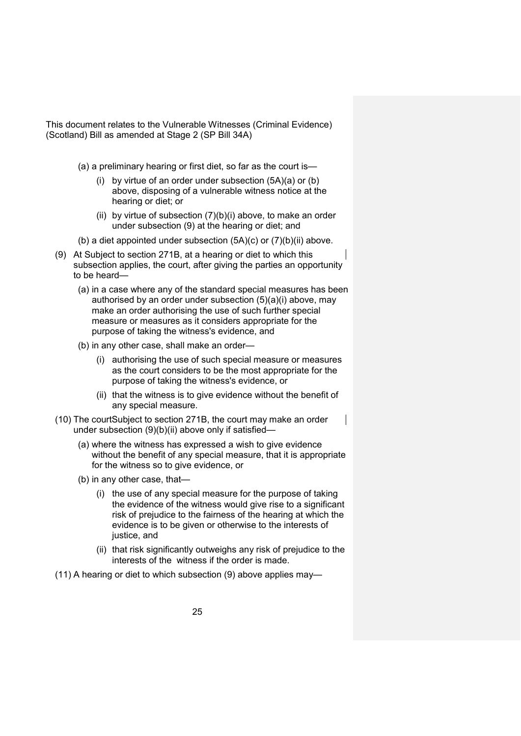This document relates to the Vulnerable Witnesses (Criminal Evidence) (Scotland) Bill as amended at Stage 2 (SP Bill 34A)

(a) a preliminary hearing or first diet, so far as the court is—

(i) by virtue of an order under subsection (5A)(a) or (b) above, disposing of a vulnerable witness notice at the hearing or diet; or

(ii) by virtue of subsection (7)(b)(i) above, to make an order under subsection (9) at the hearing or diet; and

(b) a diet appointed under subsection (5A)(c) or (7)(b)(ii) above.

(9) At Subject to section 271B, at a hearing or diet to which this subsection applies, the court, after giving the parties an opportunity to be heard—

(a) in a case where any of the standard special measures has been authorised by an order under subsection (5)(a)(i) above, may make an order authorising the use of such further special measure or measures as it considers appropriate for the purpose of taking the witness's evidence, and

(b) in any other case, shall make an order—

(i) authorising the use of such special measure or measures as the court considers to be the most appropriate for the purpose of taking the witness's evidence, or

(ii) that the witness is to give evidence without the benefit of any special measure.

(10) The courtSubject to section 271B, the court may make an order under subsection (9)(b)(ii) above only if satisfied—

(a) where the witness has expressed a wish to give evidence without the benefit of any special measure, that it is appropriate for the witness so to give evidence, or

(b) in any other case, that—

(i) the use of any special measure for the purpose of taking the evidence of the witness would give rise to a significant risk of prejudice to the fairness of the hearing at which the evidence is to be given or otherwise to the interests of justice, and

(ii) that risk significantly outweighs any risk of prejudice to the interests of the witness if the order is made.

(11) A hearing or diet to which subsection (9) above applies may—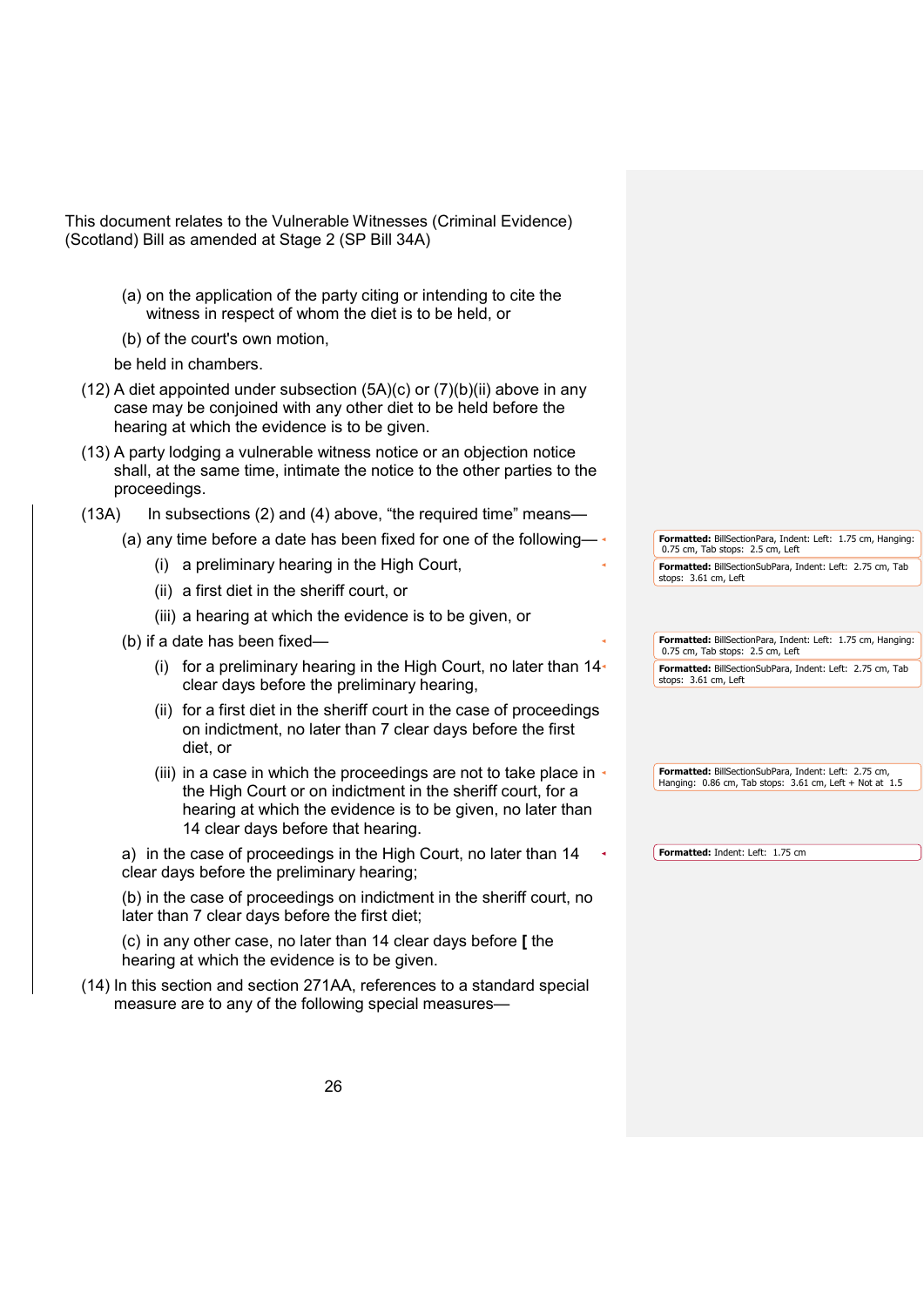This document relates to the Vulnerable Witnesses (Criminal Evidence) (Scotland) Bill as amended at Stage 2 (SP Bill 34A)

(a) on the application of the party citing or intending to cite the witness in respect of whom the diet is to be held, or

(b) of the court's own motion,

be held in chambers.

(12) A diet appointed under subsection (5A)(c) or (7)(b)(ii) above in any case may be conjoined with any other diet to be held before the hearing at which the evidence is to be given.

(13) A party lodging a vulnerable witness notice or an objection notice shall, at the same time, intimate the notice to the other parties to the proceedings.

(13A) In subsections (2) and (4) above, "the required time" means—

(a) any time before a date has been fixed for one of the following—

(i) a preliminary hearing in the High Court,

(ii) a first diet in the sheriff court, or

(iii) a hearing at which the evidence is to be given, or

(b) if a date has been fixed—

(i) for a preliminary hearing in the High Court, no later than 14 clear days before the preliminary hearing,

(ii) for a first diet in the sheriff court in the case of proceedings on indictment, no later than 7 clear days before the first diet, or

(iii) in a case in which the proceedings are not to take place in the High Court or on indictment in the sheriff court, for a hearing at which the evidence is to be given, no later than 14 clear days before that hearing.

a) in the case of proceedings in the High Court, no later than 14 clear days before the preliminary hearing;

(b) in the case of proceedings on indictment in the sheriff court, no later than 7 clear days before the first diet;

(c) in any other case, no later than 14 clear days before [ the hearing at which the evidence is to be given.

(14) In this section and section 271AA, references to a standard special measure are to any of the following special measures—

Formatted: BillSectionPara, Indent: Left: 1.75 cm, Hanging: 0.75 cm, Tab stops: 2.5 cm, Left

Formatted: BillSectionSubPara, Indent: Left: 2.75 cm, Tab stops: 3.61 cm, Left

Formatted: BillSectionPara, Indent: Left: 1.75 cm, Hanging: 0.75 cm, Tab stops: 2.5 cm, Left

Formatted: BillSectionSubPara, Indent: Left: 2.75 cm, Tab stops: 3.61 cm, Left

Formatted: BillSectionSubPara, Indent: Left: 2.75 cm, Hanging: 0.86 cm, Tab stops: 3.61 cm, Left + Not at 1.5

Formatted: Indent: Left: 1.75 cm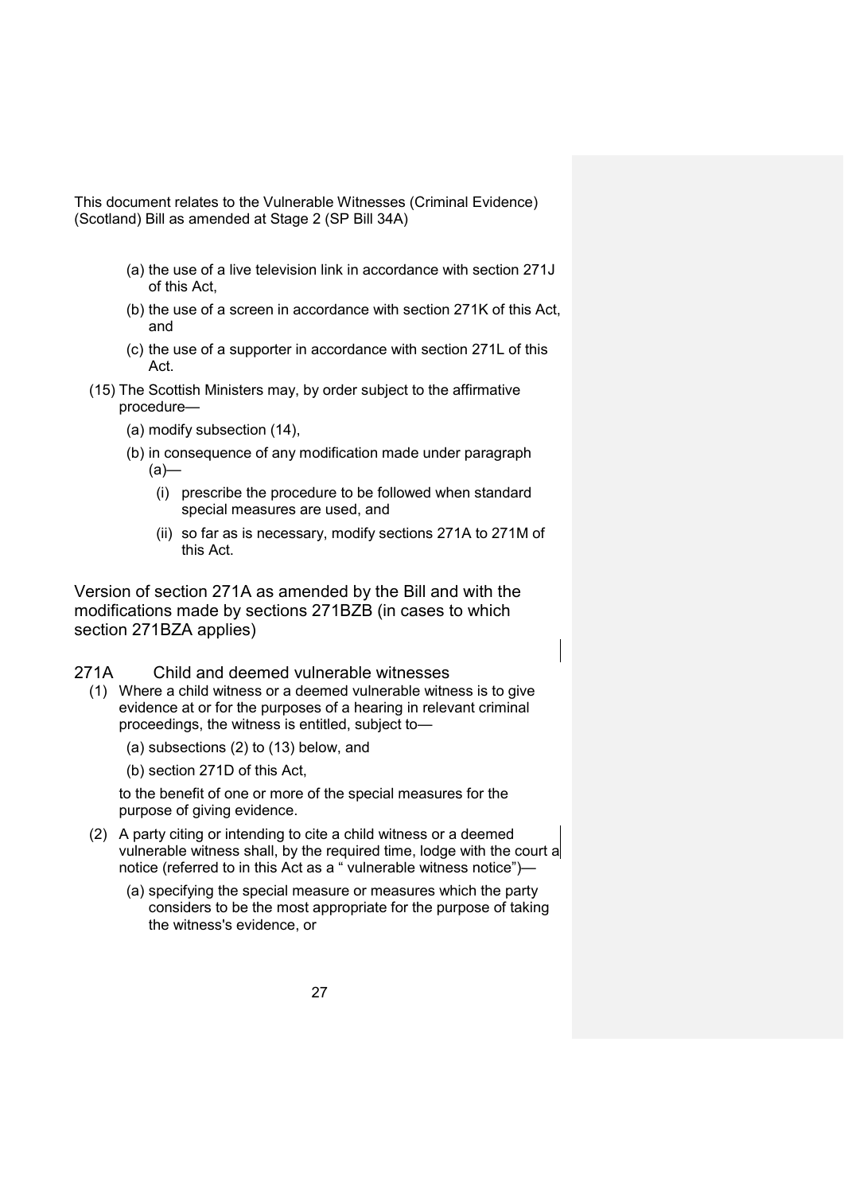This document relates to the Vulnerable Witnesses (Criminal Evidence) (Scotland) Bill as amended at Stage 2 (SP Bill 34A)

(a) the use of a live television link in accordance with section 271J of this Act,

(b) the use of a screen in accordance with section 271K of this Act, and

(c) the use of a supporter in accordance with section 271L of this Act.

(15) The Scottish Ministers may, by order subject to the affirmative procedure—

(a) modify subsection (14),

(b) in consequence of any modification made under paragraph (a)—

(i) prescribe the procedure to be followed when standard special measures are used, and

(ii) so far as is necessary, modify sections 271A to 271M of this Act.

## Version of section 271A as amended by the Bill and with the modifications made by sections 271BZB (in cases to which section 271BZA applies)

### 271A Child and deemed vulnerable witnesses

(1) Where a child witness or a deemed vulnerable witness is to give evidence at or for the purposes of a hearing in relevant criminal proceedings, the witness is entitled, subject to—

(a) subsections (2) to (13) below, and

(b) section 271D of this Act,

to the benefit of one or more of the special measures for the purpose of giving evidence.

(2) A party citing or intending to cite a child witness or a deemed vulnerable witness shall, by the required time, lodge with the court a notice (referred to in this Act as a " vulnerable witness notice")—

(a) specifying the special measure or measures which the party considers to be the most appropriate for the purpose of taking the witness's evidence, or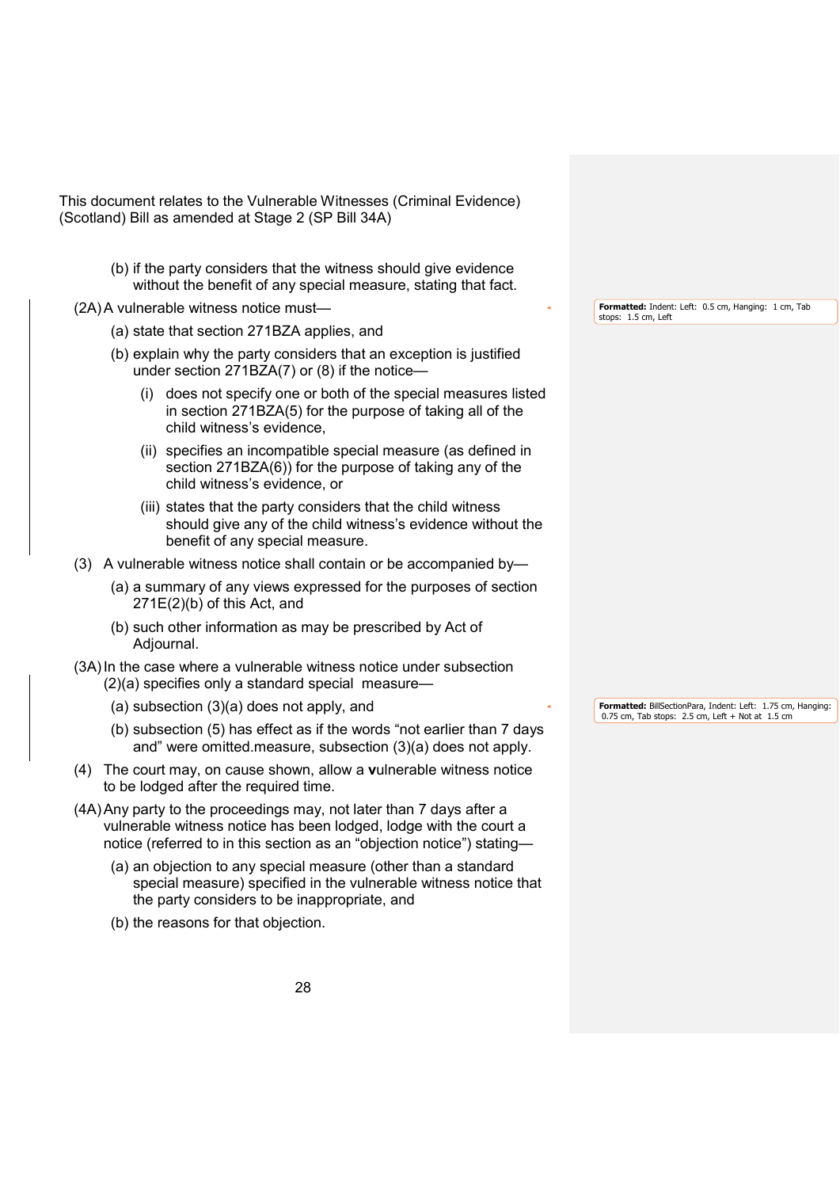This document relates to the Vulnerable Witnesses (Criminal Evidence) (Scotland) Bill as amended at Stage 2 (SP Bill 34A)

(b) if the party considers that the witness should give evidence without the benefit of any special measure, stating that fact.

(2A) A vulnerable witness notice must—

(a) state that section 271BZA applies, and

(b) explain why the party considers that an exception is justified under section 271BZA(7) or (8) if the notice—

(i) does not specify one or both of the special measures listed in section 271BZA(5) for the purpose of taking all of the child witness's evidence,

(ii) specifies an incompatible special measure (as defined in section 271BZA(6)) for the purpose of taking any of the child witness's evidence, or

(iii) states that the party considers that the child witness should give any of the child witness's evidence without the benefit of any special measure.

(3) A vulnerable witness notice shall contain or be accompanied by—

(a) a summary of any views expressed for the purposes of section 271E(2)(b) of this Act, and

(b) such other information as may be prescribed by Act of Adjournal.

(3A) In the case where a vulnerable witness notice under subsection (2)(a) specifies only a standard special measure—

(a) subsection (3)(a) does not apply, and

(b) subsection (5) has effect as if the words "not earlier than 7 days and" were omitted.measure, subsection (3)(a) does not apply.

(4) The court may, on cause shown, allow a **v**ulnerable witness notice to be lodged after the required time.

(4A) Any party to the proceedings may, not later than 7 days after a vulnerable witness notice has been lodged, lodge with the court a notice (referred to in this section as an "objection notice") stating—

(a) an objection to any special measure (other than a standard special measure) specified in the vulnerable witness notice that the party considers to be inappropriate, and

(b) the reasons for that objection.

**Formatted:** Indent: Left: 0.5 cm, Hanging: 1 cm, Tab stops: 1.5 cm, Left

**Formatted:** BillSectionPara, Indent: Left: 1.75 cm, Hanging: 0.75 cm, Tab stops: 2.5 cm, Left + Not at 1.5 cm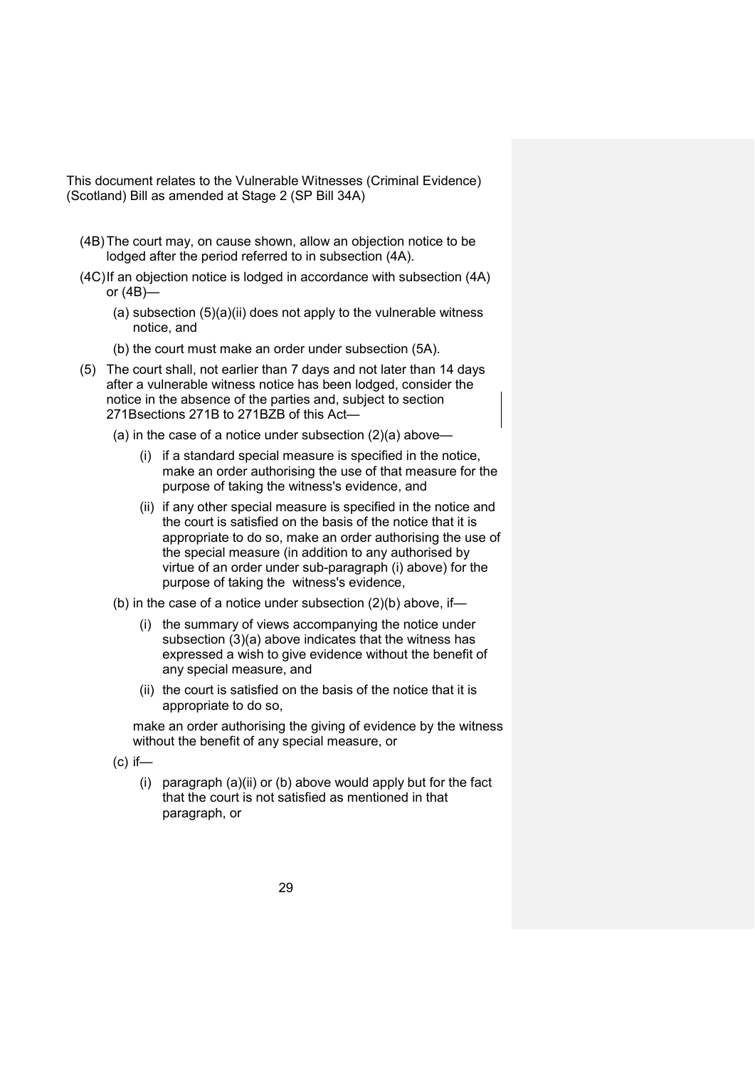This document relates to the Vulnerable Witnesses (Criminal Evidence) (Scotland) Bill as amended at Stage 2 (SP Bill 34A)

(4B) The court may, on cause shown, allow an objection notice to be lodged after the period referred to in subsection (4A).

(4C) If an objection notice is lodged in accordance with subsection (4A) or (4B)—

(a) subsection (5)(a)(ii) does not apply to the vulnerable witness notice, and

(b) the court must make an order under subsection (5A).

(5) The court shall, not earlier than 7 days and not later than 14 days after a vulnerable witness notice has been lodged, consider the notice in the absence of the parties and, subject to section 271Bsections 271B to 271BZB of this Act—

(a) in the case of a notice under subsection (2)(a) above—

(i) if a standard special measure is specified in the notice, make an order authorising the use of that measure for the purpose of taking the witness's evidence, and

(ii) if any other special measure is specified in the notice and the court is satisfied on the basis of the notice that it is appropriate to do so, make an order authorising the use of the special measure (in addition to any authorised by virtue of an order under sub-paragraph (i) above) for the purpose of taking the witness's evidence,

(b) in the case of a notice under subsection (2)(b) above, if—

(i) the summary of views accompanying the notice under subsection (3)(a) above indicates that the witness has expressed a wish to give evidence without the benefit of any special measure, and

(ii) the court is satisfied on the basis of the notice that it is appropriate to do so,

make an order authorising the giving of evidence by the witness without the benefit of any special measure, or

(c) if—

(i) paragraph (a)(ii) or (b) above would apply but for the fact that the court is not satisfied as mentioned in that paragraph, or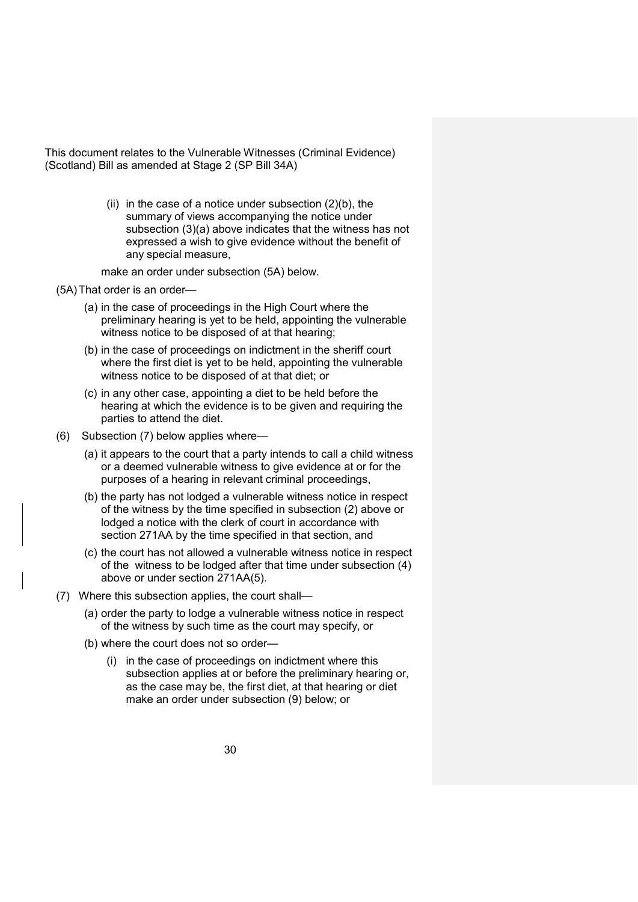This document relates to the Vulnerable Witnesses (Criminal Evidence) (Scotland) Bill as amended at Stage 2 (SP Bill 34A)

(ii) in the case of a notice under subsection (2)(b), the summary of views accompanying the notice under subsection (3)(a) above indicates that the witness has not expressed a wish to give evidence without the benefit of any special measure,

make an order under subsection (5A) below.

(5A) That order is an order—

(a) in the case of proceedings in the High Court where the preliminary hearing is yet to be held, appointing the vulnerable witness notice to be disposed of at that hearing;

(b) in the case of proceedings on indictment in the sheriff court where the first diet is yet to be held, appointing the vulnerable witness notice to be disposed of at that diet; or

(c) in any other case, appointing a diet to be held before the hearing at which the evidence is to be given and requiring the parties to attend the diet.

(6) Subsection (7) below applies where—

(a) it appears to the court that a party intends to call a child witness or a deemed vulnerable witness to give evidence at or for the purposes of a hearing in relevant criminal proceedings,

(b) the party has not lodged a vulnerable witness notice in respect of the witness by the time specified in subsection (2) above or lodged a notice with the clerk of court in accordance with section 271AA by the time specified in that section, and

(c) the court has not allowed a vulnerable witness notice in respect of the witness to be lodged after that time under subsection (4) above or under section 271AA(5).

(7) Where this subsection applies, the court shall—

(a) order the party to lodge a vulnerable witness notice in respect of the witness by such time as the court may specify, or

(b) where the court does not so order—

(i) in the case of proceedings on indictment where this subsection applies at or before the preliminary hearing or, as the case may be, the first diet, at that hearing or diet make an order under subsection (9) below; or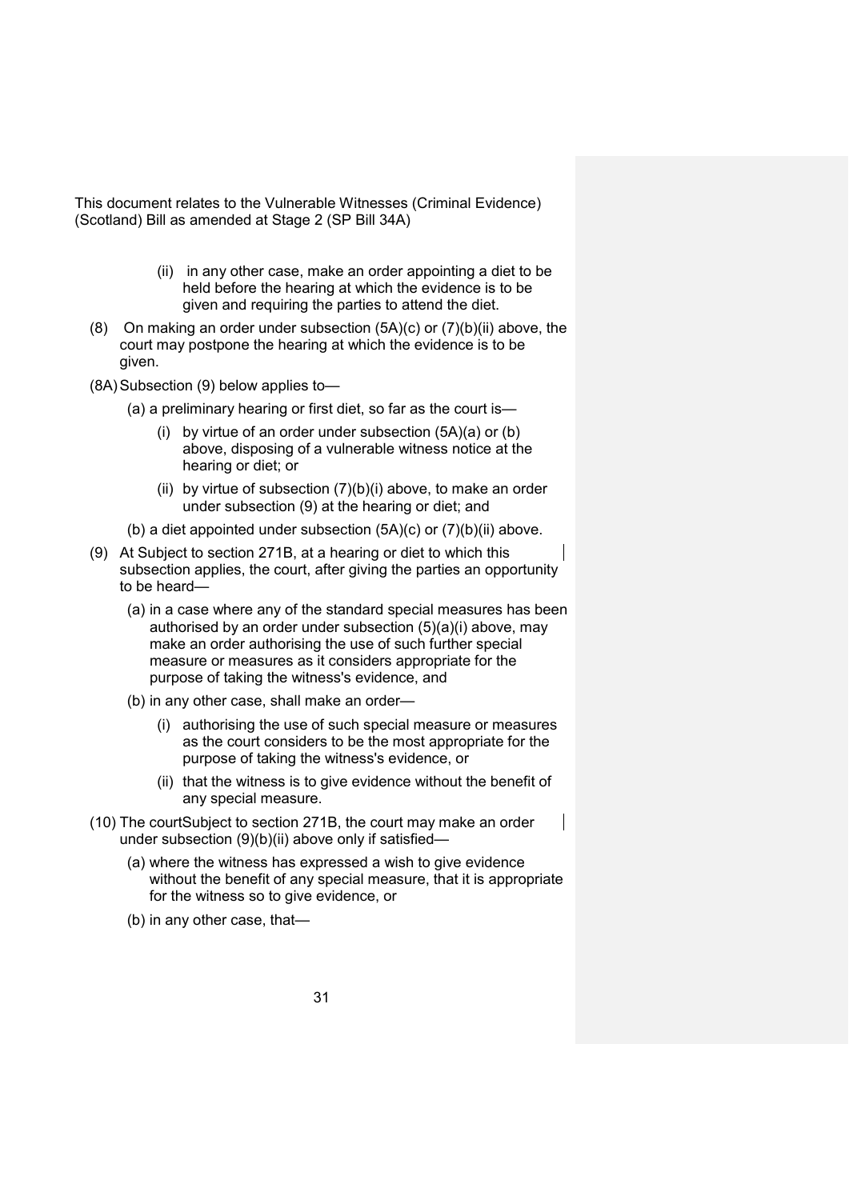This document relates to the Vulnerable Witnesses (Criminal Evidence) (Scotland) Bill as amended at Stage 2 (SP Bill 34A)

(ii) in any other case, make an order appointing a diet to be held before the hearing at which the evidence is to be given and requiring the parties to attend the diet.

(8) On making an order under subsection (5A)(c) or (7)(b)(ii) above, the court may postpone the hearing at which the evidence is to be given.

(8A) Subsection (9) below applies to—

(a) a preliminary hearing or first diet, so far as the court is—

(i) by virtue of an order under subsection (5A)(a) or (b) above, disposing of a vulnerable witness notice at the hearing or diet; or

(ii) by virtue of subsection (7)(b)(i) above, to make an order under subsection (9) at the hearing or diet; and

(b) a diet appointed under subsection (5A)(c) or (7)(b)(ii) above.

(9) At Subject to section 271B, at a hearing or diet to which this subsection applies, the court, after giving the parties an opportunity to be heard—

(a) in a case where any of the standard special measures has been authorised by an order under subsection (5)(a)(i) above, may make an order authorising the use of such further special measure or measures as it considers appropriate for the purpose of taking the witness's evidence, and

(b) in any other case, shall make an order—

(i) authorising the use of such special measure or measures as the court considers to be the most appropriate for the purpose of taking the witness's evidence, or

(ii) that the witness is to give evidence without the benefit of any special measure.

(10) The courtSubject to section 271B, the court may make an order under subsection (9)(b)(ii) above only if satisfied—

(a) where the witness has expressed a wish to give evidence without the benefit of any special measure, that it is appropriate for the witness so to give evidence, or

(b) in any other case, that—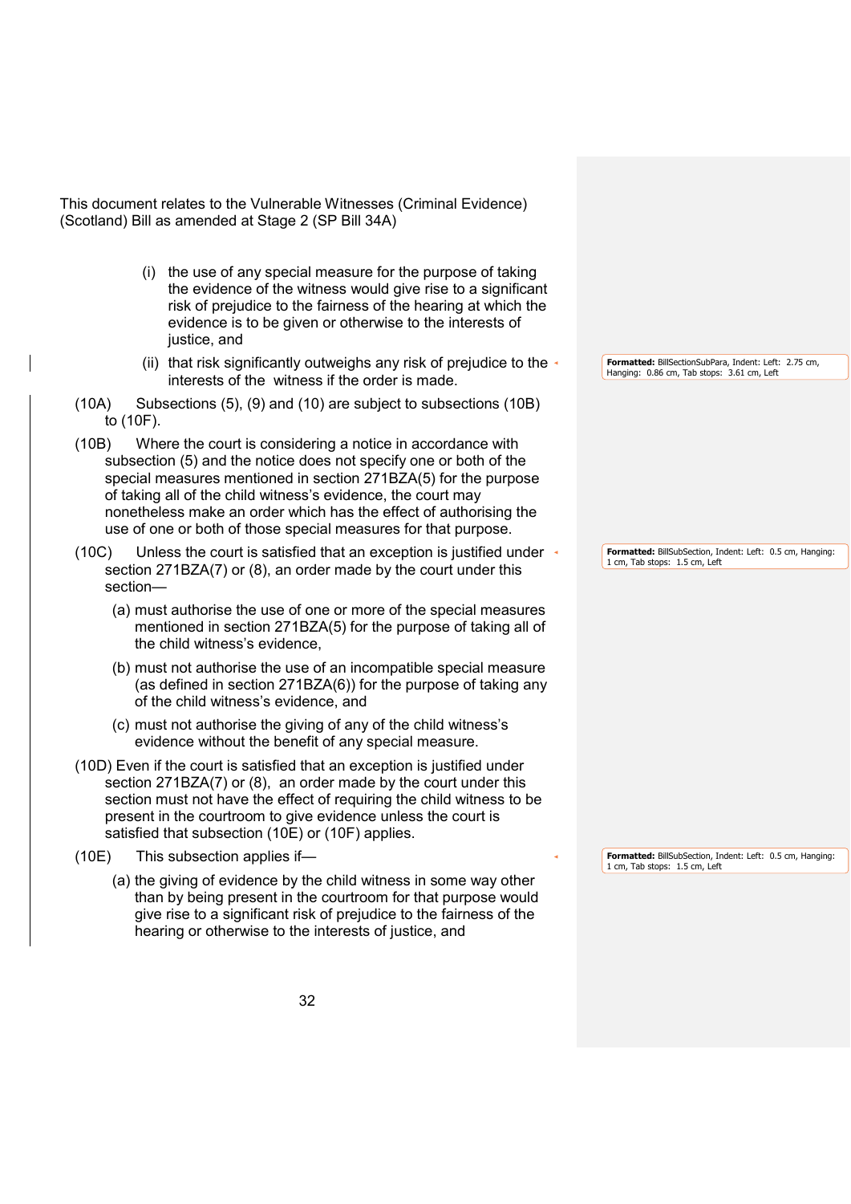This document relates to the Vulnerable Witnesses (Criminal Evidence) (Scotland) Bill as amended at Stage 2 (SP Bill 34A)

(i) the use of any special measure for the purpose of taking the evidence of the witness would give rise to a significant risk of prejudice to the fairness of the hearing at which the evidence is to be given or otherwise to the interests of justice, and

(ii) that risk significantly outweighs any risk of prejudice to the interests of the witness if the order is made.

(10A) Subsections (5), (9) and (10) are subject to subsections (10B) to (10F).

(10B) Where the court is considering a notice in accordance with subsection (5) and the notice does not specify one or both of the special measures mentioned in section 271BZA(5) for the purpose of taking all of the child witness's evidence, the court may nonetheless make an order which has the effect of authorising the use of one or both of those special measures for that purpose.

(10C) Unless the court is satisfied that an exception is justified under section 271BZA(7) or (8), an order made by the court under this section—

(a) must authorise the use of one or more of the special measures mentioned in section 271BZA(5) for the purpose of taking all of the child witness's evidence,

(b) must not authorise the use of an incompatible special measure (as defined in section 271BZA(6)) for the purpose of taking any of the child witness's evidence, and

(c) must not authorise the giving of any of the child witness's evidence without the benefit of any special measure.

(10D) Even if the court is satisfied that an exception is justified under section 271BZA(7) or (8), an order made by the court under this section must not have the effect of requiring the child witness to be present in the courtroom to give evidence unless the court is satisfied that subsection (10E) or (10F) applies.

(10E) This subsection applies if—

(a) the giving of evidence by the child witness in some way other than by being present in the courtroom for that purpose would give rise to a significant risk of prejudice to the fairness of the hearing or otherwise to the interests of justice, and

Formatted: BillSectionSubPara, Indent: Left: 2.75 cm, Hanging: 0.86 cm, Tab stops: 3.61 cm, Left

Formatted: BillSubSection, Indent: Left: 0.5 cm, Hanging: 1 cm, Tab stops: 1.5 cm, Left

Formatted: BillSubSection, Indent: Left: 0.5 cm, Hanging: 1 cm, Tab stops: 1.5 cm, Left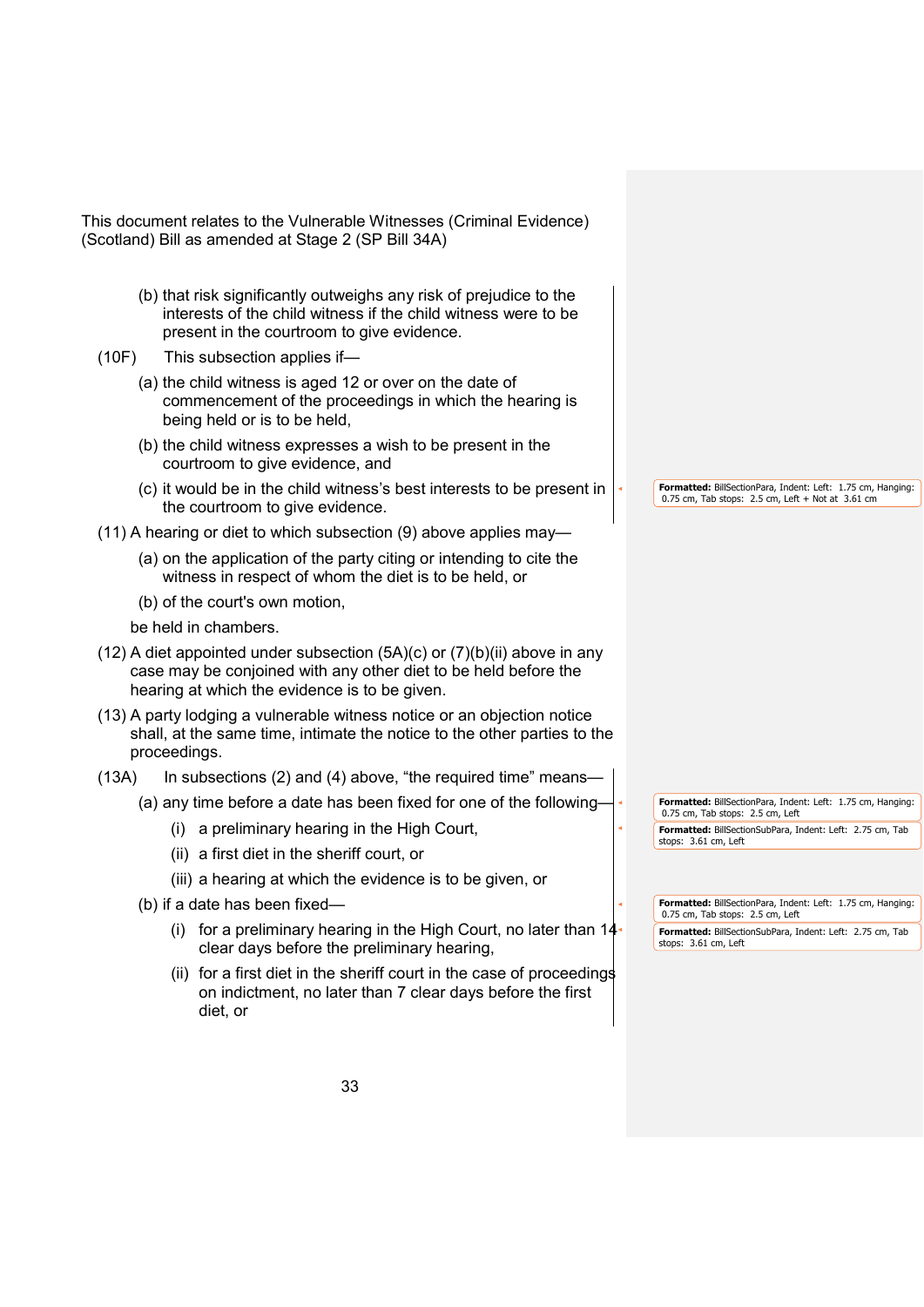This document relates to the Vulnerable Witnesses (Criminal Evidence) (Scotland) Bill as amended at Stage 2 (SP Bill 34A)

(b) that risk significantly outweighs any risk of prejudice to the interests of the child witness if the child witness were to be present in the courtroom to give evidence.

(10F) This subsection applies if—

(a) the child witness is aged 12 or over on the date of commencement of the proceedings in which the hearing is being held or is to be held,

(b) the child witness expresses a wish to be present in the courtroom to give evidence, and

(c) it would be in the child witness's best interests to be present in the courtroom to give evidence.

(11) A hearing or diet to which subsection (9) above applies may—

(a) on the application of the party citing or intending to cite the witness in respect of whom the diet is to be held, or

(b) of the court's own motion,

be held in chambers.

(12) A diet appointed under subsection (5A)(c) or (7)(b)(ii) above in any case may be conjoined with any other diet to be held before the hearing at which the evidence is to be given.

(13) A party lodging a vulnerable witness notice or an objection notice shall, at the same time, intimate the notice to the other parties to the proceedings.

(13A) In subsections (2) and (4) above, "the required time" means—

(a) any time before a date has been fixed for one of the following—

(i) a preliminary hearing in the High Court,

(ii) a first diet in the sheriff court, or

(iii) a hearing at which the evidence is to be given, or

(b) if a date has been fixed—

(i) for a preliminary hearing in the High Court, no later than 14 clear days before the preliminary hearing,

(ii) for a first diet in the sheriff court in the case of proceedings on indictment, no later than 7 clear days before the first diet, or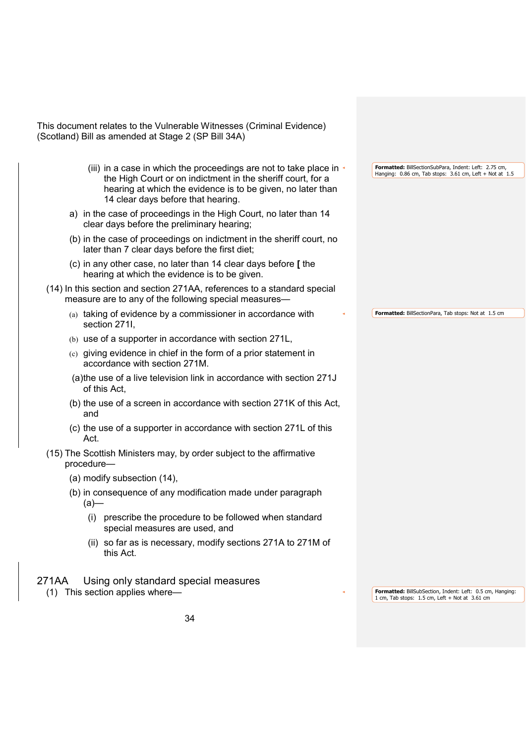This document relates to the Vulnerable Witnesses (Criminal Evidence) (Scotland) Bill as amended at Stage 2 (SP Bill 34A)

(iii) in a case in which the proceedings are not to take place in the High Court or on indictment in the sheriff court, for a hearing at which the evidence is to be given, no later than 14 clear days before that hearing.

a) in the case of proceedings in the High Court, no later than 14 clear days before the preliminary hearing;

(b) in the case of proceedings on indictment in the sheriff court, no later than 7 clear days before the first diet;

(c) in any other case, no later than 14 clear days before [ the hearing at which the evidence is to be given.

(14) In this section and section 271AA, references to a standard special measure are to any of the following special measures—

(a) taking of evidence by a commissioner in accordance with section 271I,

(b) use of a supporter in accordance with section 271L,

(c) giving evidence in chief in the form of a prior statement in accordance with section 271M.

(a)the use of a live television link in accordance with section 271J of this Act,

(b) the use of a screen in accordance with section 271K of this Act, and

(c) the use of a supporter in accordance with section 271L of this Act.

(15) The Scottish Ministers may, by order subject to the affirmative procedure—

(a) modify subsection (14),

(b) in consequence of any modification made under paragraph (a)—

(i) prescribe the procedure to be followed when standard special measures are used, and

(ii) so far as is necessary, modify sections 271A to 271M of this Act.

## 271AA Using only standard special measures

(1) This section applies where—

**Formatted:** BillSectionSubPara, Indent: Left: 2.75 cm, Hanging: 0.86 cm, Tab stops: 3.61 cm, Left + Not at 1.5

**Formatted:** BillSectionPara, Tab stops: Not at 1.5 cm

**Formatted:** BillSubSection, Indent: Left: 0.5 cm, Hanging: 1 cm, Tab stops: 1.5 cm, Left + Not at 3.61 cm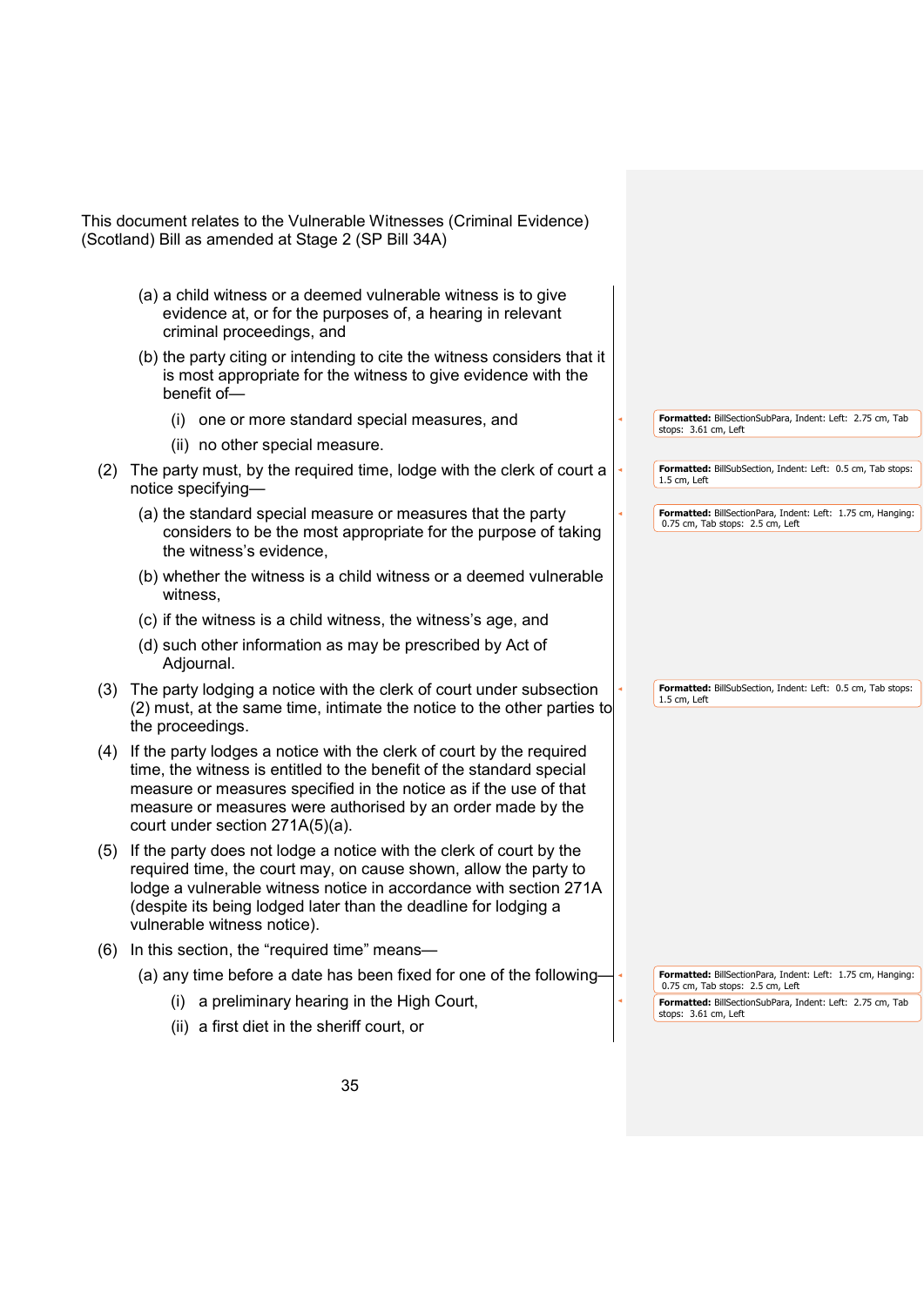This document relates to the Vulnerable Witnesses (Criminal Evidence) (Scotland) Bill as amended at Stage 2 (SP Bill 34A)

(a) a child witness or a deemed vulnerable witness is to give evidence at, or for the purposes of, a hearing in relevant criminal proceedings, and

(b) the party citing or intending to cite the witness considers that it is most appropriate for the witness to give evidence with the benefit of—

(i) one or more standard special measures, and

(ii) no other special measure.

(2) The party must, by the required time, lodge with the clerk of court a notice specifying—

(a) the standard special measure or measures that the party considers to be the most appropriate for the purpose of taking the witness's evidence,

(b) whether the witness is a child witness or a deemed vulnerable witness,

(c) if the witness is a child witness, the witness's age, and

(d) such other information as may be prescribed by Act of Adjournal.

(3) The party lodging a notice with the clerk of court under subsection (2) must, at the same time, intimate the notice to the other parties to the proceedings.

(4) If the party lodges a notice with the clerk of court by the required time, the witness is entitled to the benefit of the standard special measure or measures specified in the notice as if the use of that measure or measures were authorised by an order made by the court under section 271A(5)(a).

(5) If the party does not lodge a notice with the clerk of court by the required time, the court may, on cause shown, allow the party to lodge a vulnerable witness notice in accordance with section 271A (despite its being lodged later than the deadline for lodging a vulnerable witness notice).

(6) In this section, the "required time" means—

(a) any time before a date has been fixed for one of the following—

(i) a preliminary hearing in the High Court,

(ii) a first diet in the sheriff court, or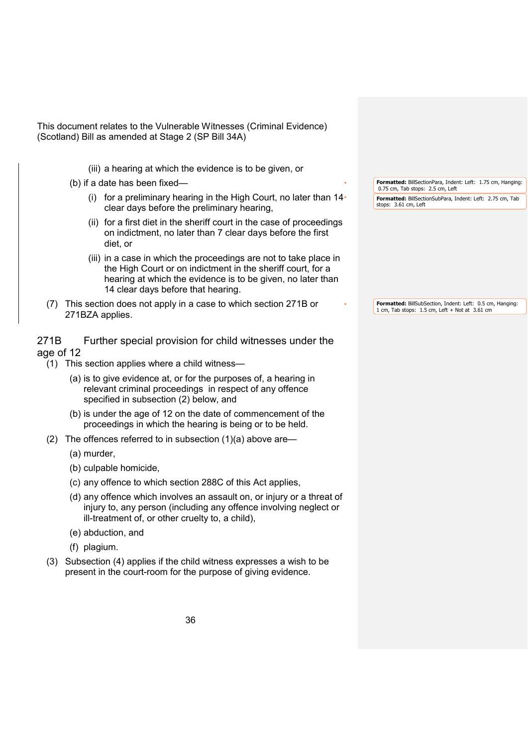This document relates to the Vulnerable Witnesses (Criminal Evidence) (Scotland) Bill as amended at Stage 2 (SP Bill 34A)

(iii) a hearing at which the evidence is to be given, or

(b) if a date has been fixed—

(i) for a preliminary hearing in the High Court, no later than 14 clear days before the preliminary hearing,

(ii) for a first diet in the sheriff court in the case of proceedings on indictment, no later than 7 clear days before the first diet, or

(iii) in a case in which the proceedings are not to take place in the High Court or on indictment in the sheriff court, for a hearing at which the evidence is to be given, no later than 14 clear days before that hearing.

(7) This section does not apply in a case to which section 271B or 271BZA applies.

Formatted: BillSectionPara, Indent: Left: 1.75 cm, Hanging: 0.75 cm, Tab stops: 2.5 cm, Left

Formatted: BillSectionSubPara, Indent: Left: 2.75 cm, Tab stops: 3.61 cm, Left

Formatted: BillSubSection, Indent: Left: 0.5 cm, Hanging: 1 cm, Tab stops: 1.5 cm, Left + Not at 3.61 cm

## 271B Further special provision for child witnesses under the age of 12

(1) This section applies where a child witness—

(a) is to give evidence at, or for the purposes of, a hearing in relevant criminal proceedings in respect of any offence specified in subsection (2) below, and

(b) is under the age of 12 on the date of commencement of the proceedings in which the hearing is being or to be held.

(2) The offences referred to in subsection (1)(a) above are—

(a) murder,

(b) culpable homicide,

(c) any offence to which section 288C of this Act applies,

(d) any offence which involves an assault on, or injury or a threat of injury to, any person (including any offence involving neglect or ill-treatment of, or other cruelty to, a child),

(e) abduction, and

(f) plagium.

(3) Subsection (4) applies if the child witness expresses a wish to be present in the court-room for the purpose of giving evidence.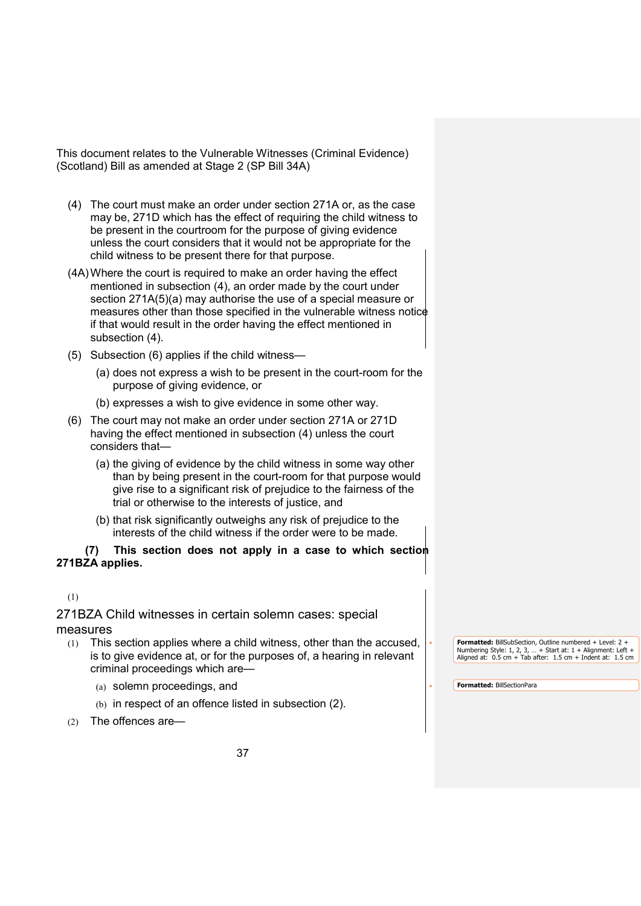This document relates to the Vulnerable Witnesses (Criminal Evidence) (Scotland) Bill as amended at Stage 2 (SP Bill 34A)

(4) The court must make an order under section 271A or, as the case may be, 271D which has the effect of requiring the child witness to be present in the courtroom for the purpose of giving evidence unless the court considers that it would not be appropriate for the child witness to be present there for that purpose.

(4A) Where the court is required to make an order having the effect mentioned in subsection (4), an order made by the court under section 271A(5)(a) may authorise the use of a special measure or measures other than those specified in the vulnerable witness notice if that would result in the order having the effect mentioned in subsection (4).

(5) Subsection (6) applies if the child witness—

(a) does not express a wish to be present in the court-room for the purpose of giving evidence, or

(b) expresses a wish to give evidence in some other way.

(6) The court may not make an order under section 271A or 271D having the effect mentioned in subsection (4) unless the court considers that—

(a) the giving of evidence by the child witness in some way other than by being present in the court-room for that purpose would give rise to a significant risk of prejudice to the fairness of the trial or otherwise to the interests of justice, and

(b) that risk significantly outweighs any risk of prejudice to the interests of the child witness if the order were to be made.

**(7) This section does not apply in a case to which section 271BZA applies.**

(1)

271BZA Child witnesses in certain solemn cases: special measures

(1) This section applies where a child witness, other than the accused, is to give evidence at, or for the purposes of, a hearing in relevant criminal proceedings which are—

(a) solemn proceedings, and

(b) in respect of an offence listed in subsection (2).

(2) The offences are—

Formatted: BillSubSection, Outline numbered + Level: 2 + Numbering Style: 1, 2, 3, … + Start at: 1 + Alignment: Left + Aligned at: 0.5 cm + Tab after: 1.5 cm + Indent at: 1.5 cm

Formatted: BillSectionPara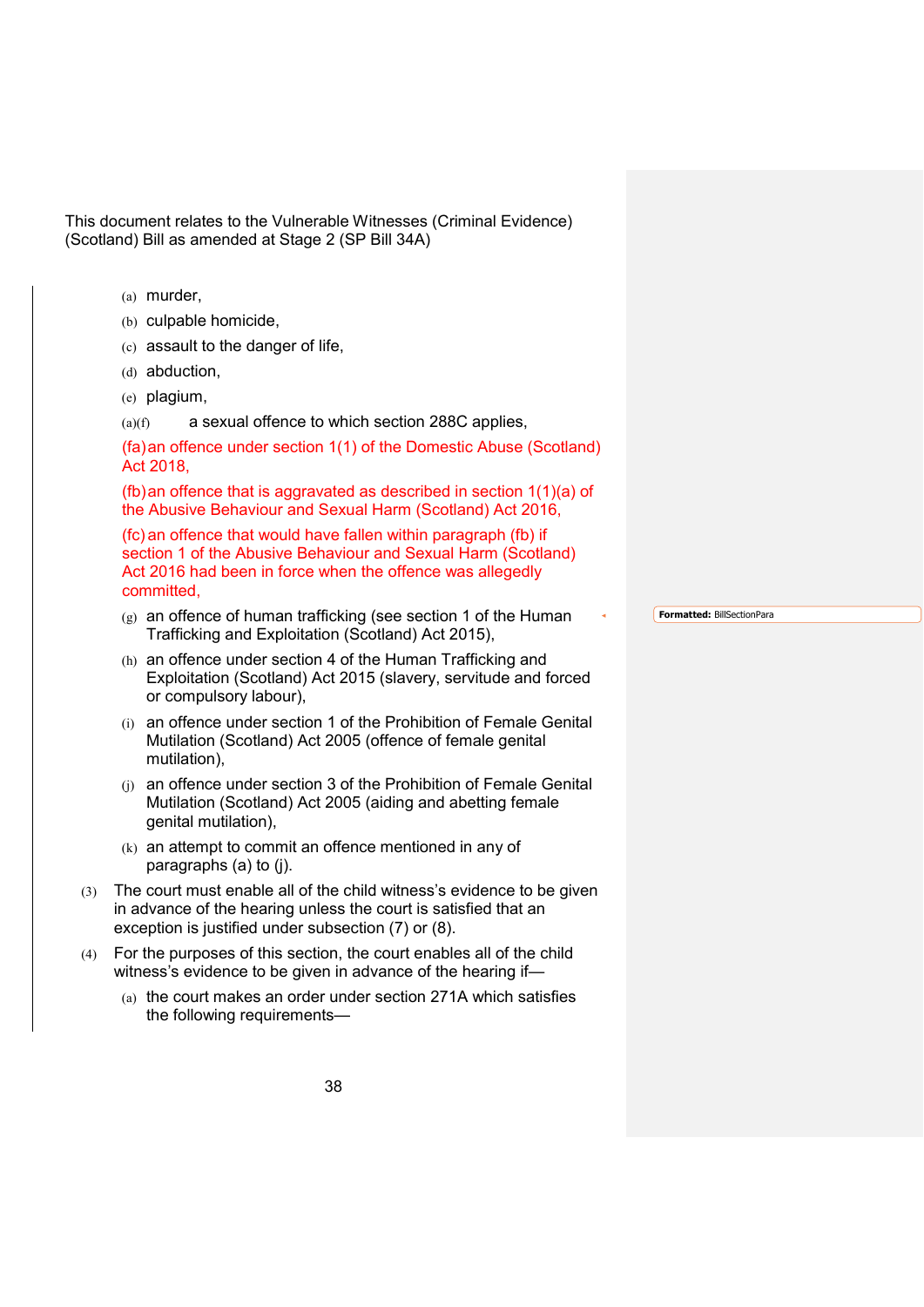This document relates to the Vulnerable Witnesses (Criminal Evidence) (Scotland) Bill as amended at Stage 2 (SP Bill 34A)

(a) murder,

(b) culpable homicide,

(c) assault to the danger of life,

(d) abduction,

(e) plagium,

(a)(f) a sexual offence to which section 288C applies,

(fa) an offence under section 1(1) of the Domestic Abuse (Scotland) Act 2018,

(fb) an offence that is aggravated as described in section 1(1)(a) of the Abusive Behaviour and Sexual Harm (Scotland) Act 2016,

(fc) an offence that would have fallen within paragraph (fb) if section 1 of the Abusive Behaviour and Sexual Harm (Scotland) Act 2016 had been in force when the offence was allegedly committed,

(g) an offence of human trafficking (see section 1 of the Human Trafficking and Exploitation (Scotland) Act 2015),

(h) an offence under section 4 of the Human Trafficking and Exploitation (Scotland) Act 2015 (slavery, servitude and forced or compulsory labour),

(i) an offence under section 1 of the Prohibition of Female Genital Mutilation (Scotland) Act 2005 (offence of female genital mutilation),

(j) an offence under section 3 of the Prohibition of Female Genital Mutilation (Scotland) Act 2005 (aiding and abetting female genital mutilation),

(k) an attempt to commit an offence mentioned in any of paragraphs (a) to (j).

(3) The court must enable all of the child witness's evidence to be given in advance of the hearing unless the court is satisfied that an exception is justified under subsection (7) or (8).

(4) For the purposes of this section, the court enables all of the child witness's evidence to be given in advance of the hearing if—

(a) the court makes an order under section 271A which satisfies the following requirements—

Formatted: BillSectionPara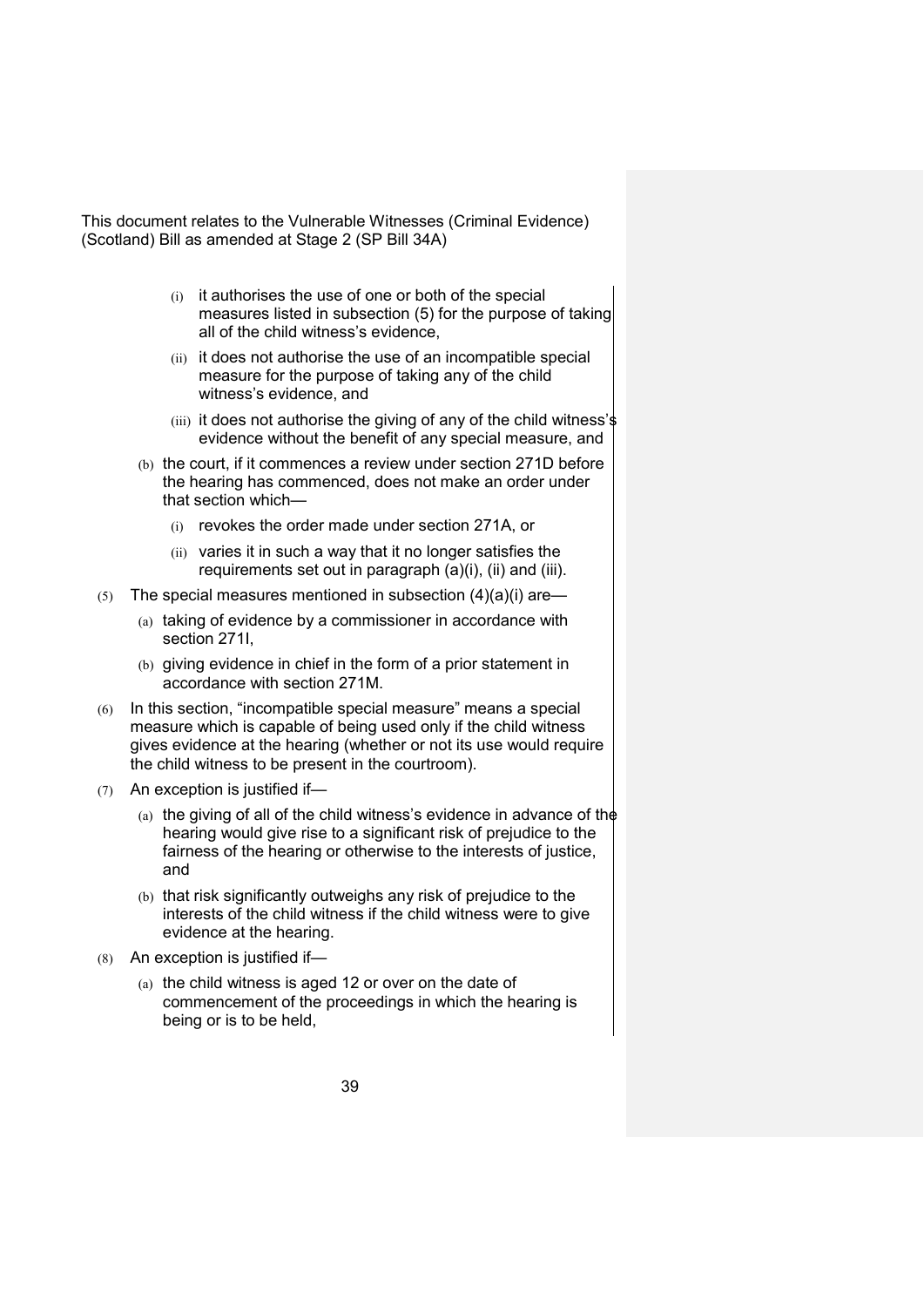This document relates to the Vulnerable Witnesses (Criminal Evidence) (Scotland) Bill as amended at Stage 2 (SP Bill 34A)

(i) it authorises the use of one or both of the special measures listed in subsection (5) for the purpose of taking all of the child witness's evidence,

(ii) it does not authorise the use of an incompatible special measure for the purpose of taking any of the child witness's evidence, and

(iii) it does not authorise the giving of any of the child witness's evidence without the benefit of any special measure, and

(b) the court, if it commences a review under section 271D before the hearing has commenced, does not make an order under that section which—

(i) revokes the order made under section 271A, or

(ii) varies it in such a way that it no longer satisfies the requirements set out in paragraph (a)(i), (ii) and (iii).

(5) The special measures mentioned in subsection (4)(a)(i) are—

(a) taking of evidence by a commissioner in accordance with section 271I,

(b) giving evidence in chief in the form of a prior statement in accordance with section 271M.

(6) In this section, "incompatible special measure" means a special measure which is capable of being used only if the child witness gives evidence at the hearing (whether or not its use would require the child witness to be present in the courtroom).

(7) An exception is justified if—

(a) the giving of all of the child witness's evidence in advance of the hearing would give rise to a significant risk of prejudice to the fairness of the hearing or otherwise to the interests of justice, and

(b) that risk significantly outweighs any risk of prejudice to the interests of the child witness if the child witness were to give evidence at the hearing.

(8) An exception is justified if—

(a) the child witness is aged 12 or over on the date of commencement of the proceedings in which the hearing is being or is to be held,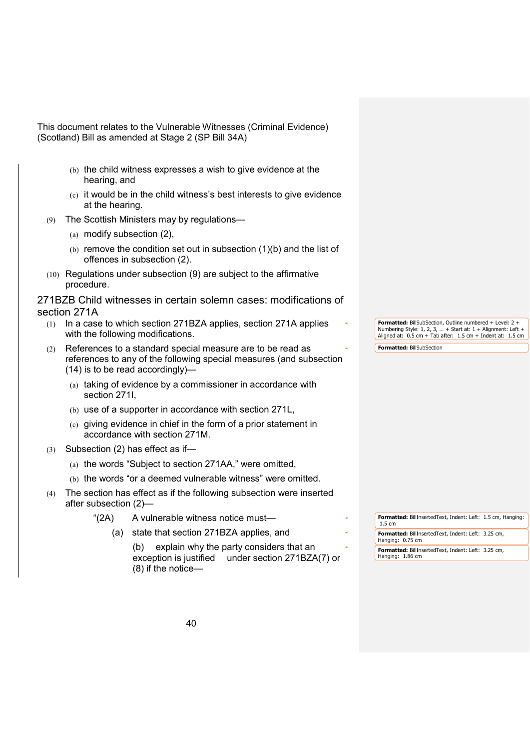This document relates to the Vulnerable Witnesses (Criminal Evidence) (Scotland) Bill as amended at Stage 2 (SP Bill 34A)

(b) the child witness expresses a wish to give evidence at the hearing, and

(c) it would be in the child witness's best interests to give evidence at the hearing.

(9) The Scottish Ministers may by regulations—

(a) modify subsection (2),

(b) remove the condition set out in subsection (1)(b) and the list of offences in subsection (2).

(10) Regulations under subsection (9) are subject to the affirmative procedure.

## 271BZB Child witnesses in certain solemn cases: modifications of section 271A

(1) In a case to which section 271BZA applies, section 271A applies with the following modifications.

(2) References to a standard special measure are to be read as references to any of the following special measures (and subsection (14) is to be read accordingly)—

(a) taking of evidence by a commissioner in accordance with section 271I,

(b) use of a supporter in accordance with section 271L,

(c) giving evidence in chief in the form of a prior statement in accordance with section 271M.

(3) Subsection (2) has effect as if—

(a) the words "Subject to section 271AA," were omitted,

(b) the words "or a deemed vulnerable witness" were omitted.

(4) The section has effect as if the following subsection were inserted after subsection (2)—

"(2A) A vulnerable witness notice must—

(a) state that section 271BZA applies, and

(b) explain why the party considers that an exception is justified under section 271BZA(7) or (8) if the notice—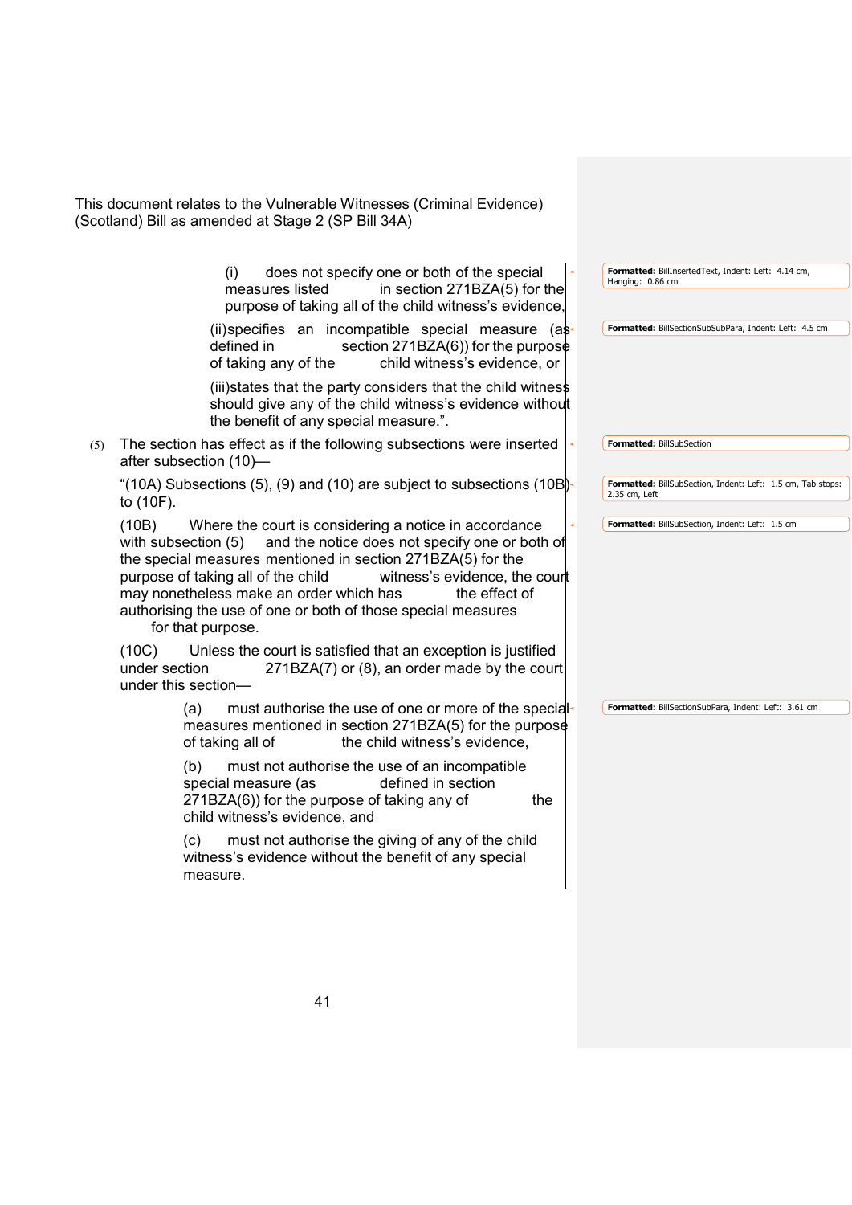This document relates to the Vulnerable Witnesses (Criminal Evidence) (Scotland) Bill as amended at Stage 2 (SP Bill 34A)

(i) does not specify one or both of the special measures listed in section 271BZA(5) for the purpose of taking all of the child witness's evidence,

(ii) specifies an incompatible special measure (as defined in section 271BZA(6)) for the purpose of taking any of the child witness's evidence, or

(iii) states that the party considers that the child witness should give any of the child witness's evidence without the benefit of any special measure.".

(5) The section has effect as if the following subsections were inserted after subsection (10)—

"(10A) Subsections (5), (9) and (10) are subject to subsections (10B) to (10F).

(10B) Where the court is considering a notice in accordance with subsection (5) and the notice does not specify one or both of the special measures mentioned in section 271BZA(5) for the purpose of taking all of the child witness's evidence, the court may nonetheless make an order which has the effect of authorising the use of one or both of those special measures for that purpose.

(10C) Unless the court is satisfied that an exception is justified under section 271BZA(7) or (8), an order made by the court under this section—

(a) must authorise the use of one or more of the special measures mentioned in section 271BZA(5) for the purpose of taking all of the child witness's evidence,

(b) must not authorise the use of an incompatible special measure (as defined in section 271BZA(6)) for the purpose of taking any of the child witness's evidence, and

(c) must not authorise the giving of any of the child witness's evidence without the benefit of any special measure.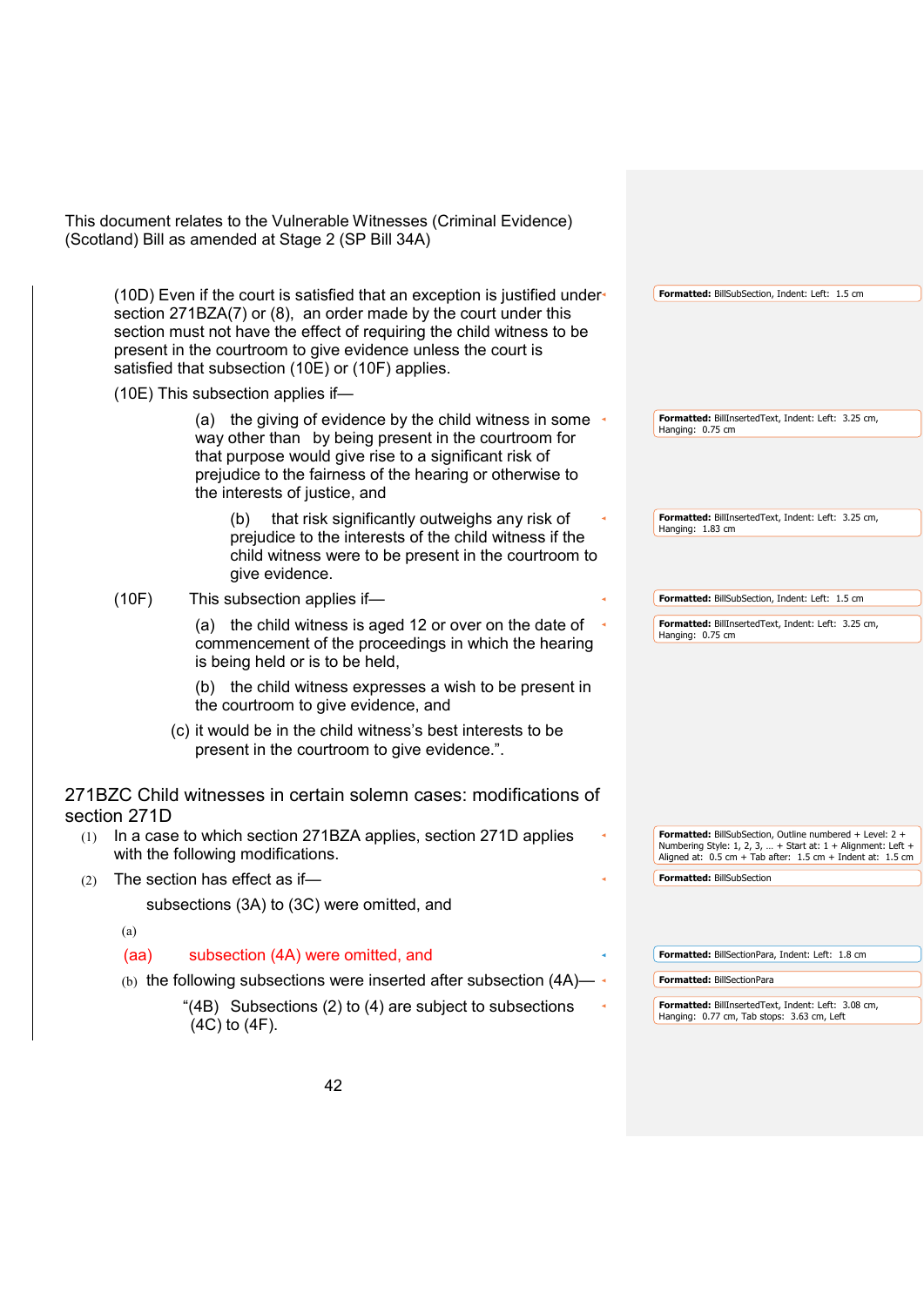This document relates to the Vulnerable Witnesses (Criminal Evidence) (Scotland) Bill as amended at Stage 2 (SP Bill 34A)

(10D) Even if the court is satisfied that an exception is justified under section 271BZA(7) or (8), an order made by the court under this section must not have the effect of requiring the child witness to be present in the courtroom to give evidence unless the court is satisfied that subsection (10E) or (10F) applies.

(10E) This subsection applies if—

(a) the giving of evidence by the child witness in some way other than by being present in the courtroom for that purpose would give rise to a significant risk of prejudice to the fairness of the hearing or otherwise to the interests of justice, and

(b) that risk significantly outweighs any risk of prejudice to the interests of the child witness if the child witness were to be present in the courtroom to give evidence.

(10F) This subsection applies if—

(a) the child witness is aged 12 or over on the date of commencement of the proceedings in which the hearing is being held or is to be held,

(b) the child witness expresses a wish to be present in the courtroom to give evidence, and

(c) it would be in the child witness's best interests to be present in the courtroom to give evidence.".

## 271BZC Child witnesses in certain solemn cases: modifications of section 271D

(1) In a case to which section 271BZA applies, section 271D applies with the following modifications.

(2) The section has effect as if—

subsections (3A) to (3C) were omitted, and

(a)

(aa) subsection (4A) were omitted, and

(b) the following subsections were inserted after subsection (4A)—

"(4B) Subsections (2) to (4) are subject to subsections (4C) to (4F).

Formatted: BillSubSection, Indent: Left: 1.5 cm

Formatted: BillInsertedText, Indent: Left: 3.25 cm, Hanging: 0.75 cm

Formatted: BillInsertedText, Indent: Left: 3.25 cm, Hanging: 1.83 cm

Formatted: BillSubSection, Indent: Left: 1.5 cm

Formatted: BillInsertedText, Indent: Left: 3.25 cm, Hanging: 0.75 cm

Formatted: BillSubSection, Outline numbered + Level: 2 + Numbering Style: 1, 2, 3, … + Start at: 1 + Alignment: Left + Aligned at: 0.5 cm + Tab after: 1.5 cm + Indent at: 1.5 cm

Formatted: BillSubSection

Formatted: BillSectionPara, Indent: Left: 1.8 cm

Formatted: BillSectionPara

Formatted: BillInsertedText, Indent: Left: 3.08 cm, Hanging: 0.77 cm, Tab stops: 3.63 cm, Left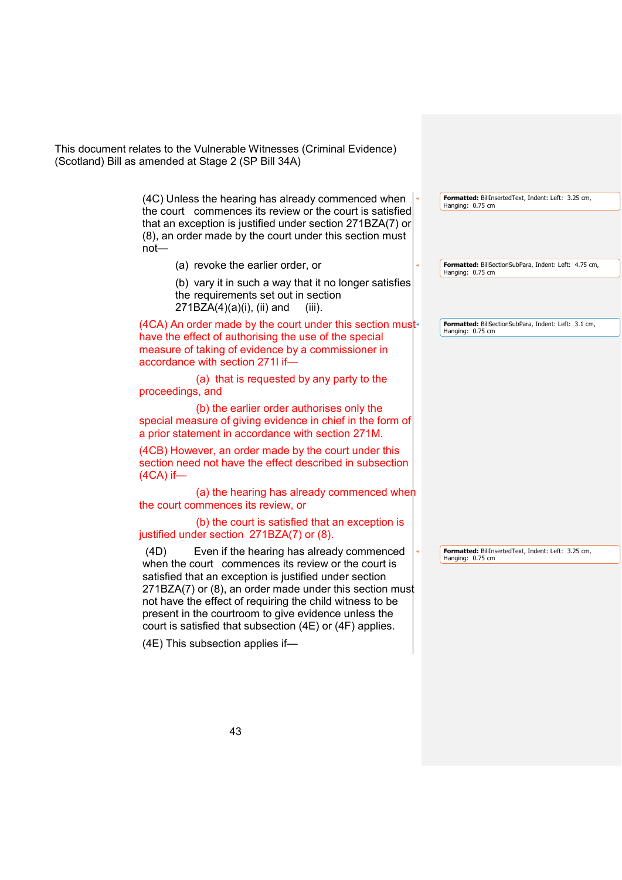This document relates to the Vulnerable Witnesses (Criminal Evidence) (Scotland) Bill as amended at Stage 2 (SP Bill 34A)

(4C) Unless the hearing has already commenced when the court commences its review or the court is satisfied that an exception is justified under section 271BZA(7) or (8), an order made by the court under this section must not—

(a) revoke the earlier order, or

(b) vary it in such a way that it no longer satisfies the requirements set out in section 271BZA(4)(a)(i), (ii) and (iii).

(4CA) An order made by the court under this section must have the effect of authorising the use of the special measure of taking of evidence by a commissioner in accordance with section 271I if—

(a) that is requested by any party to the proceedings, and

(b) the earlier order authorises only the special measure of giving evidence in chief in the form of a prior statement in accordance with section 271M.

(4CB) However, an order made by the court under this section need not have the effect described in subsection (4CA) if—

(a) the hearing has already commenced when the court commences its review, or

(b) the court is satisfied that an exception is justified under section 271BZA(7) or (8).

(4D) Even if the hearing has already commenced when the court commences its review or the court is satisfied that an exception is justified under section 271BZA(7) or (8), an order made under this section must not have the effect of requiring the child witness to be present in the courtroom to give evidence unless the court is satisfied that subsection (4E) or (4F) applies.

(4E) This subsection applies if—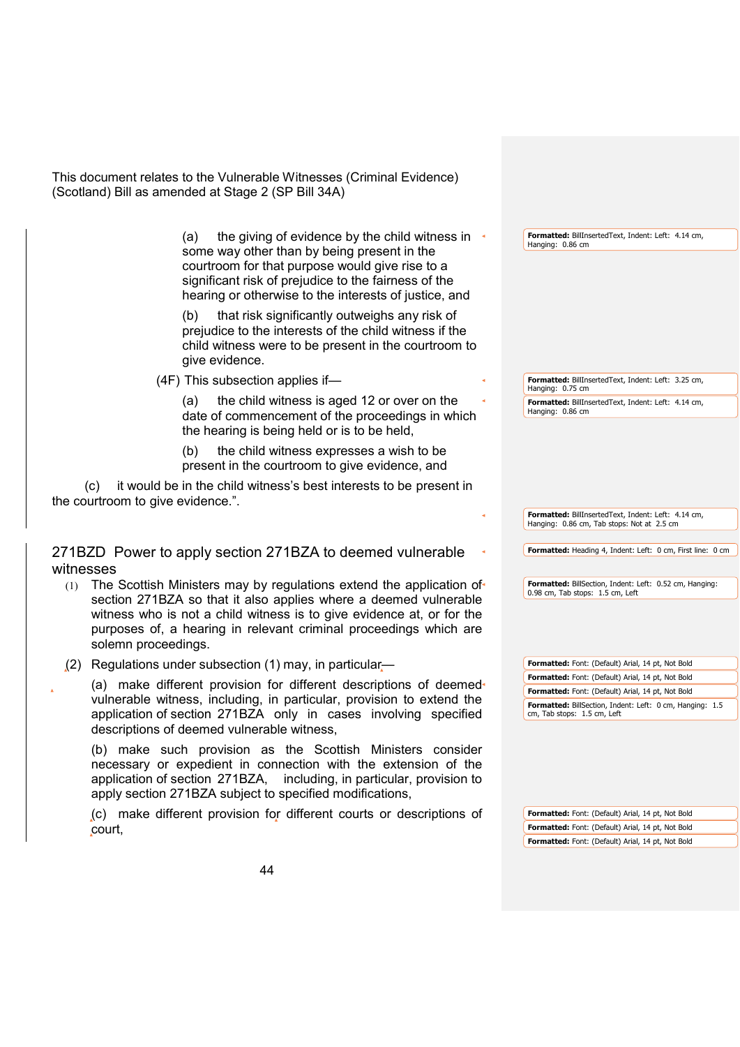This document relates to the Vulnerable Witnesses (Criminal Evidence) (Scotland) Bill as amended at Stage 2 (SP Bill 34A)

(a) the giving of evidence by the child witness in some way other than by being present in the courtroom for that purpose would give rise to a significant risk of prejudice to the fairness of the hearing or otherwise to the interests of justice, and

(b) that risk significantly outweighs any risk of prejudice to the interests of the child witness if the child witness were to be present in the courtroom to give evidence.

(4F) This subsection applies if—

(a) the child witness is aged 12 or over on the date of commencement of the proceedings in which the hearing is being held or is to be held,

(b) the child witness expresses a wish to be present in the courtroom to give evidence, and

(c) it would be in the child witness's best interests to be present in the courtroom to give evidence.".

#### 271BZD Power to apply section 271BZA to deemed vulnerable witnesses

(1) The Scottish Ministers may by regulations extend the application of section 271BZA so that it also applies where a deemed vulnerable witness who is not a child witness is to give evidence at, or for the purposes of, a hearing in relevant criminal proceedings which are solemn proceedings.

(2) Regulations under subsection (1) may, in particular—

(a) make different provision for different descriptions of deemed vulnerable witness, including, in particular, provision to extend the application of section 271BZA only in cases involving specified descriptions of deemed vulnerable witness,

(b) make such provision as the Scottish Ministers consider necessary or expedient in connection with the extension of the application of section 271BZA, including, in particular, provision to apply section 271BZA subject to specified modifications,

(c) make different provision for different courts or descriptions of court,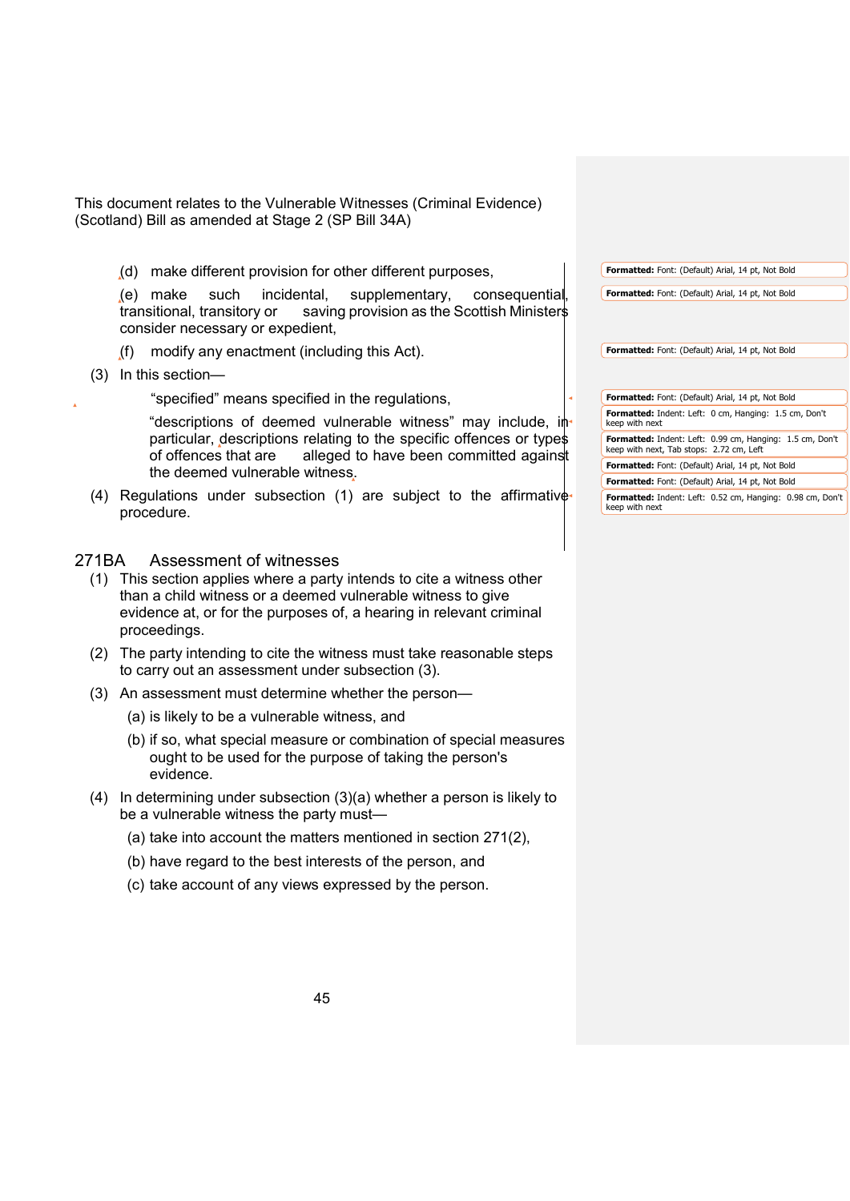This document relates to the Vulnerable Witnesses (Criminal Evidence) (Scotland) Bill as amended at Stage 2 (SP Bill 34A)

(d) make different provision for other different purposes,

(e) make such incidental, supplementary, consequential, transitional, transitory or saving provision as the Scottish Ministers consider necessary or expedient,

(f) modify any enactment (including this Act).

(3) In this section—

"specified" means specified in the regulations,

"descriptions of deemed vulnerable witness" may include, in particular, descriptions relating to the specific offences or types of offences that are alleged to have been committed against the deemed vulnerable witness.

(4) Regulations under subsection (1) are subject to the affirmative procedure.

## 271BA Assessment of witnesses

(1) This section applies where a party intends to cite a witness other than a child witness or a deemed vulnerable witness to give evidence at, or for the purposes of, a hearing in relevant criminal proceedings.

(2) The party intending to cite the witness must take reasonable steps to carry out an assessment under subsection (3).

(3) An assessment must determine whether the person—

(a) is likely to be a vulnerable witness, and

(b) if so, what special measure or combination of special measures ought to be used for the purpose of taking the person's evidence.

(4) In determining under subsection (3)(a) whether a person is likely to be a vulnerable witness the party must—

(a) take into account the matters mentioned in section 271(2),

(b) have regard to the best interests of the person, and

(c) take account of any views expressed by the person.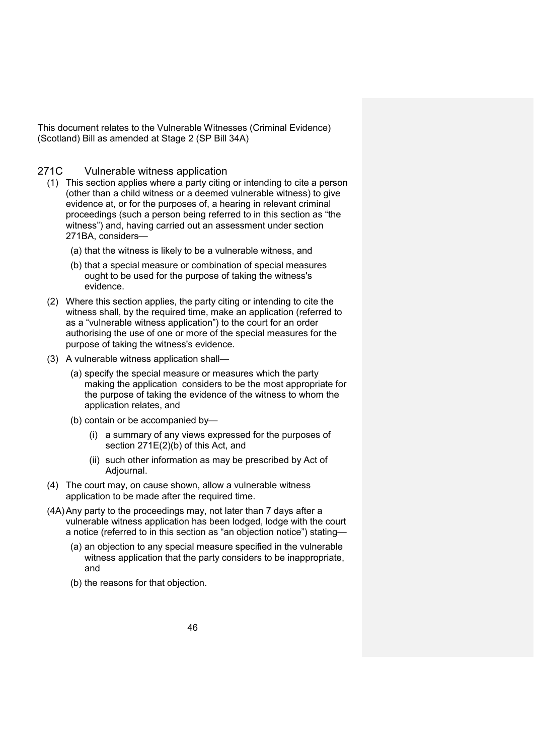This document relates to the Vulnerable Witnesses (Criminal Evidence) (Scotland) Bill as amended at Stage 2 (SP Bill 34A)

## 271C Vulnerable witness application

(1) This section applies where a party citing or intending to cite a person (other than a child witness or a deemed vulnerable witness) to give evidence at, or for the purposes of, a hearing in relevant criminal proceedings (such a person being referred to in this section as "the witness") and, having carried out an assessment under section 271BA, considers—

- (a) that the witness is likely to be a vulnerable witness, and
- (b) that a special measure or combination of special measures ought to be used for the purpose of taking the witness's evidence.

(2) Where this section applies, the party citing or intending to cite the witness shall, by the required time, make an application (referred to as a "vulnerable witness application") to the court for an order authorising the use of one or more of the special measures for the purpose of taking the witness's evidence.

(3) A vulnerable witness application shall—

- (a) specify the special measure or measures which the party making the application considers to be the most appropriate for the purpose of taking the evidence of the witness to whom the application relates, and
- (b) contain or be accompanied by—
  - (i) a summary of any views expressed for the purposes of section 271E(2)(b) of this Act, and
  - (ii) such other information as may be prescribed by Act of Adjournal.

(4) The court may, on cause shown, allow a vulnerable witness application to be made after the required time.

(4A) Any party to the proceedings may, not later than 7 days after a vulnerable witness application has been lodged, lodge with the court a notice (referred to in this section as "an objection notice") stating—

- (a) an objection to any special measure specified in the vulnerable witness application that the party considers to be inappropriate, and
- (b) the reasons for that objection.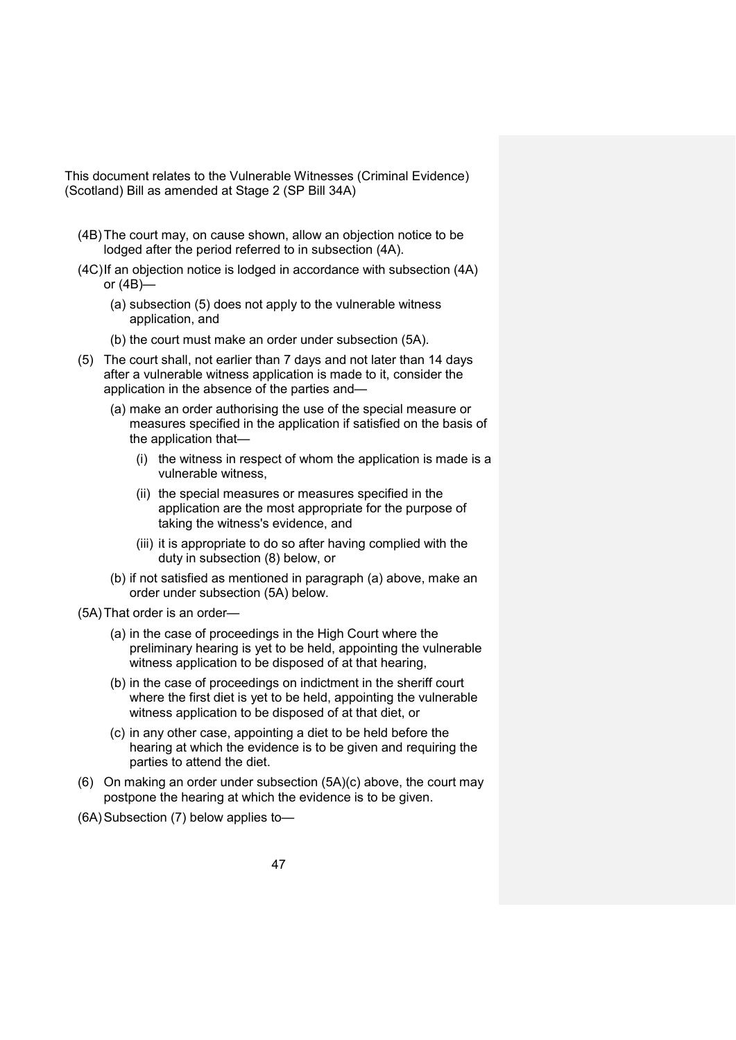This document relates to the Vulnerable Witnesses (Criminal Evidence) (Scotland) Bill as amended at Stage 2 (SP Bill 34A)

(4B) The court may, on cause shown, allow an objection notice to be lodged after the period referred to in subsection (4A).

(4C) If an objection notice is lodged in accordance with subsection (4A) or (4B)—

- (a) subsection (5) does not apply to the vulnerable witness application, and
- (b) the court must make an order under subsection (5A).

(5) The court shall, not earlier than 7 days and not later than 14 days after a vulnerable witness application is made to it, consider the application in the absence of the parties and—

- (a) make an order authorising the use of the special measure or measures specified in the application if satisfied on the basis of the application that—
  - (i) the witness in respect of whom the application is made is a vulnerable witness,
  - (ii) the special measures or measures specified in the application are the most appropriate for the purpose of taking the witness's evidence, and
  - (iii) it is appropriate to do so after having complied with the duty in subsection (8) below, or
- (b) if not satisfied as mentioned in paragraph (a) above, make an order under subsection (5A) below.

(5A) That order is an order—

- (a) in the case of proceedings in the High Court where the preliminary hearing is yet to be held, appointing the vulnerable witness application to be disposed of at that hearing,
- (b) in the case of proceedings on indictment in the sheriff court where the first diet is yet to be held, appointing the vulnerable witness application to be disposed of at that diet, or
- (c) in any other case, appointing a diet to be held before the hearing at which the evidence is to be given and requiring the parties to attend the diet.

(6) On making an order under subsection (5A)(c) above, the court may postpone the hearing at which the evidence is to be given.

(6A) Subsection (7) below applies to—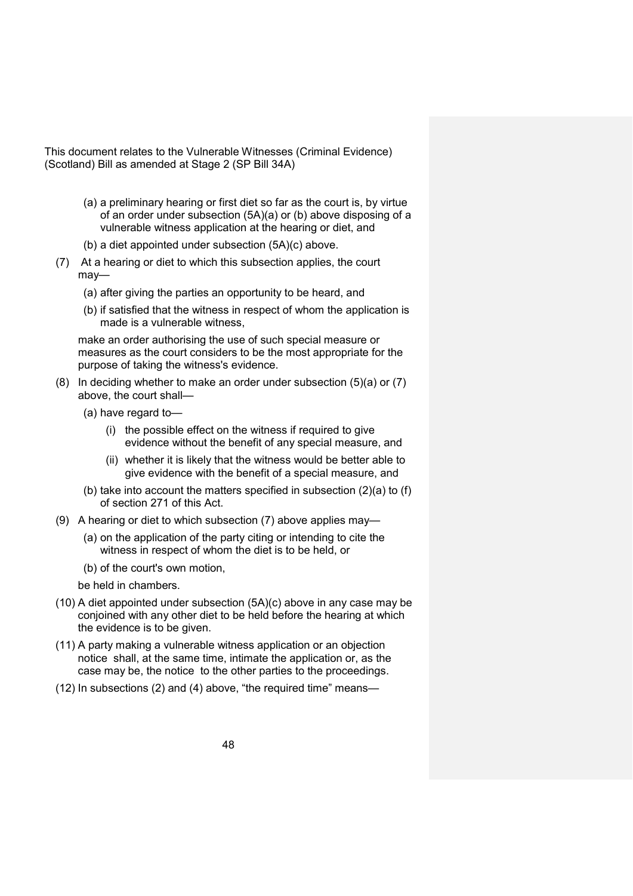This document relates to the Vulnerable Witnesses (Criminal Evidence) (Scotland) Bill as amended at Stage 2 (SP Bill 34A)

(a) a preliminary hearing or first diet so far as the court is, by virtue of an order under subsection (5A)(a) or (b) above disposing of a vulnerable witness application at the hearing or diet, and

(b) a diet appointed under subsection (5A)(c) above.

(7) At a hearing or diet to which this subsection applies, the court may—

(a) after giving the parties an opportunity to be heard, and

(b) if satisfied that the witness in respect of whom the application is made is a vulnerable witness,

make an order authorising the use of such special measure or measures as the court considers to be the most appropriate for the purpose of taking the witness's evidence.

(8) In deciding whether to make an order under subsection (5)(a) or (7) above, the court shall—

(a) have regard to—

(i) the possible effect on the witness if required to give evidence without the benefit of any special measure, and

(ii) whether it is likely that the witness would be better able to give evidence with the benefit of a special measure, and

(b) take into account the matters specified in subsection (2)(a) to (f) of section 271 of this Act.

(9) A hearing or diet to which subsection (7) above applies may—

(a) on the application of the party citing or intending to cite the witness in respect of whom the diet is to be held, or

(b) of the court's own motion,

be held in chambers.

(10) A diet appointed under subsection (5A)(c) above in any case may be conjoined with any other diet to be held before the hearing at which the evidence is to be given.

(11) A party making a vulnerable witness application or an objection notice shall, at the same time, intimate the application or, as the case may be, the notice to the other parties to the proceedings.

(12) In subsections (2) and (4) above, "the required time" means—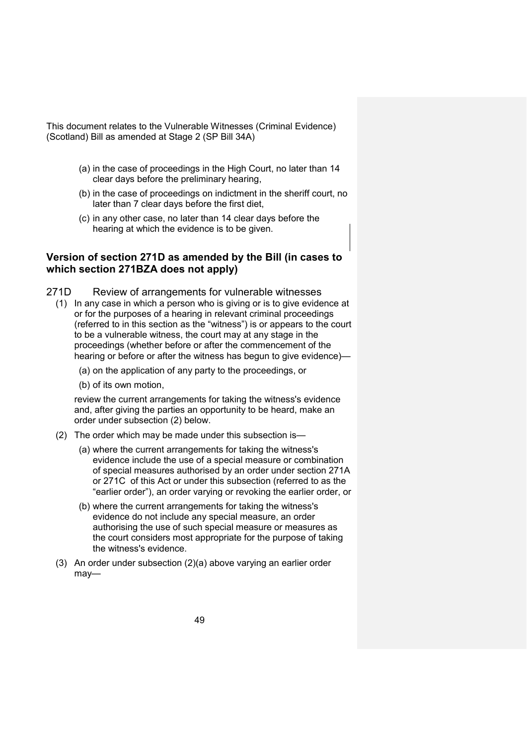This document relates to the Vulnerable Witnesses (Criminal Evidence) (Scotland) Bill as amended at Stage 2 (SP Bill 34A)

(a) in the case of proceedings in the High Court, no later than 14 clear days before the preliminary hearing,

(b) in the case of proceedings on indictment in the sheriff court, no later than 7 clear days before the first diet,

(c) in any other case, no later than 14 clear days before the hearing at which the evidence is to be given.

## Version of section 271D as amended by the Bill (in cases to which section 271BZA does not apply)

### 271D Review of arrangements for vulnerable witnesses

(1) In any case in which a person who is giving or is to give evidence at or for the purposes of a hearing in relevant criminal proceedings (referred to in this section as the "witness") is or appears to the court to be a vulnerable witness, the court may at any stage in the proceedings (whether before or after the commencement of the hearing or before or after the witness has begun to give evidence)—

(a) on the application of any party to the proceedings, or

(b) of its own motion,

review the current arrangements for taking the witness's evidence and, after giving the parties an opportunity to be heard, make an order under subsection (2) below.

(2) The order which may be made under this subsection is—

(a) where the current arrangements for taking the witness's evidence include the use of a special measure or combination of special measures authorised by an order under section 271A or 271C of this Act or under this subsection (referred to as the "earlier order"), an order varying or revoking the earlier order, or

(b) where the current arrangements for taking the witness's evidence do not include any special measure, an order authorising the use of such special measure or measures as the court considers most appropriate for the purpose of taking the witness's evidence.

(3) An order under subsection (2)(a) above varying an earlier order may—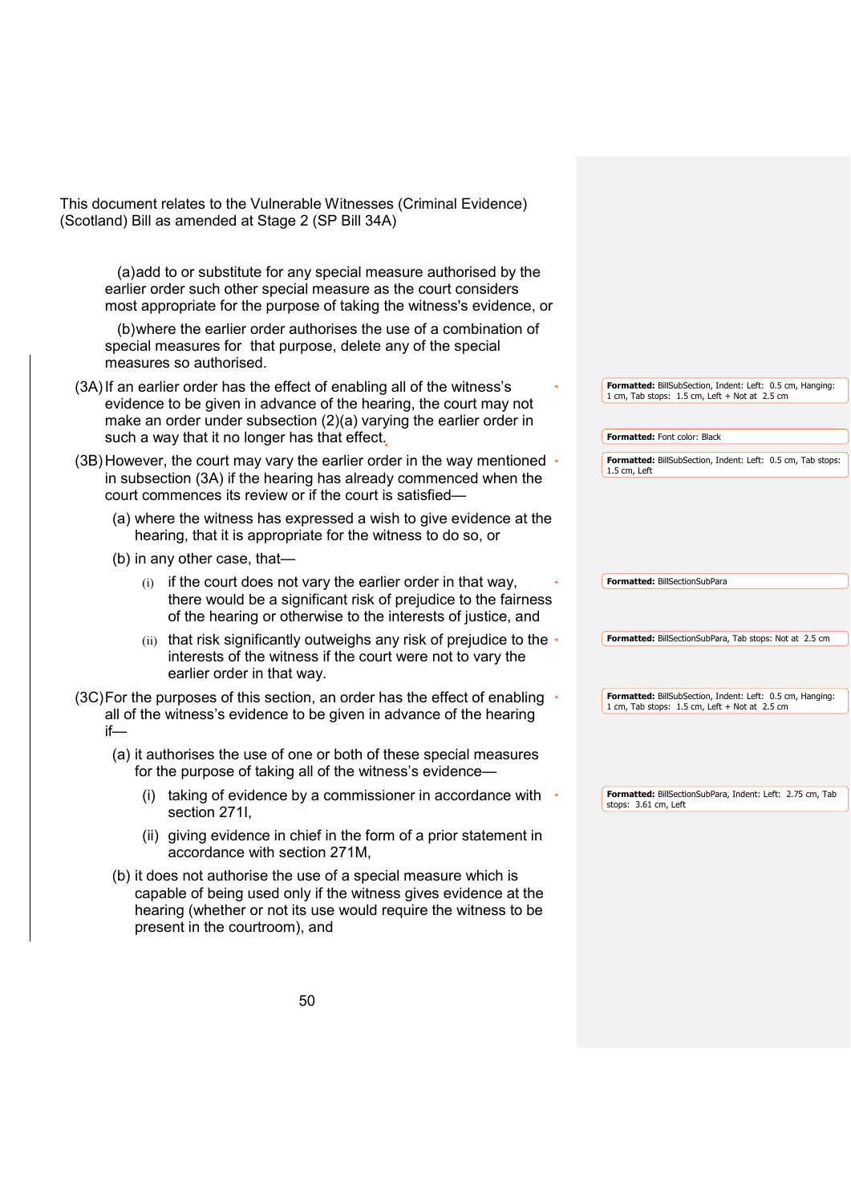This document relates to the Vulnerable Witnesses (Criminal Evidence) (Scotland) Bill as amended at Stage 2 (SP Bill 34A)

(a) add to or substitute for any special measure authorised by the earlier order such other special measure as the court considers most appropriate for the purpose of taking the witness's evidence, or

(b) where the earlier order authorises the use of a combination of special measures for that purpose, delete any of the special measures so authorised.

(3A) If an earlier order has the effect of enabling all of the witness's evidence to be given in advance of the hearing, the court may not make an order under subsection (2)(a) varying the earlier order in such a way that it no longer has that effect.

(3B) However, the court may vary the earlier order in the way mentioned in subsection (3A) if the hearing has already commenced when the court commences its review or if the court is satisfied—

(a) where the witness has expressed a wish to give evidence at the hearing, that it is appropriate for the witness to do so, or

(b) in any other case, that—

(i) if the court does not vary the earlier order in that way, there would be a significant risk of prejudice to the fairness of the hearing or otherwise to the interests of justice, and

(ii) that risk significantly outweighs any risk of prejudice to the interests of the witness if the court were not to vary the earlier order in that way.

(3C) For the purposes of this section, an order has the effect of enabling all of the witness's evidence to be given in advance of the hearing if—

(a) it authorises the use of one or both of these special measures for the purpose of taking all of the witness's evidence—

(i) taking of evidence by a commissioner in accordance with section 271I,

(ii) giving evidence in chief in the form of a prior statement in accordance with section 271M,

(b) it does not authorise the use of a special measure which is capable of being used only if the witness gives evidence at the hearing (whether or not its use would require the witness to be present in the courtroom), and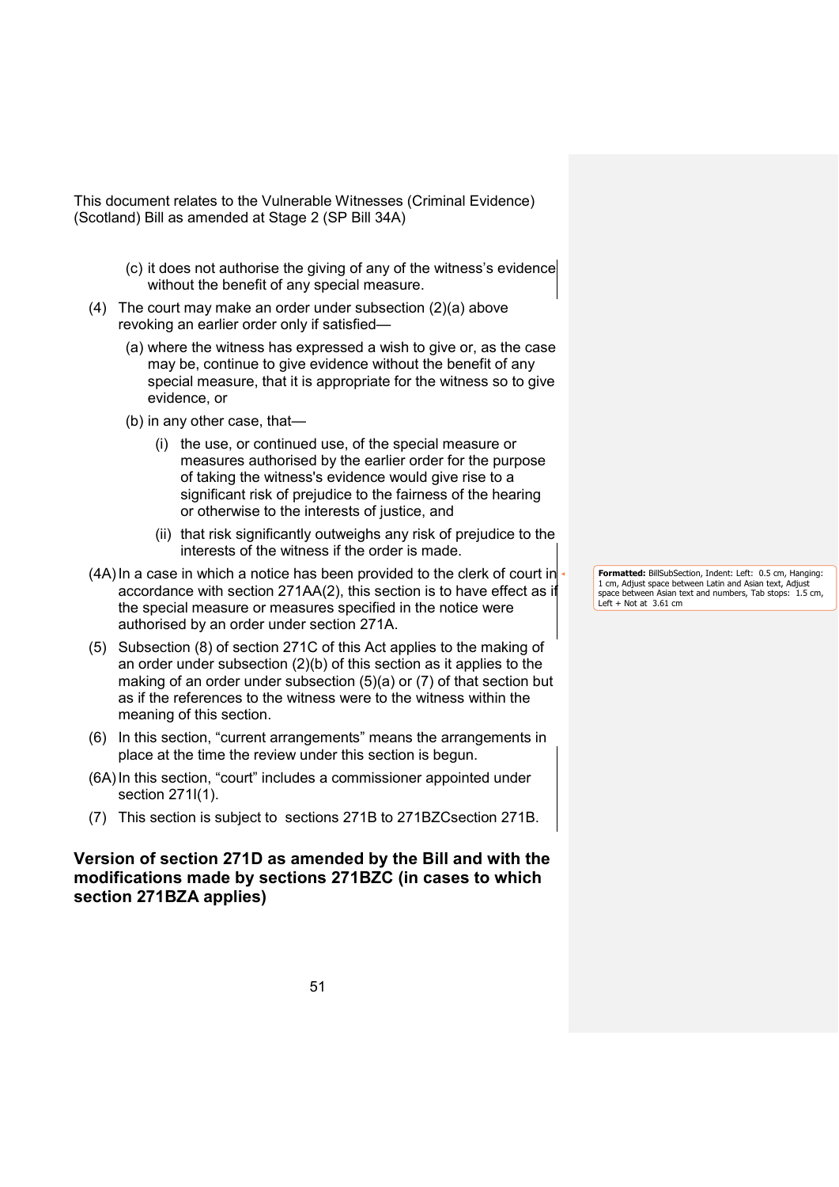This document relates to the Vulnerable Witnesses (Criminal Evidence) (Scotland) Bill as amended at Stage 2 (SP Bill 34A)

(c) it does not authorise the giving of any of the witness's evidence without the benefit of any special measure.

(4) The court may make an order under subsection (2)(a) above revoking an earlier order only if satisfied—

(a) where the witness has expressed a wish to give or, as the case may be, continue to give evidence without the benefit of any special measure, that it is appropriate for the witness so to give evidence, or

(b) in any other case, that—

(i) the use, or continued use, of the special measure or measures authorised by the earlier order for the purpose of taking the witness's evidence would give rise to a significant risk of prejudice to the fairness of the hearing or otherwise to the interests of justice, and

(ii) that risk significantly outweighs any risk of prejudice to the interests of the witness if the order is made.

(4A) In a case in which a notice has been provided to the clerk of court in accordance with section 271AA(2), this section is to have effect as if the special measure or measures specified in the notice were authorised by an order under section 271A.

(5) Subsection (8) of section 271C of this Act applies to the making of an order under subsection (2)(b) of this section as it applies to the making of an order under subsection (5)(a) or (7) of that section but as if the references to the witness were to the witness within the meaning of this section.

(6) In this section, "current arrangements" means the arrangements in place at the time the review under this section is begun.

(6A) In this section, "court" includes a commissioner appointed under section 271I(1).

(7) This section is subject to sections 271B to 271BZCsection 271B.

**Formatted:** BillSubSection, Indent: Left: 0.5 cm, Hanging: 1 cm, Adjust space between Latin and Asian text, Adjust space between Asian text and numbers, Tab stops: 1.5 cm, Left + Not at 3.61 cm

## Version of section 271D as amended by the Bill and with the modifications made by sections 271BZC (in cases to which section 271BZA applies)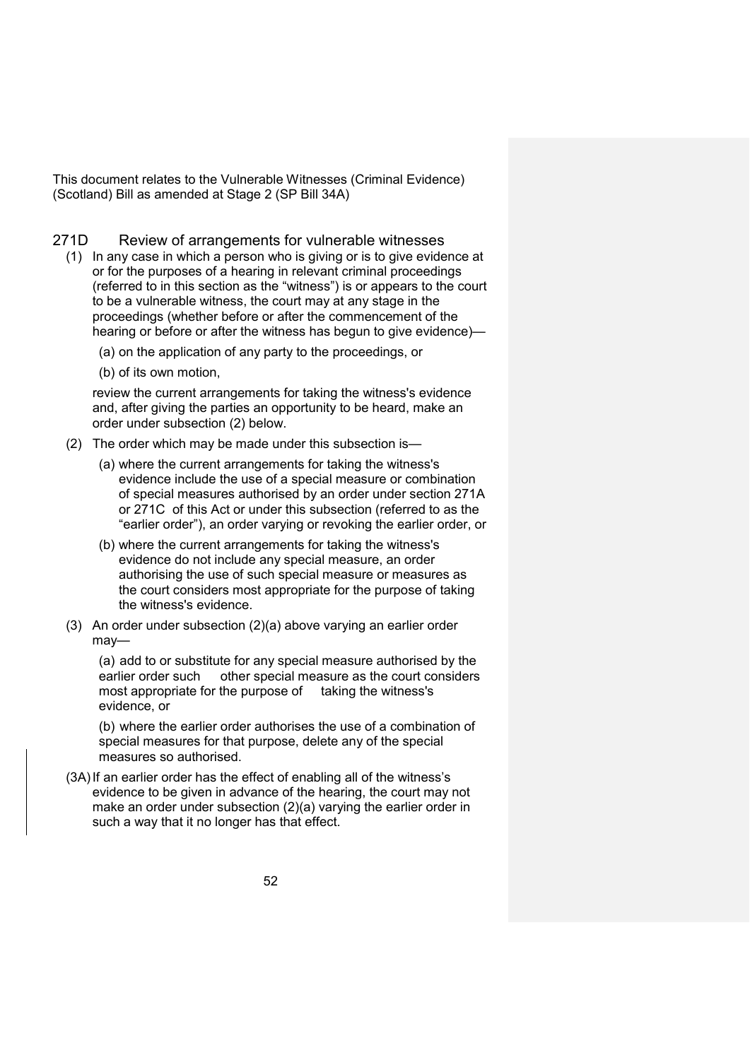This document relates to the Vulnerable Witnesses (Criminal Evidence) (Scotland) Bill as amended at Stage 2 (SP Bill 34A)

## 271D Review of arrangements for vulnerable witnesses

(1) In any case in which a person who is giving or is to give evidence at or for the purposes of a hearing in relevant criminal proceedings (referred to in this section as the "witness") is or appears to the court to be a vulnerable witness, the court may at any stage in the proceedings (whether before or after the commencement of the hearing or before or after the witness has begun to give evidence)—

(a) on the application of any party to the proceedings, or

(b) of its own motion,

review the current arrangements for taking the witness's evidence and, after giving the parties an opportunity to be heard, make an order under subsection (2) below.

(2) The order which may be made under this subsection is—

(a) where the current arrangements for taking the witness's evidence include the use of a special measure or combination of special measures authorised by an order under section 271A or 271C of this Act or under this subsection (referred to as the "earlier order"), an order varying or revoking the earlier order, or

(b) where the current arrangements for taking the witness's evidence do not include any special measure, an order authorising the use of such special measure or measures as the court considers most appropriate for the purpose of taking the witness's evidence.

(3) An order under subsection (2)(a) above varying an earlier order may—

(a) add to or substitute for any special measure authorised by the earlier order such other special measure as the court considers most appropriate for the purpose of taking the witness's evidence, or

(b) where the earlier order authorises the use of a combination of special measures for that purpose, delete any of the special measures so authorised.

(3A) If an earlier order has the effect of enabling all of the witness's evidence to be given in advance of the hearing, the court may not make an order under subsection (2)(a) varying the earlier order in such a way that it no longer has that effect.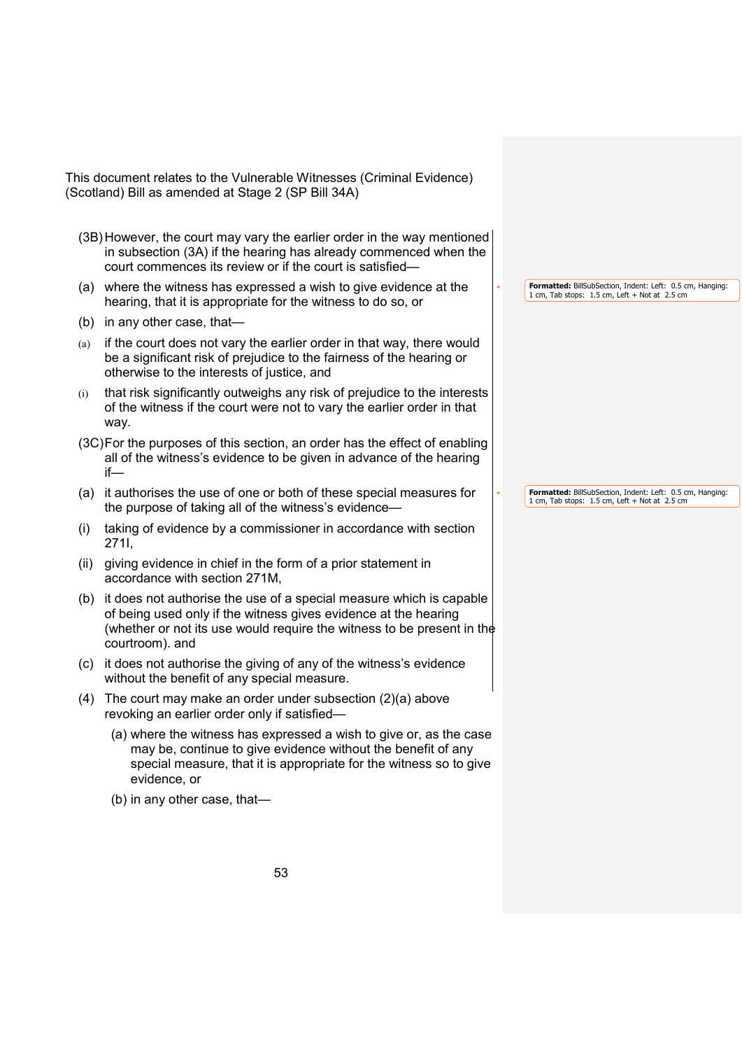This document relates to the Vulnerable Witnesses (Criminal Evidence) (Scotland) Bill as amended at Stage 2 (SP Bill 34A)

(3B) However, the court may vary the earlier order in the way mentioned in subsection (3A) if the hearing has already commenced when the court commences its review or if the court is satisfied—

(a) where the witness has expressed a wish to give evidence at the hearing, that it is appropriate for the witness to do so, or

(b) in any other case, that—

(a) if the court does not vary the earlier order in that way, there would be a significant risk of prejudice to the fairness of the hearing or otherwise to the interests of justice, and

(i) that risk significantly outweighs any risk of prejudice to the interests of the witness if the court were not to vary the earlier order in that way.

(3C) For the purposes of this section, an order has the effect of enabling all of the witness's evidence to be given in advance of the hearing if—

(a) it authorises the use of one or both of these special measures for the purpose of taking all of the witness's evidence—

(i) taking of evidence by a commissioner in accordance with section 271I,

(ii) giving evidence in chief in the form of a prior statement in accordance with section 271M,

(b) it does not authorise the use of a special measure which is capable of being used only if the witness gives evidence at the hearing (whether or not its use would require the witness to be present in the courtroom). and

(c) it does not authorise the giving of any of the witness's evidence without the benefit of any special measure.

(4) The court may make an order under subsection (2)(a) above revoking an earlier order only if satisfied—

(a) where the witness has expressed a wish to give or, as the case may be, continue to give evidence without the benefit of any special measure, that it is appropriate for the witness so to give evidence, or

(b) in any other case, that—

Formatted: BillSubSection, Indent: Left: 0.5 cm, Hanging: 1 cm, Tab stops: 1.5 cm, Left + Not at 2.5 cm

Formatted: BillSubSection, Indent: Left: 0.5 cm, Hanging: 1 cm, Tab stops: 1.5 cm, Left + Not at 2.5 cm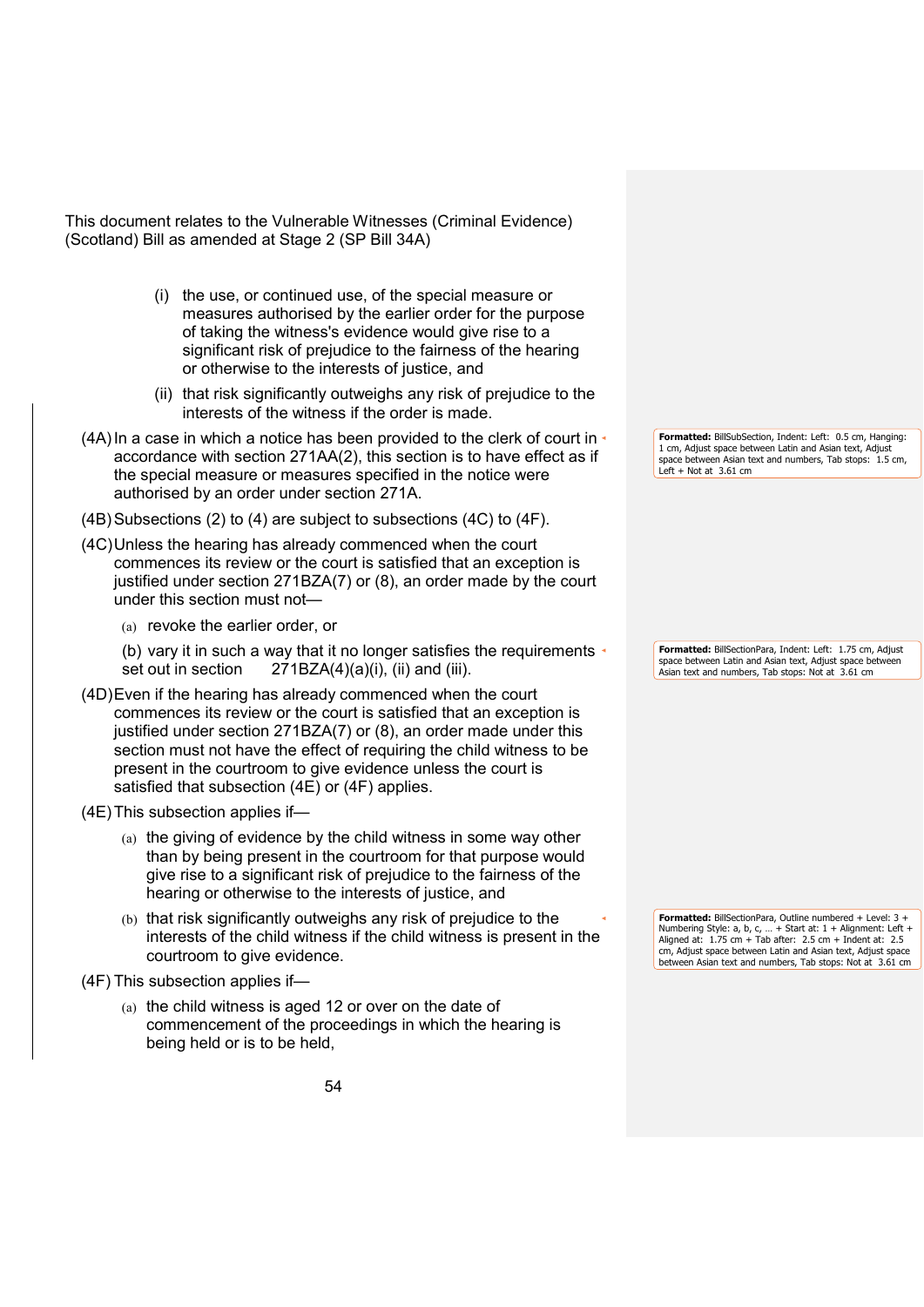This document relates to the Vulnerable Witnesses (Criminal Evidence) (Scotland) Bill as amended at Stage 2 (SP Bill 34A)

(i) the use, or continued use, of the special measure or measures authorised by the earlier order for the purpose of taking the witness's evidence would give rise to a significant risk of prejudice to the fairness of the hearing or otherwise to the interests of justice, and

(ii) that risk significantly outweighs any risk of prejudice to the interests of the witness if the order is made.

(4A) In a case in which a notice has been provided to the clerk of court in accordance with section 271AA(2), this section is to have effect as if the special measure or measures specified in the notice were authorised by an order under section 271A.

(4B) Subsections (2) to (4) are subject to subsections (4C) to (4F).

(4C) Unless the hearing has already commenced when the court commences its review or the court is satisfied that an exception is justified under section 271BZA(7) or (8), an order made by the court under this section must not—

(a) revoke the earlier order, or

(b) vary it in such a way that it no longer satisfies the requirements set out in section 271BZA(4)(a)(i), (ii) and (iii).

(4D) Even if the hearing has already commenced when the court commences its review or the court is satisfied that an exception is justified under section 271BZA(7) or (8), an order made under this section must not have the effect of requiring the child witness to be present in the courtroom to give evidence unless the court is satisfied that subsection (4E) or (4F) applies.

(4E) This subsection applies if—

(a) the giving of evidence by the child witness in some way other than by being present in the courtroom for that purpose would give rise to a significant risk of prejudice to the fairness of the hearing or otherwise to the interests of justice, and

(b) that risk significantly outweighs any risk of prejudice to the interests of the child witness if the child witness is present in the courtroom to give evidence.

(4F) This subsection applies if—

(a) the child witness is aged 12 or over on the date of commencement of the proceedings in which the hearing is being held or is to be held,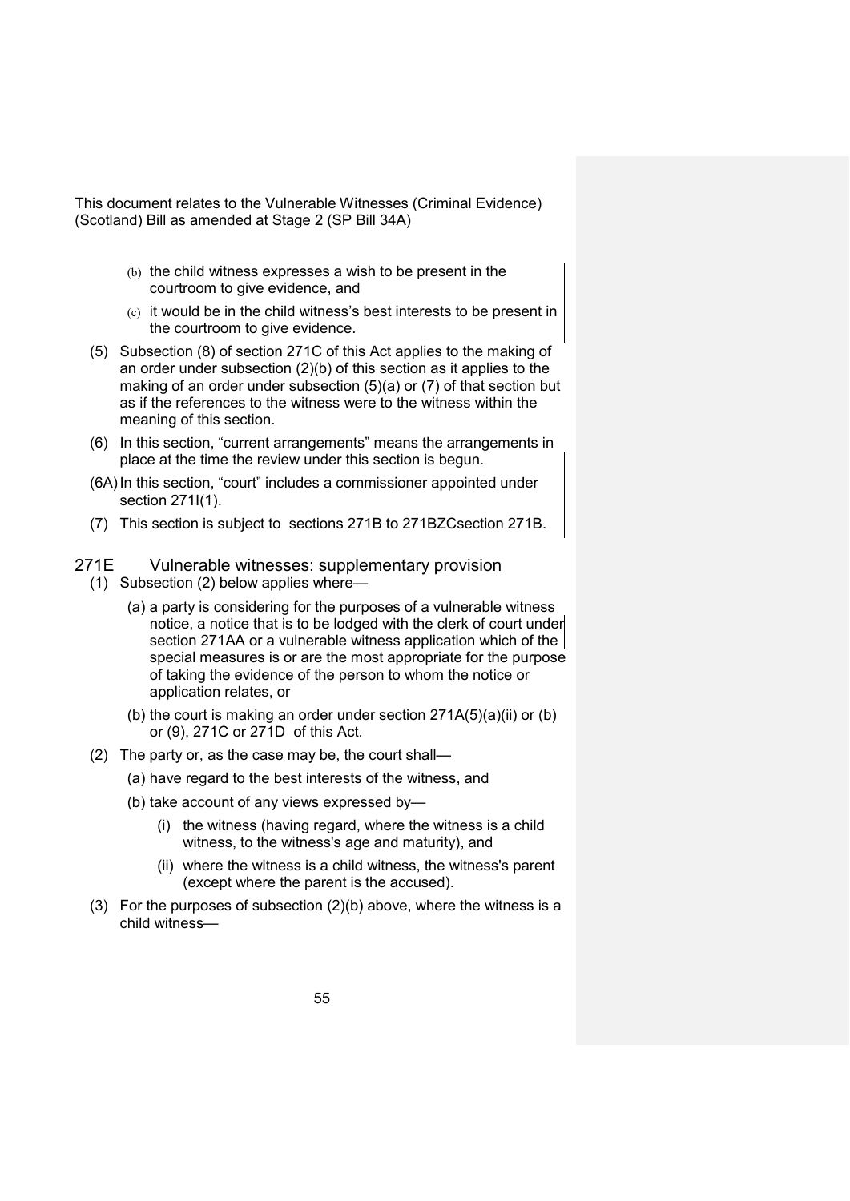This document relates to the Vulnerable Witnesses (Criminal Evidence) (Scotland) Bill as amended at Stage 2 (SP Bill 34A)

(b) the child witness expresses a wish to be present in the courtroom to give evidence, and

(c) it would be in the child witness's best interests to be present in the courtroom to give evidence.

(5) Subsection (8) of section 271C of this Act applies to the making of an order under subsection (2)(b) of this section as it applies to the making of an order under subsection (5)(a) or (7) of that section but as if the references to the witness were to the witness within the meaning of this section.

(6) In this section, "current arrangements" means the arrangements in place at the time the review under this section is begun.

(6A) In this section, "court" includes a commissioner appointed under section 271I(1).

(7) This section is subject to sections 271B to 271BZCsection 271B.

## 271E Vulnerable witnesses: supplementary provision

(1) Subsection (2) below applies where—

(a) a party is considering for the purposes of a vulnerable witness notice, a notice that is to be lodged with the clerk of court under section 271AA or a vulnerable witness application which of the special measures is or are the most appropriate for the purpose of taking the evidence of the person to whom the notice or application relates, or

(b) the court is making an order under section 271A(5)(a)(ii) or (b) or (9), 271C or 271D of this Act.

(2) The party or, as the case may be, the court shall—

(a) have regard to the best interests of the witness, and

(b) take account of any views expressed by—

(i) the witness (having regard, where the witness is a child witness, to the witness's age and maturity), and

(ii) where the witness is a child witness, the witness's parent (except where the parent is the accused).

(3) For the purposes of subsection (2)(b) above, where the witness is a child witness—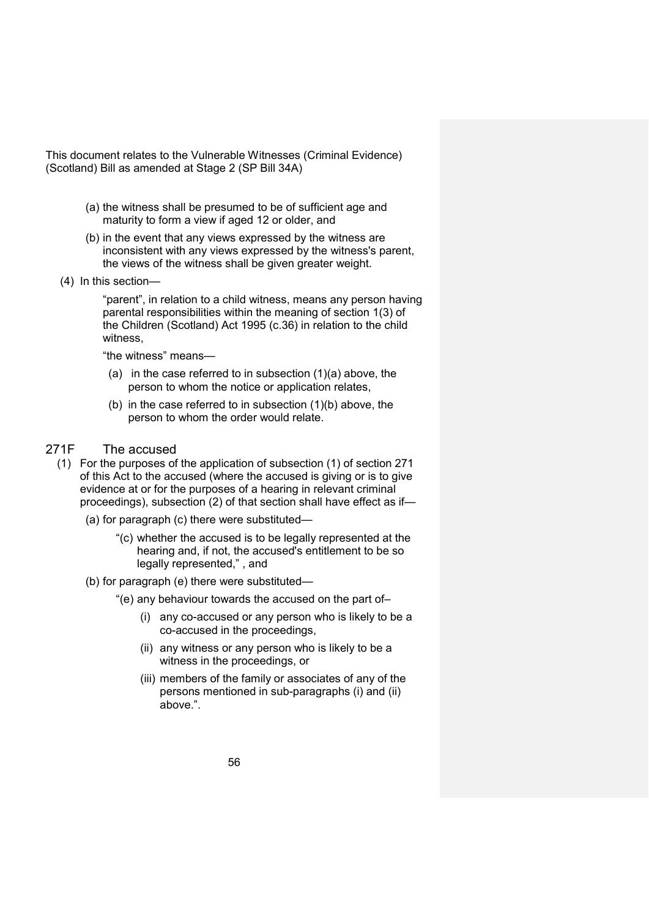This document relates to the Vulnerable Witnesses (Criminal Evidence) (Scotland) Bill as amended at Stage 2 (SP Bill 34A)

(a) the witness shall be presumed to be of sufficient age and maturity to form a view if aged 12 or older, and

(b) in the event that any views expressed by the witness are inconsistent with any views expressed by the witness's parent, the views of the witness shall be given greater weight.

(4) In this section—

"parent", in relation to a child witness, means any person having parental responsibilities within the meaning of section 1(3) of the Children (Scotland) Act 1995 (c.36) in relation to the child witness,

"the witness" means—

(a) in the case referred to in subsection (1)(a) above, the person to whom the notice or application relates,

(b) in the case referred to in subsection (1)(b) above, the person to whom the order would relate.

## 271F The accused

(1) For the purposes of the application of subsection (1) of section 271 of this Act to the accused (where the accused is giving or is to give evidence at or for the purposes of a hearing in relevant criminal proceedings), subsection (2) of that section shall have effect as if—

(a) for paragraph (c) there were substituted—

"(c) whether the accused is to be legally represented at the hearing and, if not, the accused's entitlement to be so legally represented," , and

(b) for paragraph (e) there were substituted—

"(e) any behaviour towards the accused on the part of–

(i) any co-accused or any person who is likely to be a co-accused in the proceedings,

(ii) any witness or any person who is likely to be a witness in the proceedings, or

(iii) members of the family or associates of any of the persons mentioned in sub-paragraphs (i) and (ii) above.".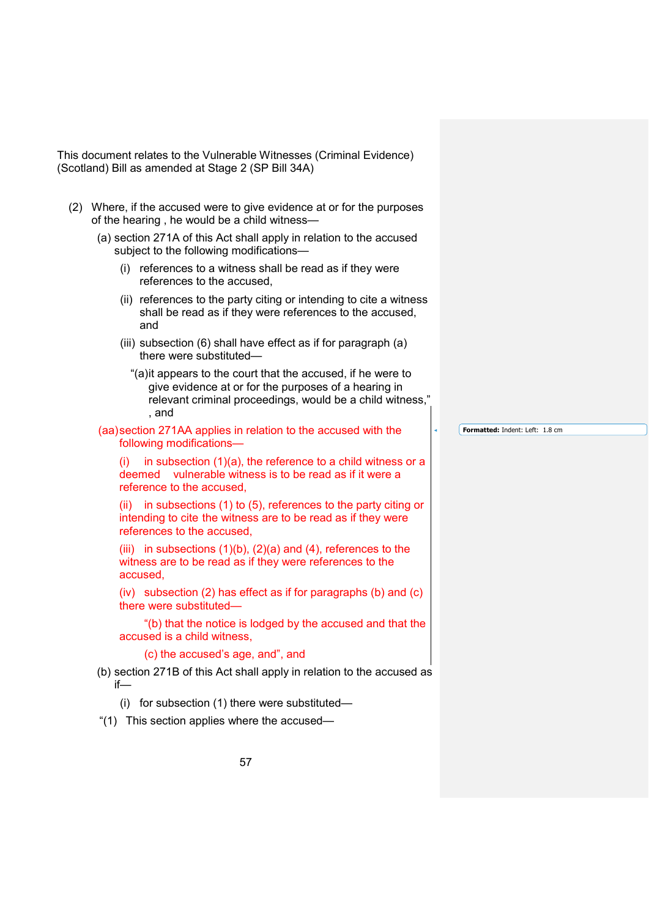This document relates to the Vulnerable Witnesses (Criminal Evidence) (Scotland) Bill as amended at Stage 2 (SP Bill 34A)

(2) Where, if the accused were to give evidence at or for the purposes of the hearing , he would be a child witness—

(a) section 271A of this Act shall apply in relation to the accused subject to the following modifications—

(i) references to a witness shall be read as if they were references to the accused,

(ii) references to the party citing or intending to cite a witness shall be read as if they were references to the accused, and

(iii) subsection (6) shall have effect as if for paragraph (a) there were substituted—

"(a)it appears to the court that the accused, if he were to give evidence at or for the purposes of a hearing in relevant criminal proceedings, would be a child witness," , and

(aa) section 271AA applies in relation to the accused with the following modifications—

(i) in subsection (1)(a), the reference to a child witness or a deemed vulnerable witness is to be read as if it were a reference to the accused,

(ii) in subsections (1) to (5), references to the party citing or intending to cite the witness are to be read as if they were references to the accused,

(iii) in subsections (1)(b), (2)(a) and (4), references to the witness are to be read as if they were references to the accused,

(iv) subsection (2) has effect as if for paragraphs (b) and (c) there were substituted—

"(b) that the notice is lodged by the accused and that the accused is a child witness,

(c) the accused's age, and", and

(b) section 271B of this Act shall apply in relation to the accused as if—

(i) for subsection (1) there were substituted—

"(1) This section applies where the accused—

Formatted: Indent: Left: 1.8 cm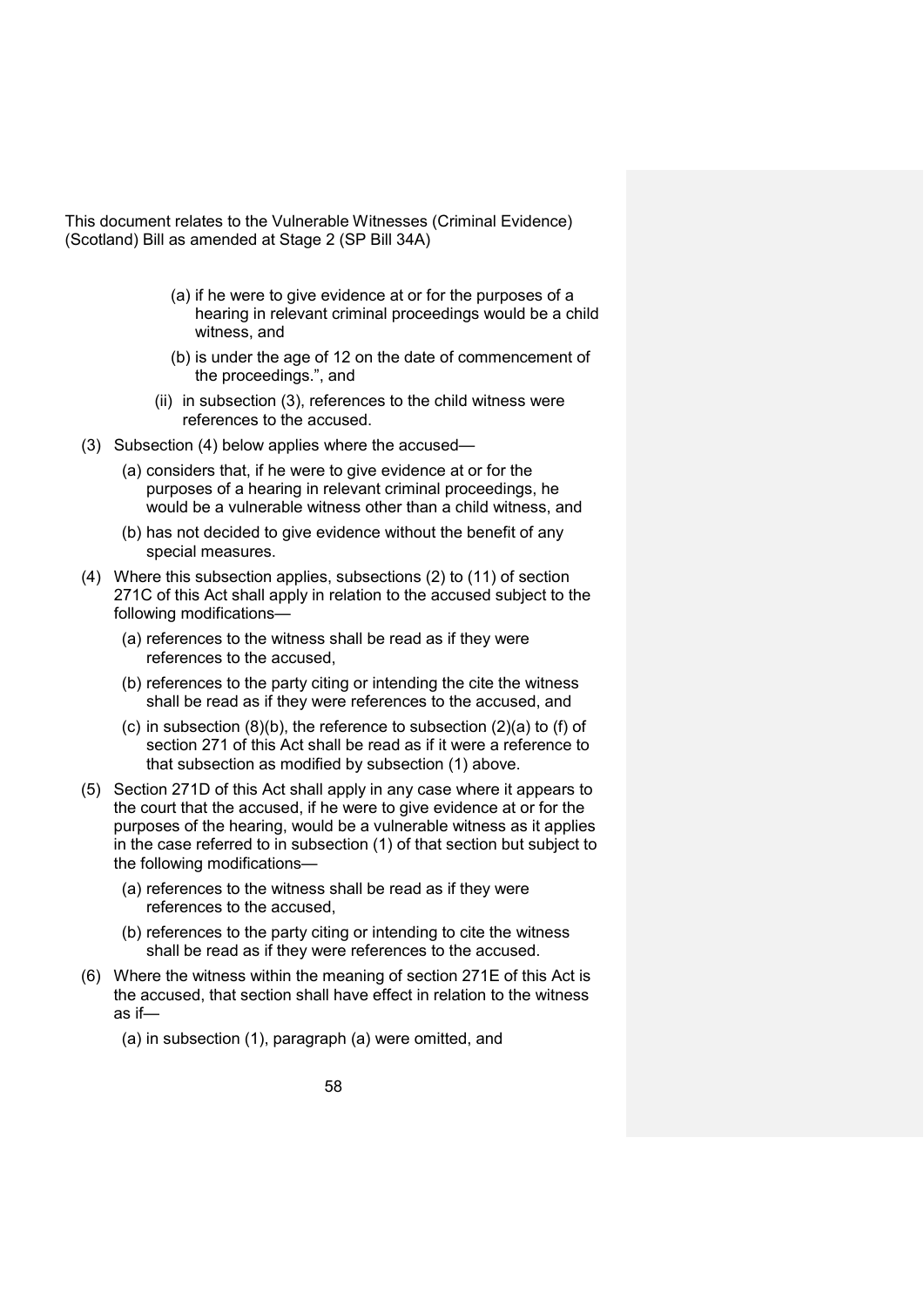This document relates to the Vulnerable Witnesses (Criminal Evidence) (Scotland) Bill as amended at Stage 2 (SP Bill 34A)

(a) if he were to give evidence at or for the purposes of a hearing in relevant criminal proceedings would be a child witness, and

(b) is under the age of 12 on the date of commencement of the proceedings.", and

(ii) in subsection (3), references to the child witness were references to the accused.

(3) Subsection (4) below applies where the accused—

(a) considers that, if he were to give evidence at or for the purposes of a hearing in relevant criminal proceedings, he would be a vulnerable witness other than a child witness, and

(b) has not decided to give evidence without the benefit of any special measures.

(4) Where this subsection applies, subsections (2) to (11) of section 271C of this Act shall apply in relation to the accused subject to the following modifications—

(a) references to the witness shall be read as if they were references to the accused,

(b) references to the party citing or intending the cite the witness shall be read as if they were references to the accused, and

(c) in subsection (8)(b), the reference to subsection (2)(a) to (f) of section 271 of this Act shall be read as if it were a reference to that subsection as modified by subsection (1) above.

(5) Section 271D of this Act shall apply in any case where it appears to the court that the accused, if he were to give evidence at or for the purposes of the hearing, would be a vulnerable witness as it applies in the case referred to in subsection (1) of that section but subject to the following modifications—

(a) references to the witness shall be read as if they were references to the accused,

(b) references to the party citing or intending to cite the witness shall be read as if they were references to the accused.

(6) Where the witness within the meaning of section 271E of this Act is the accused, that section shall have effect in relation to the witness as if—

(a) in subsection (1), paragraph (a) were omitted, and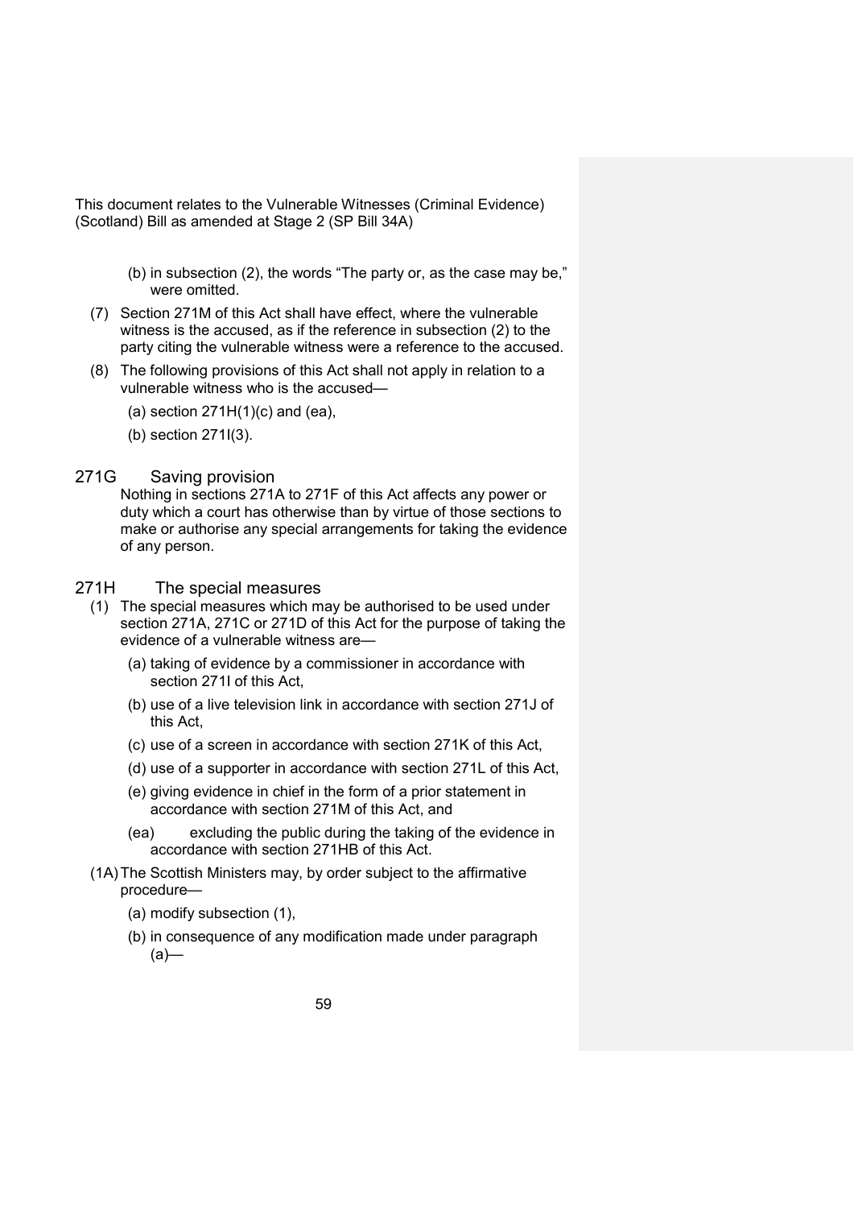This document relates to the Vulnerable Witnesses (Criminal Evidence) (Scotland) Bill as amended at Stage 2 (SP Bill 34A)

(b) in subsection (2), the words "The party or, as the case may be," were omitted.

(7) Section 271M of this Act shall have effect, where the vulnerable witness is the accused, as if the reference in subsection (2) to the party citing the vulnerable witness were a reference to the accused.

(8) The following provisions of this Act shall not apply in relation to a vulnerable witness who is the accused—

(a) section 271H(1)(c) and (ea),

(b) section 271I(3).

## 271G Saving provision

Nothing in sections 271A to 271F of this Act affects any power or duty which a court has otherwise than by virtue of those sections to make or authorise any special arrangements for taking the evidence of any person.

## 271H The special measures

(1) The special measures which may be authorised to be used under section 271A, 271C or 271D of this Act for the purpose of taking the evidence of a vulnerable witness are—

(a) taking of evidence by a commissioner in accordance with section 271I of this Act,

(b) use of a live television link in accordance with section 271J of this Act,

(c) use of a screen in accordance with section 271K of this Act,

(d) use of a supporter in accordance with section 271L of this Act,

(e) giving evidence in chief in the form of a prior statement in accordance with section 271M of this Act, and

(ea) excluding the public during the taking of the evidence in accordance with section 271HB of this Act.

(1A) The Scottish Ministers may, by order subject to the affirmative procedure—

(a) modify subsection (1),

(b) in consequence of any modification made under paragraph (a)—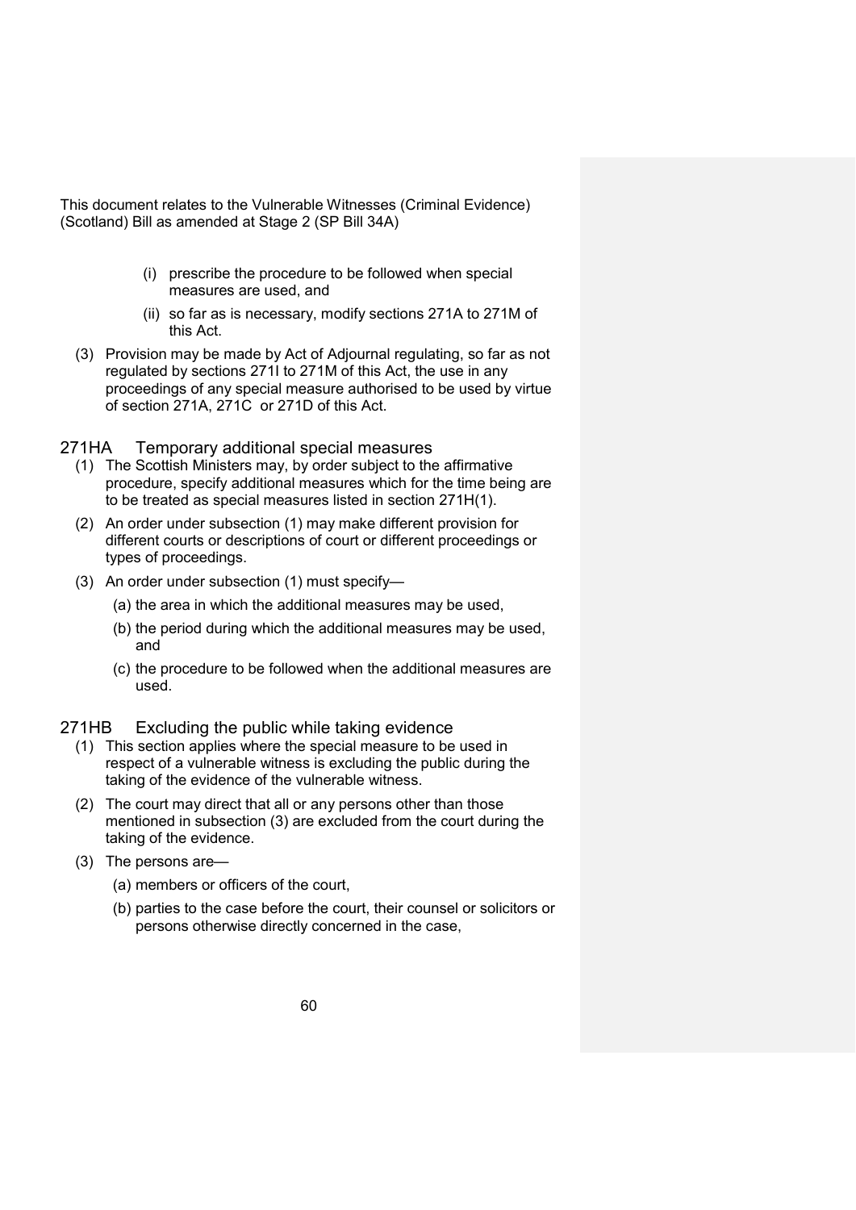This document relates to the Vulnerable Witnesses (Criminal Evidence) (Scotland) Bill as amended at Stage 2 (SP Bill 34A)

(i) prescribe the procedure to be followed when special measures are used, and

(ii) so far as is necessary, modify sections 271A to 271M of this Act.

(3) Provision may be made by Act of Adjournal regulating, so far as not regulated by sections 271I to 271M of this Act, the use in any proceedings of any special measure authorised to be used by virtue of section 271A, 271C or 271D of this Act.

## 271HA Temporary additional special measures

(1) The Scottish Ministers may, by order subject to the affirmative procedure, specify additional measures which for the time being are to be treated as special measures listed in section 271H(1).

(2) An order under subsection (1) may make different provision for different courts or descriptions of court or different proceedings or types of proceedings.

(3) An order under subsection (1) must specify—

(a) the area in which the additional measures may be used,

(b) the period during which the additional measures may be used, and

(c) the procedure to be followed when the additional measures are used.

## 271HB Excluding the public while taking evidence

(1) This section applies where the special measure to be used in respect of a vulnerable witness is excluding the public during the taking of the evidence of the vulnerable witness.

(2) The court may direct that all or any persons other than those mentioned in subsection (3) are excluded from the court during the taking of the evidence.

(3) The persons are—

(a) members or officers of the court,

(b) parties to the case before the court, their counsel or solicitors or persons otherwise directly concerned in the case,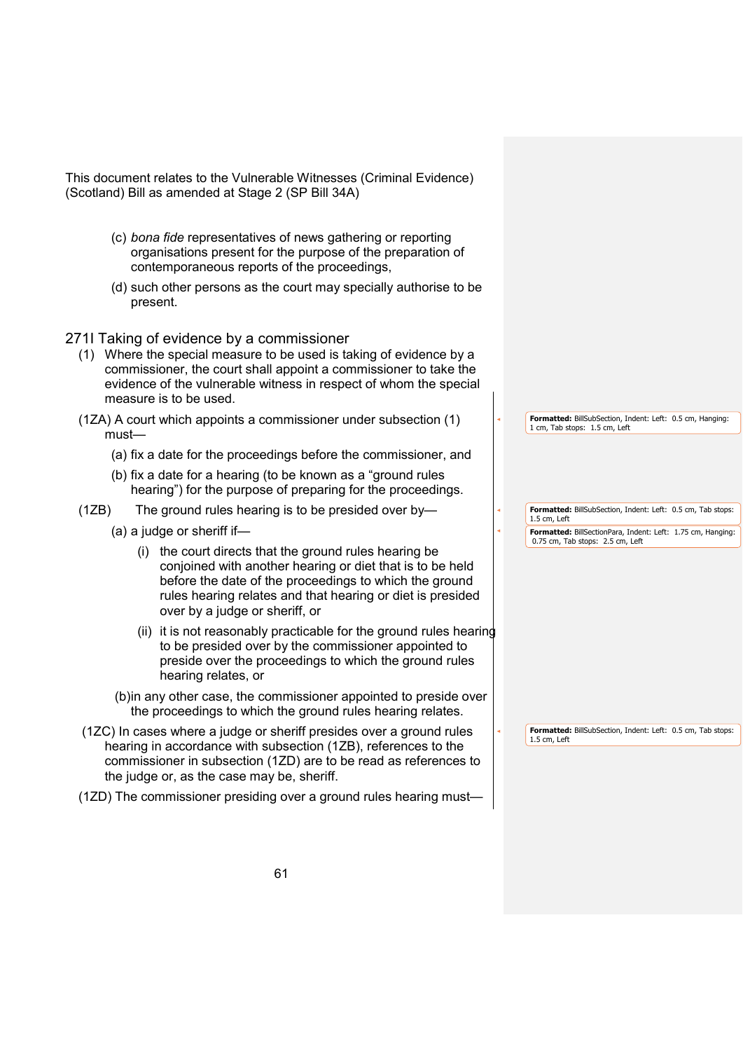This document relates to the Vulnerable Witnesses (Criminal Evidence) (Scotland) Bill as amended at Stage 2 (SP Bill 34A)

(c) *bona fide* representatives of news gathering or reporting organisations present for the purpose of the preparation of contemporaneous reports of the proceedings,

(d) such other persons as the court may specially authorise to be present.

## 271I Taking of evidence by a commissioner

(1) Where the special measure to be used is taking of evidence by a commissioner, the court shall appoint a commissioner to take the evidence of the vulnerable witness in respect of whom the special measure is to be used.

(1ZA) A court which appoints a commissioner under subsection (1) must—

(a) fix a date for the proceedings before the commissioner, and

(b) fix a date for a hearing (to be known as a "ground rules hearing") for the purpose of preparing for the proceedings.

(1ZB) The ground rules hearing is to be presided over by—

(a) a judge or sheriff if—

(i) the court directs that the ground rules hearing be conjoined with another hearing or diet that is to be held before the date of the proceedings to which the ground rules hearing relates and that hearing or diet is presided over by a judge or sheriff, or

(ii) it is not reasonably practicable for the ground rules hearing to be presided over by the commissioner appointed to preside over the proceedings to which the ground rules hearing relates, or

(b) in any other case, the commissioner appointed to preside over the proceedings to which the ground rules hearing relates.

(1ZC) In cases where a judge or sheriff presides over a ground rules hearing in accordance with subsection (1ZB), references to the commissioner in subsection (1ZD) are to be read as references to the judge or, as the case may be, sheriff.

(1ZD) The commissioner presiding over a ground rules hearing must—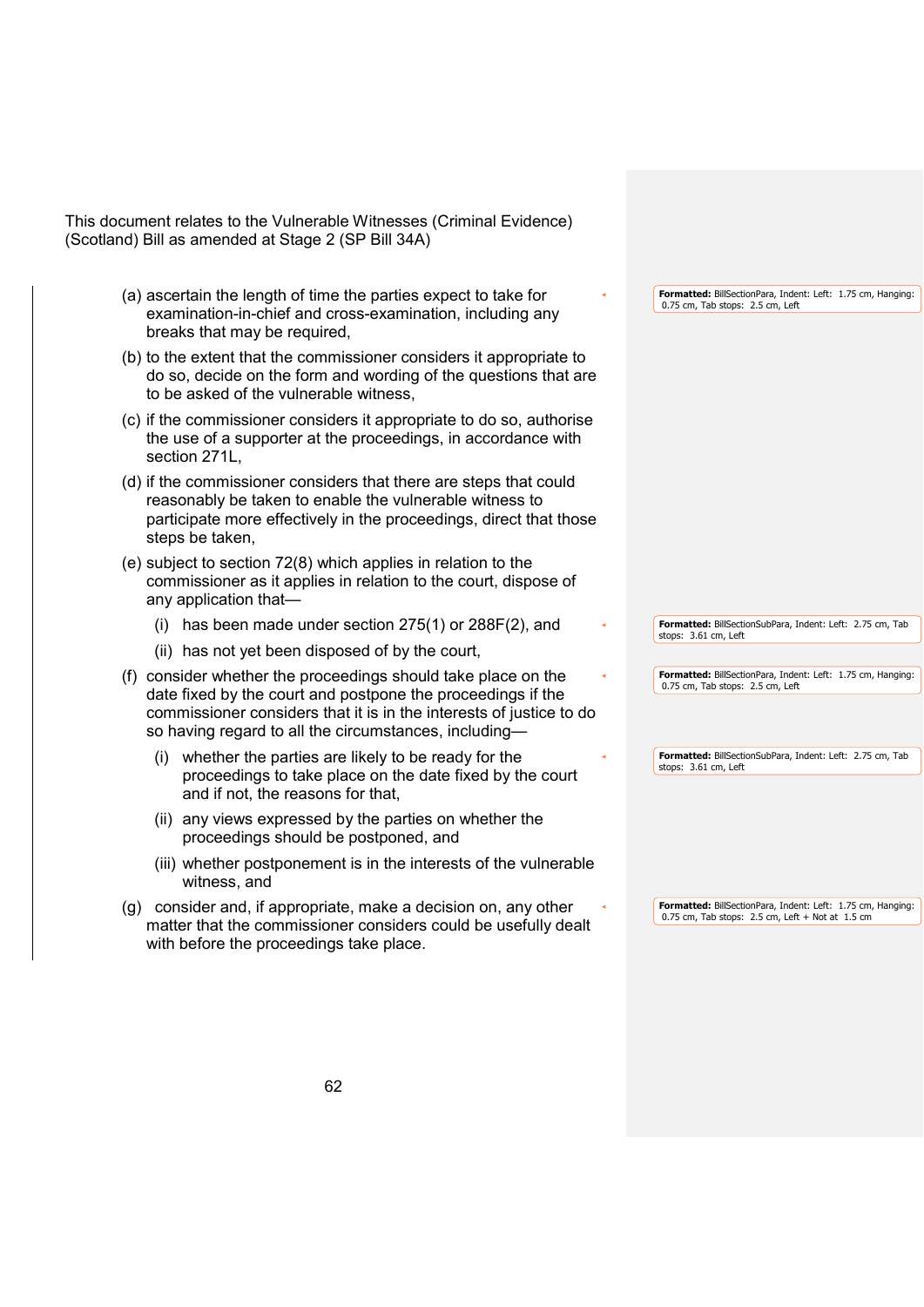(a) ascertain the length of time the parties expect to take for examination-in-chief and cross-examination, including any breaks that may be required,

(b) to the extent that the commissioner considers it appropriate to do so, decide on the form and wording of the questions that are to be asked of the vulnerable witness,

(c) if the commissioner considers it appropriate to do so, authorise the use of a supporter at the proceedings, in accordance with section 271L,

(d) if the commissioner considers that there are steps that could reasonably be taken to enable the vulnerable witness to participate more effectively in the proceedings, direct that those steps be taken,

(e) subject to section 72(8) which applies in relation to the commissioner as it applies in relation to the court, dispose of any application that—

   (i) has been made under section 275(1) or 288F(2), and

   (ii) has not yet been disposed of by the court,

(f) consider whether the proceedings should take place on the date fixed by the court and postpone the proceedings if the commissioner considers that it is in the interests of justice to do so having regard to all the circumstances, including—

   (i) whether the parties are likely to be ready for the proceedings to take place on the date fixed by the court and if not, the reasons for that,

   (ii) any views expressed by the parties on whether the proceedings should be postponed, and

   (iii) whether postponement is in the interests of the vulnerable witness, and

(g) consider and, if appropriate, make a decision on, any other matter that the commissioner considers could be usefully dealt with before the proceedings take place.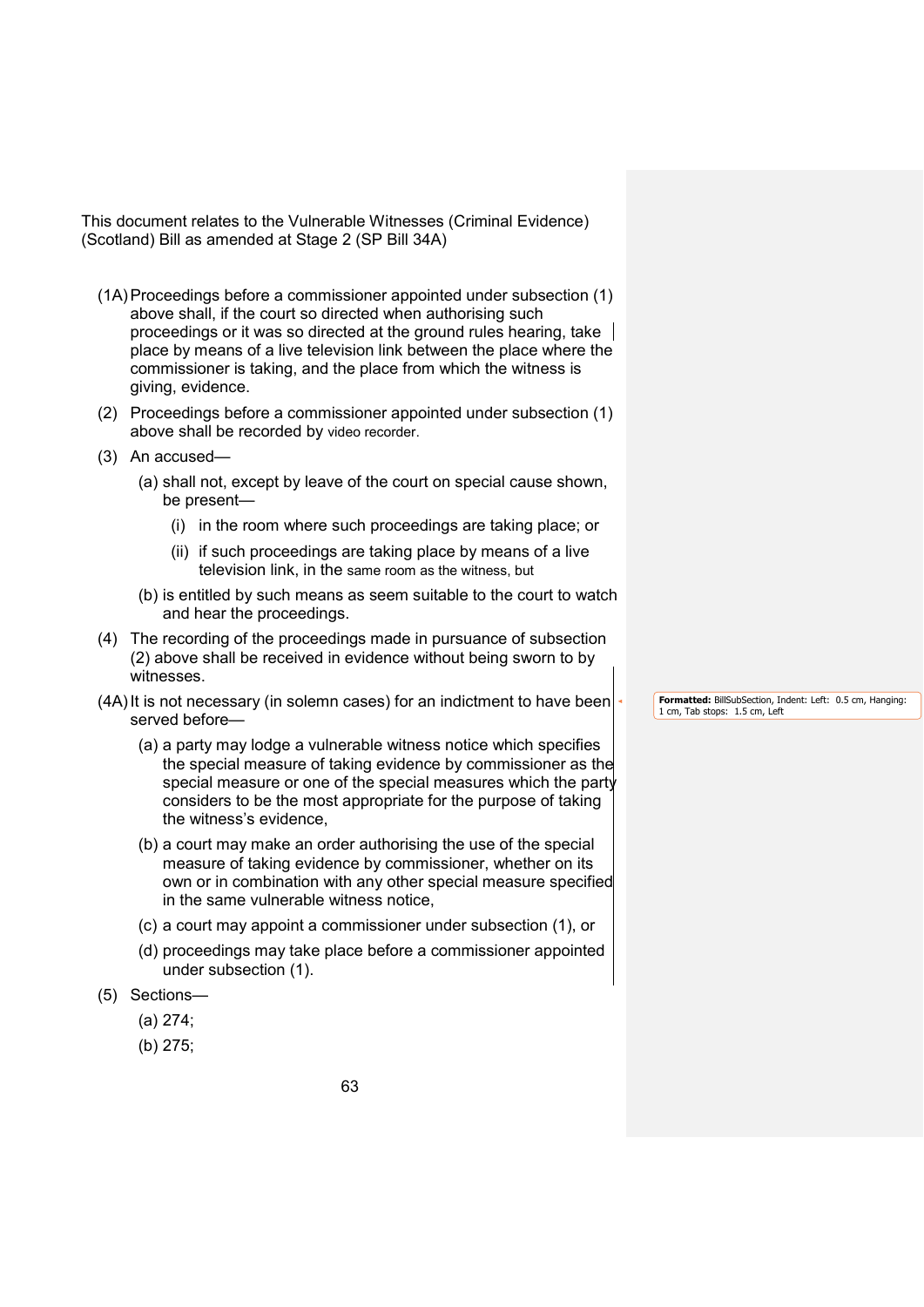This document relates to the Vulnerable Witnesses (Criminal Evidence) (Scotland) Bill as amended at Stage 2 (SP Bill 34A)

(1A) Proceedings before a commissioner appointed under subsection (1) above shall, if the court so directed when authorising such proceedings or it was so directed at the ground rules hearing, take place by means of a live television link between the place where the commissioner is taking, and the place from which the witness is giving, evidence.

(2) Proceedings before a commissioner appointed under subsection (1) above shall be recorded by video recorder.

(3) An accused—

- (a) shall not, except by leave of the court on special cause shown, be present—
  - (i) in the room where such proceedings are taking place; or
  - (ii) if such proceedings are taking place by means of a live television link, in the same room as the witness, but
- (b) is entitled by such means as seem suitable to the court to watch and hear the proceedings.

(4) The recording of the proceedings made in pursuance of subsection (2) above shall be received in evidence without being sworn to by witnesses.

(4A) It is not necessary (in solemn cases) for an indictment to have been served before—

- (a) a party may lodge a vulnerable witness notice which specifies the special measure of taking evidence by commissioner as the special measure or one of the special measures which the party considers to be the most appropriate for the purpose of taking the witness's evidence,
- (b) a court may make an order authorising the use of the special measure of taking evidence by commissioner, whether on its own or in combination with any other special measure specified in the same vulnerable witness notice,
- (c) a court may appoint a commissioner under subsection (1), or
- (d) proceedings may take place before a commissioner appointed under subsection (1).

(5) Sections—

- (a) 274;
- (b) 275;

**Formatted:** BillSubSection, Indent: Left: 0.5 cm, Hanging: 1 cm, Tab stops: 1.5 cm, Left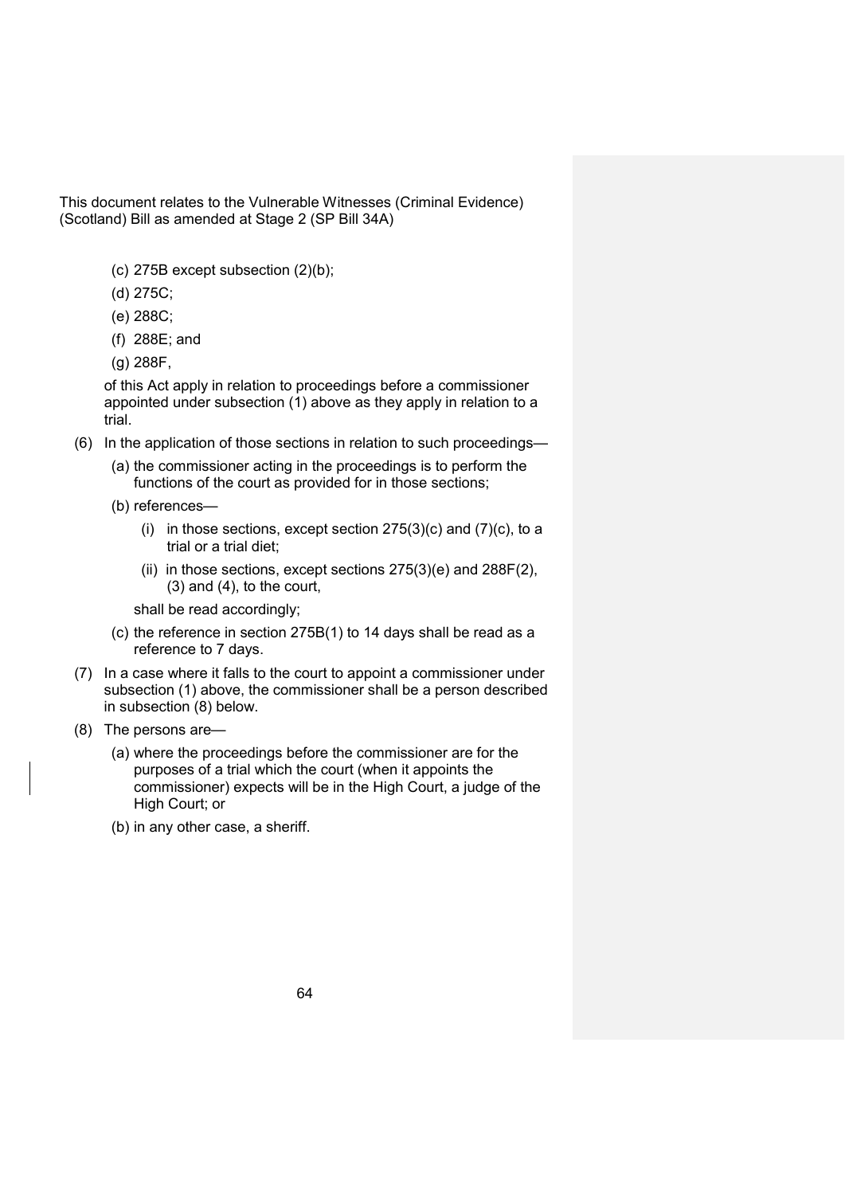This document relates to the Vulnerable Witnesses (Criminal Evidence) (Scotland) Bill as amended at Stage 2 (SP Bill 34A)

(c) 275B except subsection (2)(b);

(d) 275C;

(e) 288C;

(f) 288E; and

(g) 288F,

of this Act apply in relation to proceedings before a commissioner appointed under subsection (1) above as they apply in relation to a trial.

(6) In the application of those sections in relation to such proceedings—

(a) the commissioner acting in the proceedings is to perform the functions of the court as provided for in those sections;

(b) references—

(i) in those sections, except section 275(3)(c) and (7)(c), to a trial or a trial diet;

(ii) in those sections, except sections 275(3)(e) and 288F(2), (3) and (4), to the court,

shall be read accordingly;

(c) the reference in section 275B(1) to 14 days shall be read as a reference to 7 days.

(7) In a case where it falls to the court to appoint a commissioner under subsection (1) above, the commissioner shall be a person described in subsection (8) below.

(8) The persons are—

(a) where the proceedings before the commissioner are for the purposes of a trial which the court (when it appoints the commissioner) expects will be in the High Court, a judge of the High Court; or

(b) in any other case, a sheriff.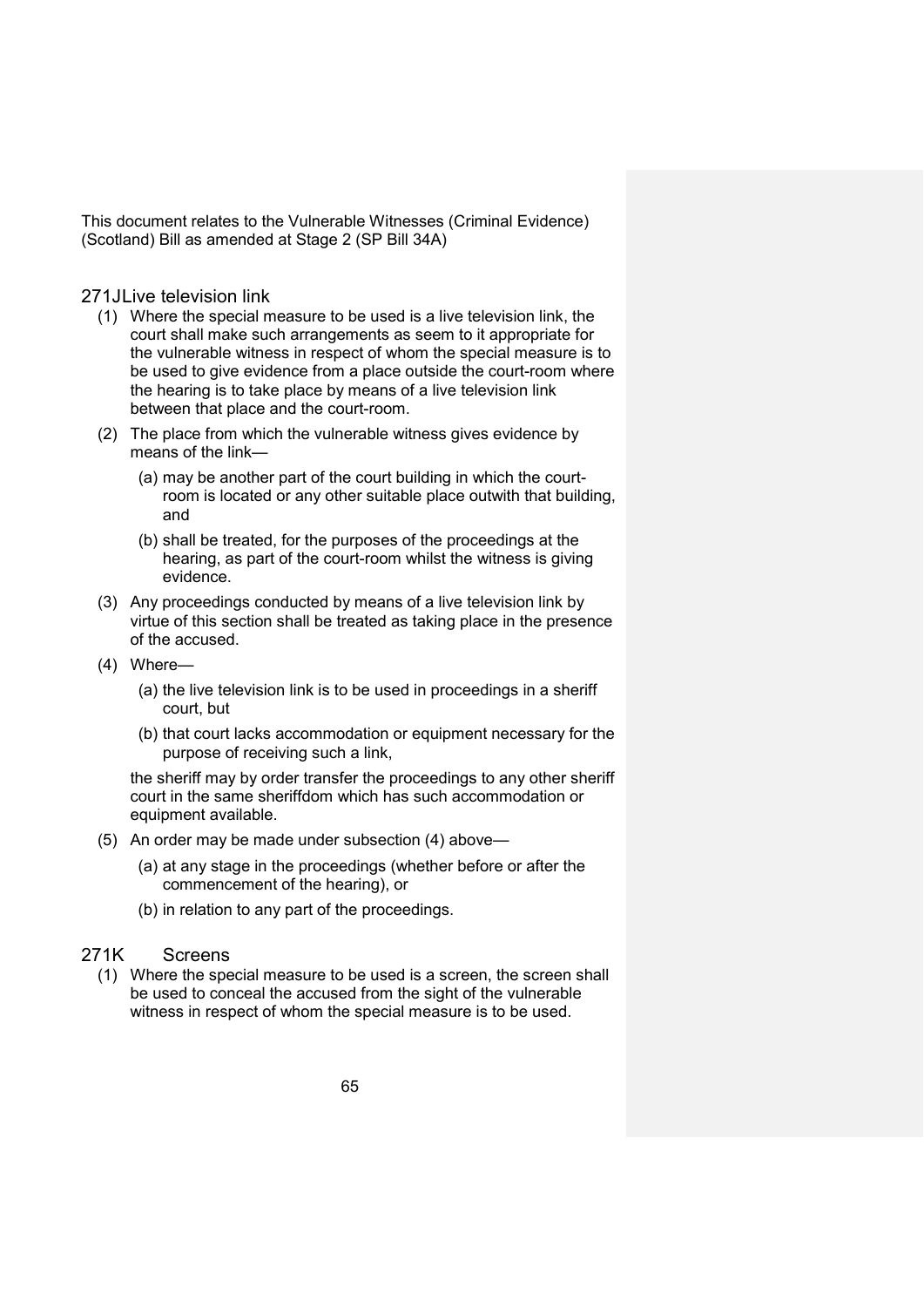This document relates to the Vulnerable Witnesses (Criminal Evidence) (Scotland) Bill as amended at Stage 2 (SP Bill 34A)

## 271J Live television link

(1) Where the special measure to be used is a live television link, the court shall make such arrangements as seem to it appropriate for the vulnerable witness in respect of whom the special measure is to be used to give evidence from a place outside the court-room where the hearing is to take place by means of a live television link between that place and the court-room.

(2) The place from which the vulnerable witness gives evidence by means of the link—

  (a) may be another part of the court building in which the court-room is located or any other suitable place outwith that building, and

  (b) shall be treated, for the purposes of the proceedings at the hearing, as part of the court-room whilst the witness is giving evidence.

(3) Any proceedings conducted by means of a live television link by virtue of this section shall be treated as taking place in the presence of the accused.

(4) Where—

  (a) the live television link is to be used in proceedings in a sheriff court, but

  (b) that court lacks accommodation or equipment necessary for the purpose of receiving such a link,

the sheriff may by order transfer the proceedings to any other sheriff court in the same sheriffdom which has such accommodation or equipment available.

(5) An order may be made under subsection (4) above—

  (a) at any stage in the proceedings (whether before or after the commencement of the hearing), or

  (b) in relation to any part of the proceedings.

## 271K Screens

(1) Where the special measure to be used is a screen, the screen shall be used to conceal the accused from the sight of the vulnerable witness in respect of whom the special measure is to be used.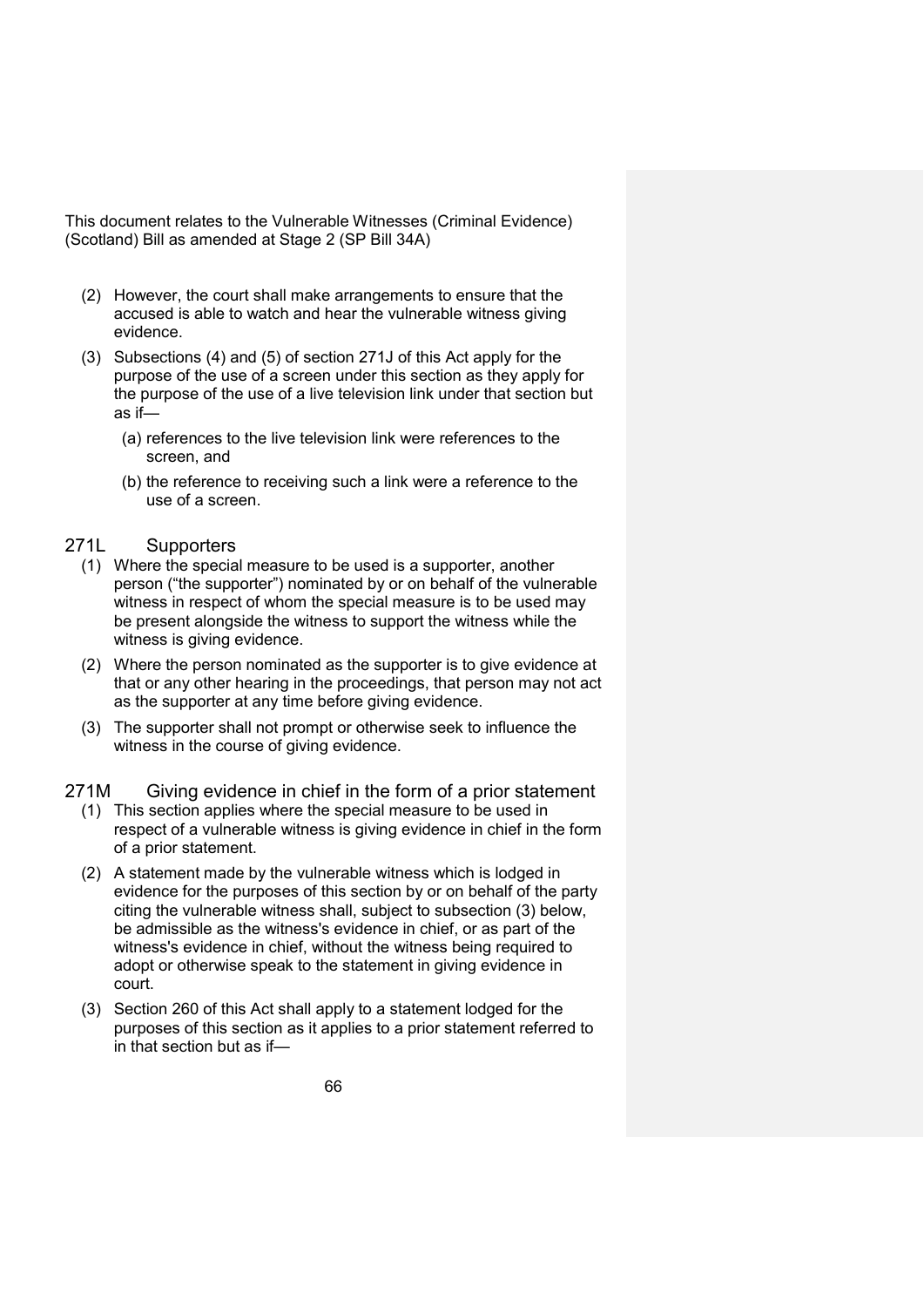This document relates to the Vulnerable Witnesses (Criminal Evidence) (Scotland) Bill as amended at Stage 2 (SP Bill 34A)

(2) However, the court shall make arrangements to ensure that the accused is able to watch and hear the vulnerable witness giving evidence.

(3) Subsections (4) and (5) of section 271J of this Act apply for the purpose of the use of a screen under this section as they apply for the purpose of the use of a live television link under that section but as if—

(a) references to the live television link were references to the screen, and

(b) the reference to receiving such a link were a reference to the use of a screen.

## 271L Supporters

(1) Where the special measure to be used is a supporter, another person ("the supporter") nominated by or on behalf of the vulnerable witness in respect of whom the special measure is to be used may be present alongside the witness to support the witness while the witness is giving evidence.

(2) Where the person nominated as the supporter is to give evidence at that or any other hearing in the proceedings, that person may not act as the supporter at any time before giving evidence.

(3) The supporter shall not prompt or otherwise seek to influence the witness in the course of giving evidence.

## 271M Giving evidence in chief in the form of a prior statement

(1) This section applies where the special measure to be used in respect of a vulnerable witness is giving evidence in chief in the form of a prior statement.

(2) A statement made by the vulnerable witness which is lodged in evidence for the purposes of this section by or on behalf of the party citing the vulnerable witness shall, subject to subsection (3) below, be admissible as the witness's evidence in chief, or as part of the witness's evidence in chief, without the witness being required to adopt or otherwise speak to the statement in giving evidence in court.

(3) Section 260 of this Act shall apply to a statement lodged for the purposes of this section as it applies to a prior statement referred to in that section but as if—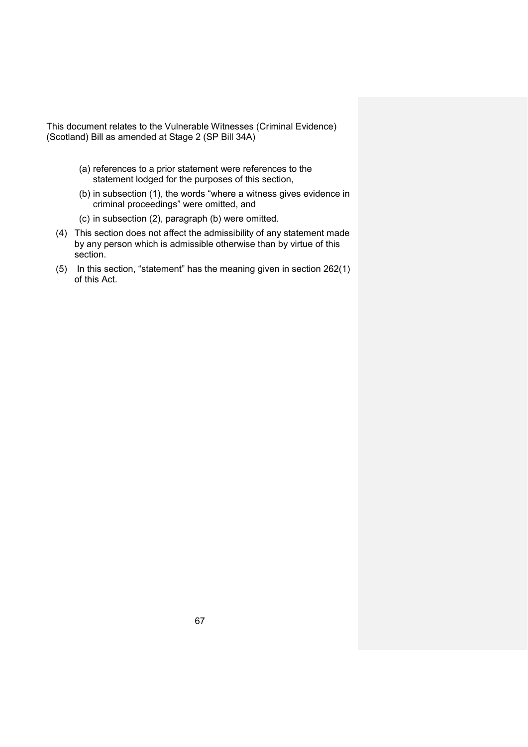This document relates to the Vulnerable Witnesses (Criminal Evidence) (Scotland) Bill as amended at Stage 2 (SP Bill 34A)

(a) references to a prior statement were references to the statement lodged for the purposes of this section,

(b) in subsection (1), the words "where a witness gives evidence in criminal proceedings" were omitted, and

(c) in subsection (2), paragraph (b) were omitted.

(4) This section does not affect the admissibility of any statement made by any person which is admissible otherwise than by virtue of this section.

(5) In this section, "statement" has the meaning given in section 262(1) of this Act.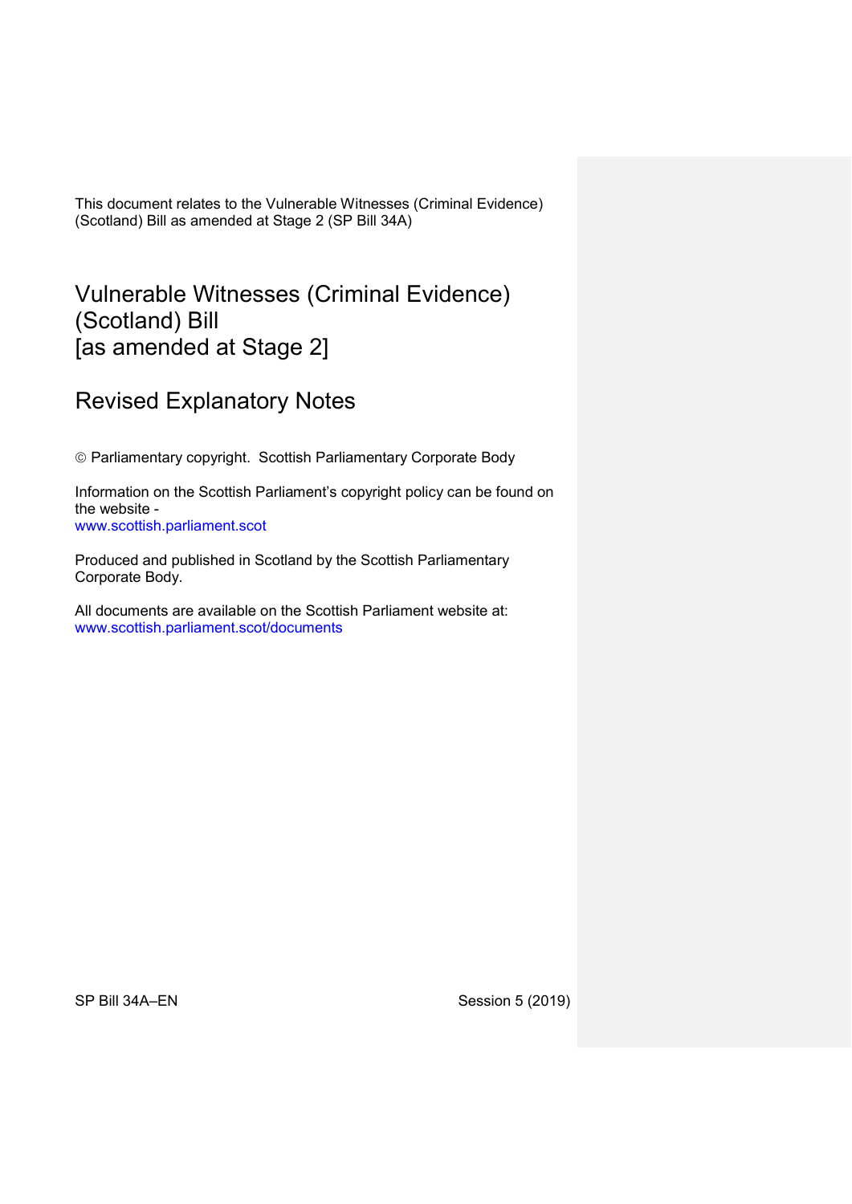This document relates to the Vulnerable Witnesses (Criminal Evidence) (Scotland) Bill as amended at Stage 2 (SP Bill 34A)

# Vulnerable Witnesses (Criminal Evidence) (Scotland) Bill [as amended at Stage 2]

## Revised Explanatory Notes

© Parliamentary copyright. Scottish Parliamentary Corporate Body

Information on the Scottish Parliament's copyright policy can be found on the website - www.scottish.parliament.scot

Produced and published in Scotland by the Scottish Parliamentary Corporate Body.

All documents are available on the Scottish Parliament website at: www.scottish.parliament.scot/documents

SP Bill 34A–EN Session 5 (2019)